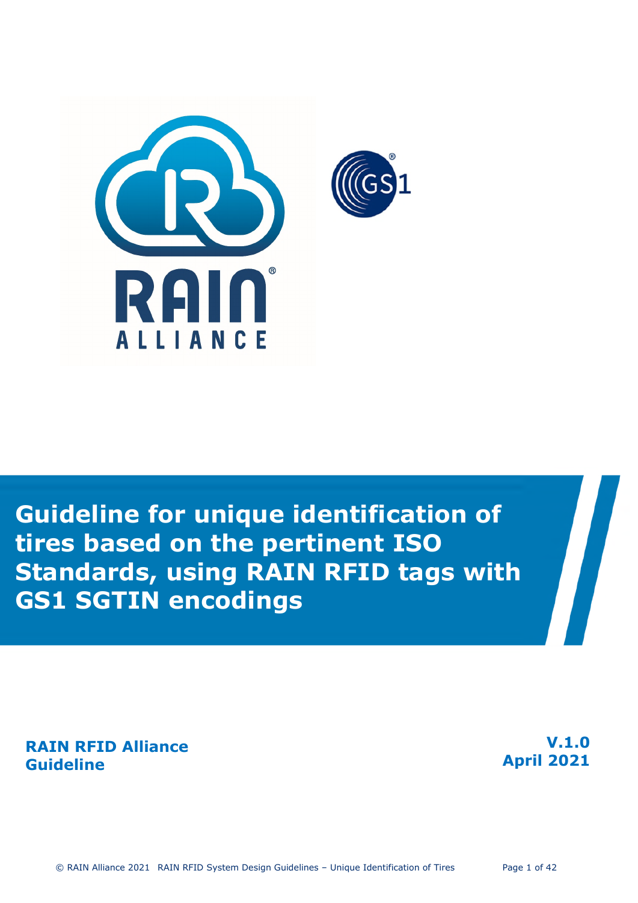# Guideline for unique identification of tires based on the pertinent ISO Standards, using RAIN RFID tags with GS1 SGTIN encodings

**RAIN RFID Alliance Guideline**

**V.1.0**
**April 2021**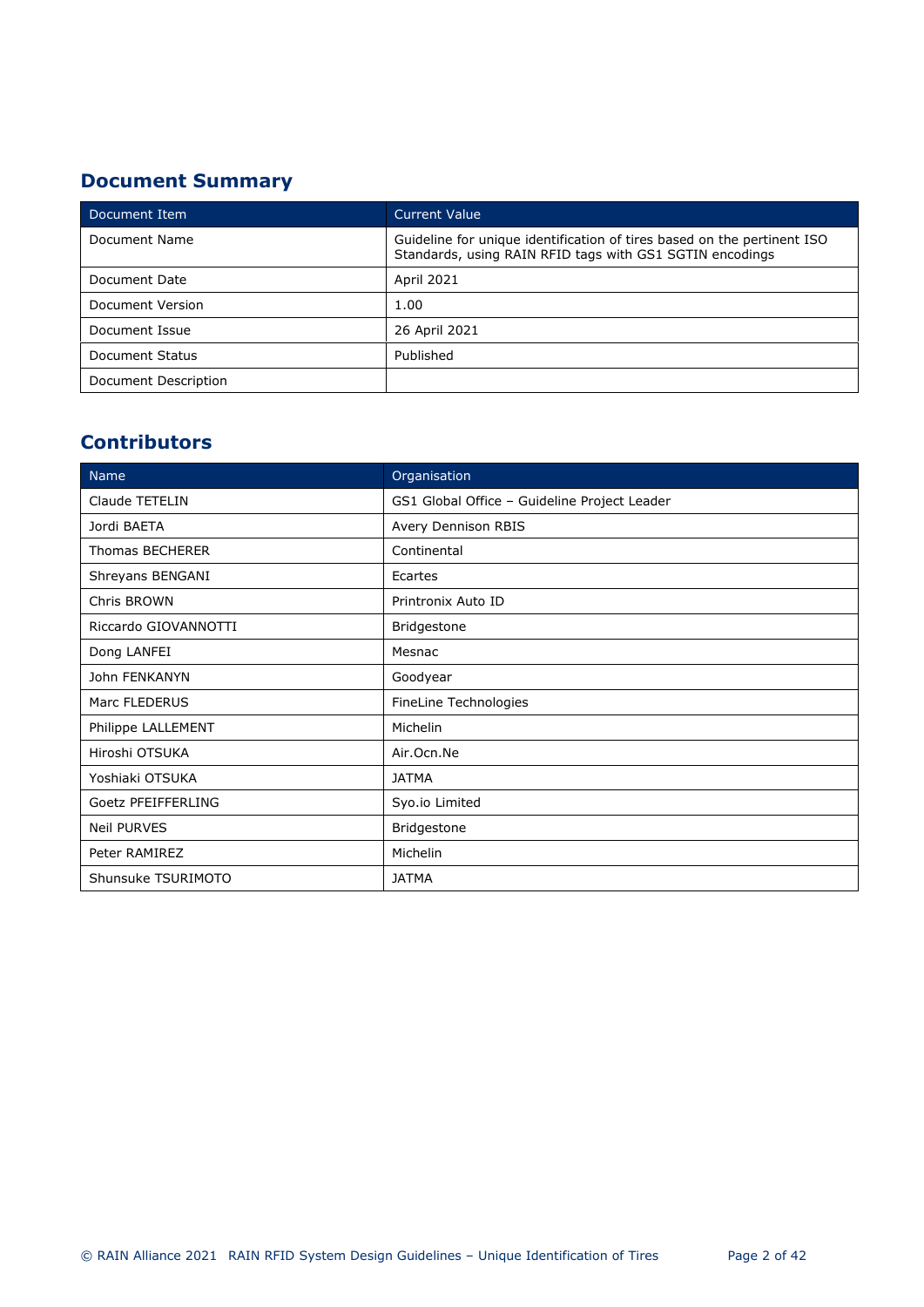## Document Summary

| Document Item | Current Value |
| --- | --- |
| Document Name | Guideline for unique identification of tires based on the pertinent ISO Standards, using RAIN RFID tags with GS1 SGTIN encodings |
| Document Date | April 2021 |
| Document Version | 1.00 |
| Document Issue | 26 April 2021 |
| Document Status | Published |
| Document Description | |

## Contributors

| Name | Organisation |
| --- | --- |
| Claude TETELIN | GS1 Global Office – Guideline Project Leader |
| Jordi BAETA | Avery Dennison RBIS |
| Thomas BECHERER | Continental |
| Shreyans BENGANI | Ecartes |
| Chris BROWN | Printronix Auto ID |
| Riccardo GIOVANNOTTI | Bridgestone |
| Dong LANFEI | Mesnac |
| John FENKANYN | Goodyear |
| Marc FLEDERUS | FineLine Technologies |
| Philippe LALLEMENT | Michelin |
| Hiroshi OTSUKA | Air.Ocn.Ne |
| Yoshiaki OTSUKA | JATMA |
| Goetz PFEIFFERLING | Syo.io Limited |
| Neil PURVES | Bridgestone |
| Peter RAMIREZ | Michelin |
| Shunsuke TSURIMOTO | JATMA |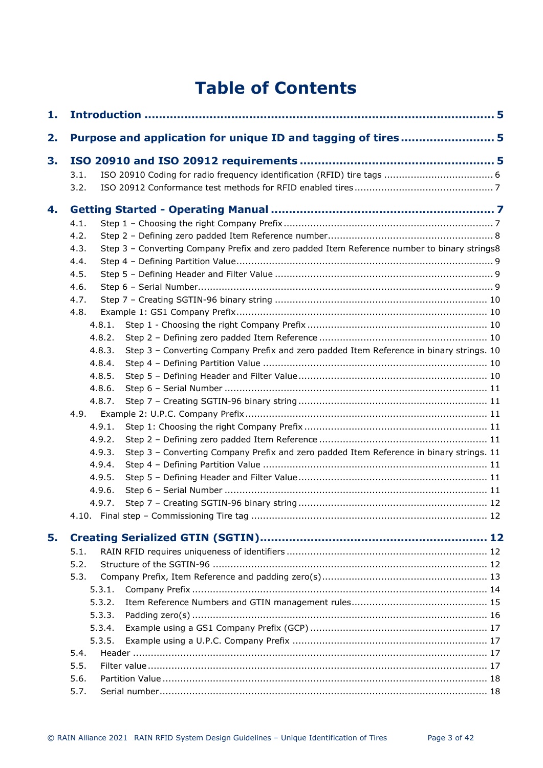# Table of Contents

**1. Introduction** ..... **5**

**2. Purpose and application for unique ID and tagging of tires** ..... **5**

**3. ISO 20910 and ISO 20912 requirements** ..... **5**

- 3.1. ISO 20910 Coding for radio frequency identification (RFID) tire tags ..... 6
- 3.2. ISO 20912 Conformance test methods for RFID enabled tires ..... 7

**4. Getting Started - Operating Manual** ..... **7**

- 4.1. Step 1 – Choosing the right Company Prefix ..... 7
- 4.2. Step 2 – Defining zero padded Item Reference number ..... 8
- 4.3. Step 3 – Converting Company Prefix and zero padded Item Reference number to binary strings ..... 8
- 4.4. Step 4 – Defining Partition Value ..... 9
- 4.5. Step 5 – Defining Header and Filter Value ..... 9
- 4.6. Step 6 – Serial Number ..... 9
- 4.7. Step 7 – Creating SGTIN-96 binary string ..... 10
- 4.8. Example 1: GS1 Company Prefix ..... 10
  - 4.8.1. Step 1 - Choosing the right Company Prefix ..... 10
  - 4.8.2. Step 2 – Defining zero padded Item Reference ..... 10
  - 4.8.3. Step 3 – Converting Company Prefix and zero padded Item Reference in binary strings. ..... 10
  - 4.8.4. Step 4 – Defining Partition Value ..... 10
  - 4.8.5. Step 5 – Defining Header and Filter Value ..... 10
  - 4.8.6. Step 6 – Serial Number ..... 11
  - 4.8.7. Step 7 – Creating SGTIN-96 binary string ..... 11
- 4.9. Example 2: U.P.C. Company Prefix ..... 11
  - 4.9.1. Step 1: Choosing the right Company Prefix ..... 11
  - 4.9.2. Step 2 – Defining zero padded Item Reference ..... 11
  - 4.9.3. Step 3 – Converting Company Prefix and zero padded Item Reference in binary strings. ..... 11
  - 4.9.4. Step 4 – Defining Partition Value ..... 11
  - 4.9.5. Step 5 – Defining Header and Filter Value ..... 11
  - 4.9.6. Step 6 – Serial Number ..... 11
  - 4.9.7. Step 7 – Creating SGTIN-96 binary string ..... 12
- 4.10. Final step – Commissioning Tire tag ..... 12

**5. Creating Serialized GTIN (SGTIN)** ..... **12**

- 5.1. RAIN RFID requires uniqueness of identifiers ..... 12
- 5.2. Structure of the SGTIN-96 ..... 12
- 5.3. Company Prefix, Item Reference and padding zero(s) ..... 13
  - 5.3.1. Company Prefix ..... 14
  - 5.3.2. Item Reference Numbers and GTIN management rules ..... 15
  - 5.3.3. Padding zero(s) ..... 16
  - 5.3.4. Example using a GS1 Company Prefix (GCP) ..... 17
  - 5.3.5. Example using a U.P.C. Company Prefix ..... 17
- 5.4. Header ..... 17
- 5.5. Filter value ..... 17
- 5.6. Partition Value ..... 18
- 5.7. Serial number ..... 18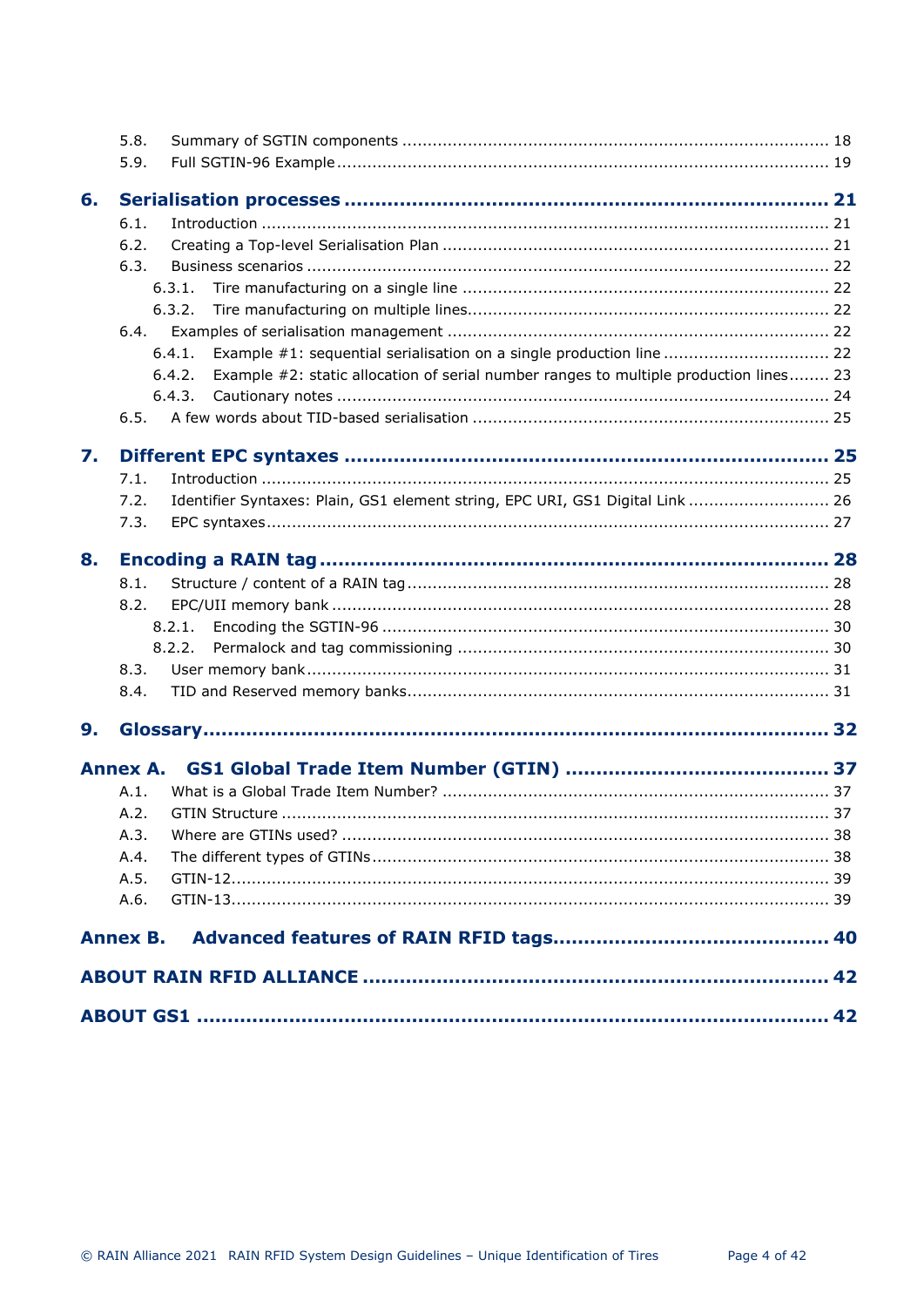5.8. Summary of SGTIN components ..................................................................................... 18
5.9. Full SGTIN-96 Example .................................................................................................. 19

**6. Serialisation processes ............................................................................ 21**

6.1. Introduction ................................................................................................................ 21
6.2. Creating a Top-level Serialisation Plan ............................................................................ 21
6.3. Business scenarios ........................................................................................................ 22
6.3.1. Tire manufacturing on a single line ......................................................................... 22
6.3.2. Tire manufacturing on multiple lines........................................................................ 22
6.4. Examples of serialisation management ............................................................................ 22
6.4.1. Example #1: sequential serialisation on a single production line ................................. 22
6.4.2. Example #2: static allocation of serial number ranges to multiple production lines........ 23
6.4.3. Cautionary notes .................................................................................................. 24
6.5. A few words about TID-based serialisation ....................................................................... 25

**7. Different EPC syntaxes ............................................................................ 25**

7.1. Introduction ................................................................................................................ 25
7.2. Identifier Syntaxes: Plain, GS1 element string, EPC URI, GS1 Digital Link ............................ 26
7.3. EPC syntaxes................................................................................................................ 27

**8. Encoding a RAIN tag ................................................................................ 28**

8.1. Structure / content of a RAIN tag .................................................................................... 28
8.2. EPC/UII memory bank ................................................................................................... 28
8.2.1. Encoding the SGTIN-96 ......................................................................................... 30
8.2.2. Permalock and tag commissioning .......................................................................... 30
8.3. User memory bank........................................................................................................ 31
8.4. TID and Reserved memory banks.................................................................................... 31

**9. Glossary.................................................................................................... 32**

**Annex A. GS1 Global Trade Item Number (GTIN) ......................................... 37**

A.1. What is a Global Trade Item Number? ............................................................................. 37
A.2. GTIN Structure ............................................................................................................. 37
A.3. Where are GTINs used? ................................................................................................. 38
A.4. The different types of GTINs........................................................................................... 38
A.5. GTIN-12....................................................................................................................... 39
A.6. GTIN-13....................................................................................................................... 39

**Annex B. Advanced features of RAIN RFID tags............................................ 40**

**ABOUT RAIN RFID ALLIANCE ........................................................................... 42**

**ABOUT GS1 ....................................................................................................... 42**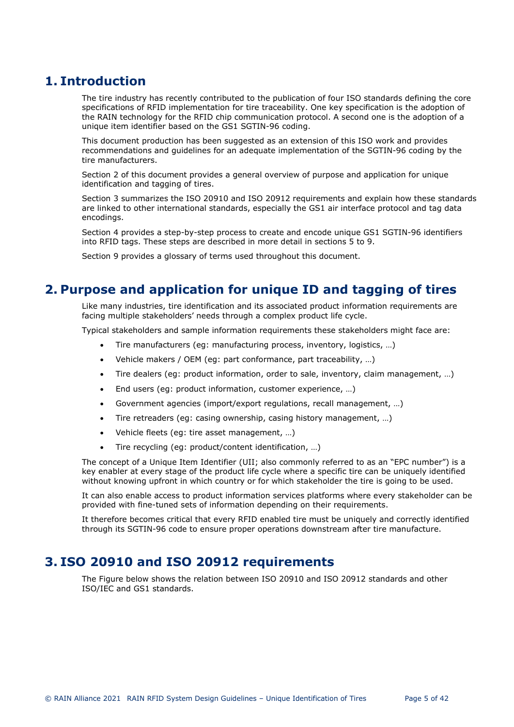# 1. Introduction

The tire industry has recently contributed to the publication of four ISO standards defining the core specifications of RFID implementation for tire traceability. One key specification is the adoption of the RAIN technology for the RFID chip communication protocol. A second one is the adoption of a unique item identifier based on the GS1 SGTIN-96 coding.

This document production has been suggested as an extension of this ISO work and provides recommendations and guidelines for an adequate implementation of the SGTIN-96 coding by the tire manufacturers.

Section 2 of this document provides a general overview of purpose and application for unique identification and tagging of tires.

Section 3 summarizes the ISO 20910 and ISO 20912 requirements and explain how these standards are linked to other international standards, especially the GS1 air interface protocol and tag data encodings.

Section 4 provides a step-by-step process to create and encode unique GS1 SGTIN-96 identifiers into RFID tags. These steps are described in more detail in sections 5 to 9.

Section 9 provides a glossary of terms used throughout this document.

# 2. Purpose and application for unique ID and tagging of tires

Like many industries, tire identification and its associated product information requirements are facing multiple stakeholders' needs through a complex product life cycle.

Typical stakeholders and sample information requirements these stakeholders might face are:

- Tire manufacturers (eg: manufacturing process, inventory, logistics, …)
- Vehicle makers / OEM (eg: part conformance, part traceability, …)
- Tire dealers (eg: product information, order to sale, inventory, claim management, …)
- End users (eg: product information, customer experience, …)
- Government agencies (import/export regulations, recall management, …)
- Tire retreaders (eg: casing ownership, casing history management, …)
- Vehicle fleets (eg: tire asset management, …)
- Tire recycling (eg: product/content identification, …)

The concept of a Unique Item Identifier (UII; also commonly referred to as an "EPC number") is a key enabler at every stage of the product life cycle where a specific tire can be uniquely identified without knowing upfront in which country or for which stakeholder the tire is going to be used.

It can also enable access to product information services platforms where every stakeholder can be provided with fine-tuned sets of information depending on their requirements.

It therefore becomes critical that every RFID enabled tire must be uniquely and correctly identified through its SGTIN-96 code to ensure proper operations downstream after tire manufacture.

# 3. ISO 20910 and ISO 20912 requirements

The Figure below shows the relation between ISO 20910 and ISO 20912 standards and other ISO/IEC and GS1 standards.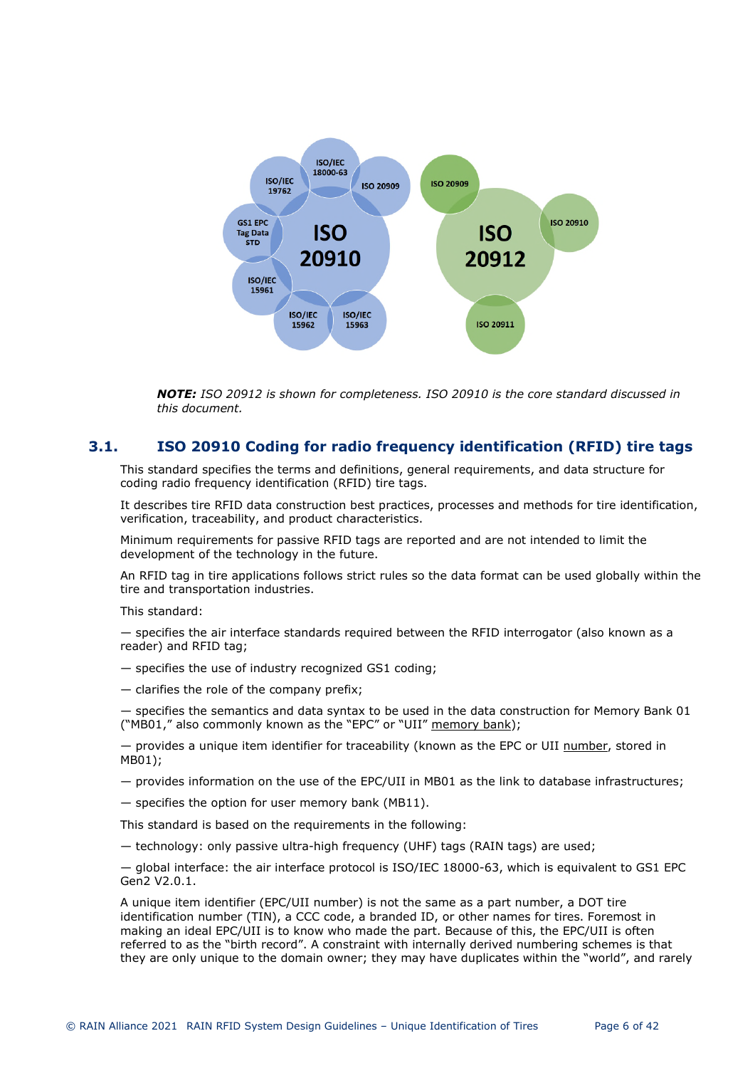ISO/IEC 18000-63 | ISO/IEC 19762 | ISO 20909 | GS1 EPC Tag Data STD | ISO 20910 | ISO/IEC 15961 | ISO/IEC 15962 | ISO/IEC 15963

ISO 20909 | ISO 20912 | ISO 20910 | ISO 20911

***NOTE:*** *ISO 20912 is shown for completeness. ISO 20910 is the core standard discussed in this document.*

## 3.1. ISO 20910 Coding for radio frequency identification (RFID) tire tags

This standard specifies the terms and definitions, general requirements, and data structure for coding radio frequency identification (RFID) tire tags.

It describes tire RFID data construction best practices, processes and methods for tire identification, verification, traceability, and product characteristics.

Minimum requirements for passive RFID tags are reported and are not intended to limit the development of the technology in the future.

An RFID tag in tire applications follows strict rules so the data format can be used globally within the tire and transportation industries.

This standard:

— specifies the air interface standards required between the RFID interrogator (also known as a reader) and RFID tag;

— specifies the use of industry recognized GS1 coding;

— clarifies the role of the company prefix;

— specifies the semantics and data syntax to be used in the data construction for Memory Bank 01 ("MB01," also commonly known as the "EPC" or "UII" memory bank);

— provides a unique item identifier for traceability (known as the EPC or UII number, stored in MB01);

— provides information on the use of the EPC/UII in MB01 as the link to database infrastructures;

— specifies the option for user memory bank (MB11).

This standard is based on the requirements in the following:

— technology: only passive ultra-high frequency (UHF) tags (RAIN tags) are used;

— global interface: the air interface protocol is ISO/IEC 18000-63, which is equivalent to GS1 EPC Gen2 V2.0.1.

A unique item identifier (EPC/UII number) is not the same as a part number, a DOT tire identification number (TIN), a CCC code, a branded ID, or other names for tires. Foremost in making an ideal EPC/UII is to know who made the part. Because of this, the EPC/UII is often referred to as the "birth record". A constraint with internally derived numbering schemes is that they are only unique to the domain owner; they may have duplicates within the "world", and rarely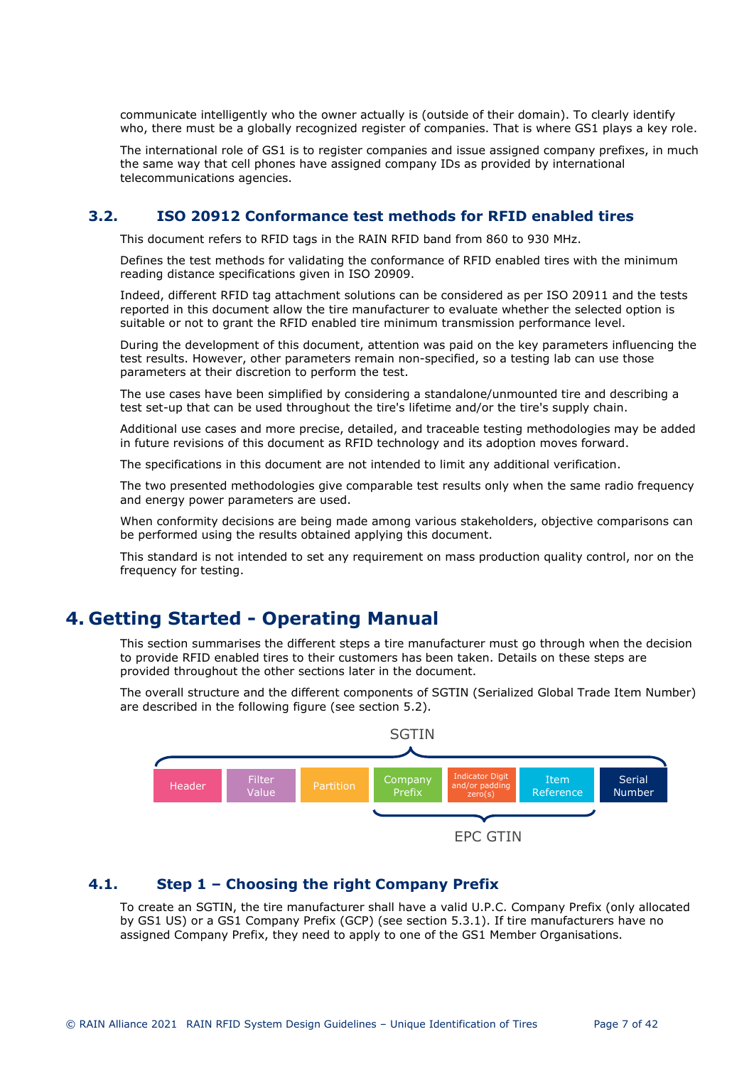communicate intelligently who the owner actually is (outside of their domain). To clearly identify who, there must be a globally recognized register of companies. That is where GS1 plays a key role.

The international role of GS1 is to register companies and issue assigned company prefixes, in much the same way that cell phones have assigned company IDs as provided by international telecommunications agencies.

### 3.2. ISO 20912 Conformance test methods for RFID enabled tires

This document refers to RFID tags in the RAIN RFID band from 860 to 930 MHz.

Defines the test methods for validating the conformance of RFID enabled tires with the minimum reading distance specifications given in ISO 20909.

Indeed, different RFID tag attachment solutions can be considered as per ISO 20911 and the tests reported in this document allow the tire manufacturer to evaluate whether the selected option is suitable or not to grant the RFID enabled tire minimum transmission performance level.

During the development of this document, attention was paid on the key parameters influencing the test results. However, other parameters remain non-specified, so a testing lab can use those parameters at their discretion to perform the test.

The use cases have been simplified by considering a standalone/unmounted tire and describing a test set-up that can be used throughout the tire's lifetime and/or the tire's supply chain.

Additional use cases and more precise, detailed, and traceable testing methodologies may be added in future revisions of this document as RFID technology and its adoption moves forward.

The specifications in this document are not intended to limit any additional verification.

The two presented methodologies give comparable test results only when the same radio frequency and energy power parameters are used.

When conformity decisions are being made among various stakeholders, objective comparisons can be performed using the results obtained applying this document.

This standard is not intended to set any requirement on mass production quality control, nor on the frequency for testing.

## 4. Getting Started - Operating Manual

This section summarises the different steps a tire manufacturer must go through when the decision to provide RFID enabled tires to their customers has been taken. Details on these steps are provided throughout the other sections later in the document.

The overall structure and the different components of SGTIN (Serialized Global Trade Item Number) are described in the following figure (see section 5.2).

SGTIN

| Header | Filter Value | Partition | Company Prefix | Indicator Digit and/or padding zero(s) | Item Reference | Serial Number |
|---|---|---|---|---|---|---|

EPC GTIN (Company Prefix, Indicator Digit and/or padding zero(s), Item Reference)

### 4.1. Step 1 – Choosing the right Company Prefix

To create an SGTIN, the tire manufacturer shall have a valid U.P.C. Company Prefix (only allocated by GS1 US) or a GS1 Company Prefix (GCP) (see section 5.3.1). If tire manufacturers have no assigned Company Prefix, they need to apply to one of the GS1 Member Organisations.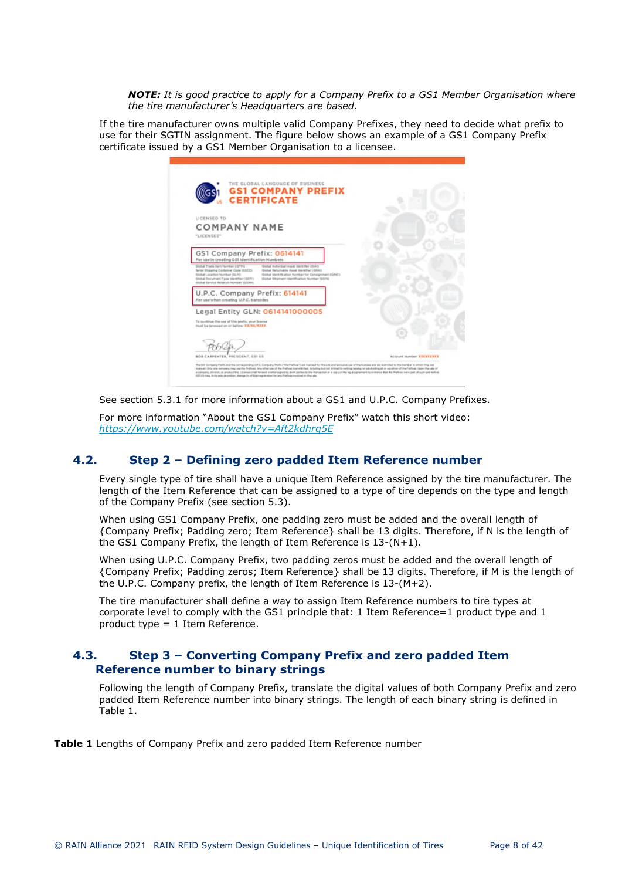***NOTE:*** *It is good practice to apply for a Company Prefix to a GS1 Member Organisation where the tire manufacturer's Headquarters are based.*

If the tire manufacturer owns multiple valid Company Prefixes, they need to decide what prefix to use for their SGTIN assignment. The figure below shows an example of a GS1 Company Prefix certificate issued by a GS1 Member Organisation to a licensee.

See section 5.3.1 for more information about a GS1 and U.P.C. Company Prefixes.

For more information "About the GS1 Company Prefix" watch this short video: [https://www.youtube.com/watch?v=Aft2kdhrq5E](https://www.youtube.com/watch?v=Aft2kdhrq5E)

## 4.2. Step 2 – Defining zero padded Item Reference number

Every single type of tire shall have a unique Item Reference assigned by the tire manufacturer. The length of the Item Reference that can be assigned to a type of tire depends on the type and length of the Company Prefix (see section 5.3).

When using GS1 Company Prefix, one padding zero must be added and the overall length of {Company Prefix; Padding zero; Item Reference} shall be 13 digits. Therefore, if N is the length of the GS1 Company Prefix, the length of Item Reference is 13-(N+1).

When using U.P.C. Company Prefix, two padding zeros must be added and the overall length of {Company Prefix; Padding zeros; Item Reference} shall be 13 digits. Therefore, if M is the length of the U.P.C. Company prefix, the length of Item Reference is 13-(M+2).

The tire manufacturer shall define a way to assign Item Reference numbers to tire types at corporate level to comply with the GS1 principle that: 1 Item Reference=1 product type and 1 product type = 1 Item Reference.

## 4.3. Step 3 – Converting Company Prefix and zero padded Item Reference number to binary strings

Following the length of Company Prefix, translate the digital values of both Company Prefix and zero padded Item Reference number into binary strings. The length of each binary string is defined in Table 1.

**Table 1** Lengths of Company Prefix and zero padded Item Reference number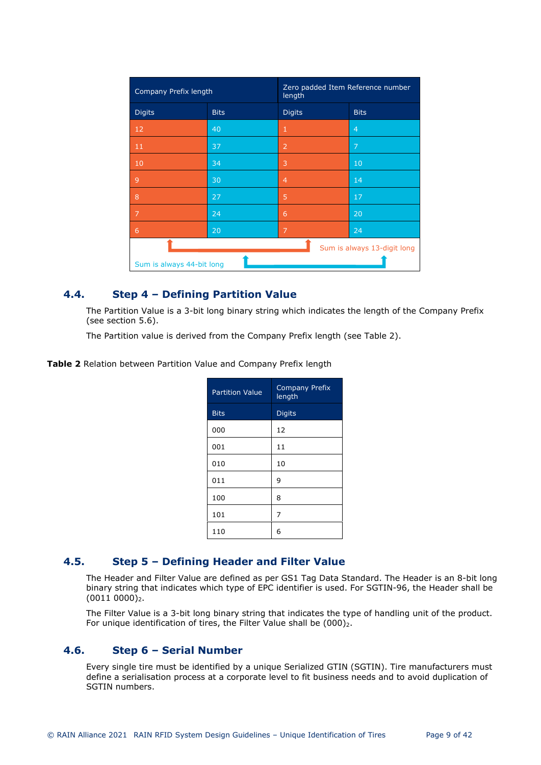| Company Prefix length | | Zero padded Item Reference number length | |
|---|---|---|---|
| Digits | Bits | Digits | Bits |
| 12 | 40 | 1 | 4 |
| 11 | 37 | 2 | 7 |
| 10 | 34 | 3 | 10 |
| 9 | 30 | 4 | 14 |
| 8 | 27 | 5 | 17 |
| 7 | 24 | 6 | 20 |
| 6 | 20 | 7 | 24 |

Sum is always 13-digit long

Sum is always 44-bit long

## 4.4. Step 4 – Defining Partition Value

The Partition Value is a 3-bit long binary string which indicates the length of the Company Prefix (see section 5.6).

The Partition value is derived from the Company Prefix length (see Table 2).

**Table 2** Relation between Partition Value and Company Prefix length

| Partition Value | Company Prefix length |
|---|---|
| Bits | Digits |
| 000 | 12 |
| 001 | 11 |
| 010 | 10 |
| 011 | 9 |
| 100 | 8 |
| 101 | 7 |
| 110 | 6 |

## 4.5. Step 5 – Defining Header and Filter Value

The Header and Filter Value are defined as per GS1 Tag Data Standard. The Header is an 8-bit long binary string that indicates which type of EPC identifier is used. For SGTIN-96, the Header shall be $(0011\ 0000)_2$.

The Filter Value is a 3-bit long binary string that indicates the type of handling unit of the product. For unique identification of tires, the Filter Value shall be $(000)_2$.

## 4.6. Step 6 – Serial Number

Every single tire must be identified by a unique Serialized GTIN (SGTIN). Tire manufacturers must define a serialisation process at a corporate level to fit business needs and to avoid duplication of SGTIN numbers.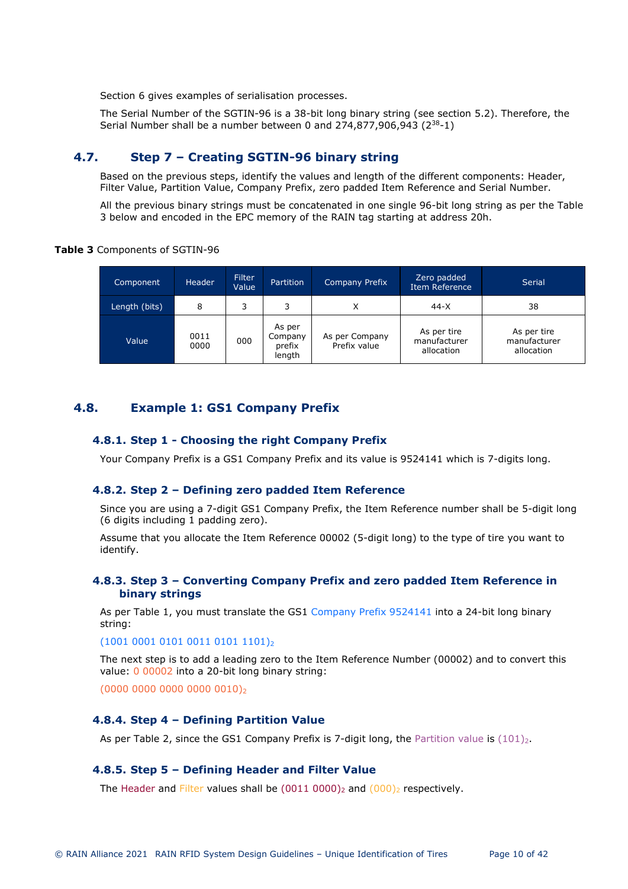Section 6 gives examples of serialisation processes.

The Serial Number of the SGTIN-96 is a 38-bit long binary string (see section 5.2). Therefore, the Serial Number shall be a number between 0 and 274,877,906,943 ($2^{38}$-1)

## 4.7. Step 7 – Creating SGTIN-96 binary string

Based on the previous steps, identify the values and length of the different components: Header, Filter Value, Partition Value, Company Prefix, zero padded Item Reference and Serial Number.

All the previous binary strings must be concatenated in one single 96-bit long string as per the Table 3 below and encoded in the EPC memory of the RAIN tag starting at address 20h.

**Table 3** Components of SGTIN-96

| Component | Header | Filter Value | Partition | Company Prefix | Zero padded Item Reference | Serial |
|---|---|---|---|---|---|---|
| Length (bits) | 8 | 3 | 3 | X | 44-X | 38 |
| Value | 0011 0000 | 000 | As per Company prefix length | As per Company Prefix value | As per tire manufacturer allocation | As per tire manufacturer allocation |

## 4.8. Example 1: GS1 Company Prefix

### 4.8.1. Step 1 - Choosing the right Company Prefix

Your Company Prefix is a GS1 Company Prefix and its value is 9524141 which is 7-digits long.

### 4.8.2. Step 2 – Defining zero padded Item Reference

Since you are using a 7-digit GS1 Company Prefix, the Item Reference number shall be 5-digit long (6 digits including 1 padding zero).

Assume that you allocate the Item Reference 00002 (5-digit long) to the type of tire you want to identify.

### 4.8.3. Step 3 – Converting Company Prefix and zero padded Item Reference in binary strings

As per Table 1, you must translate the GS1 Company Prefix 9524141 into a 24-bit long binary string:

$(1001\ 0001\ 0101\ 0011\ 0101\ 1101)_2$

The next step is to add a leading zero to the Item Reference Number (00002) and to convert this value: 0 00002 into a 20-bit long binary string:

$(0000\ 0000\ 0000\ 0000\ 0010)_2$

### 4.8.4. Step 4 – Defining Partition Value

As per Table 2, since the GS1 Company Prefix is 7-digit long, the Partition value is $(101)_2$.

### 4.8.5. Step 5 – Defining Header and Filter Value

The Header and Filter values shall be $(0011\ 0000)_2$ and $(000)_2$ respectively.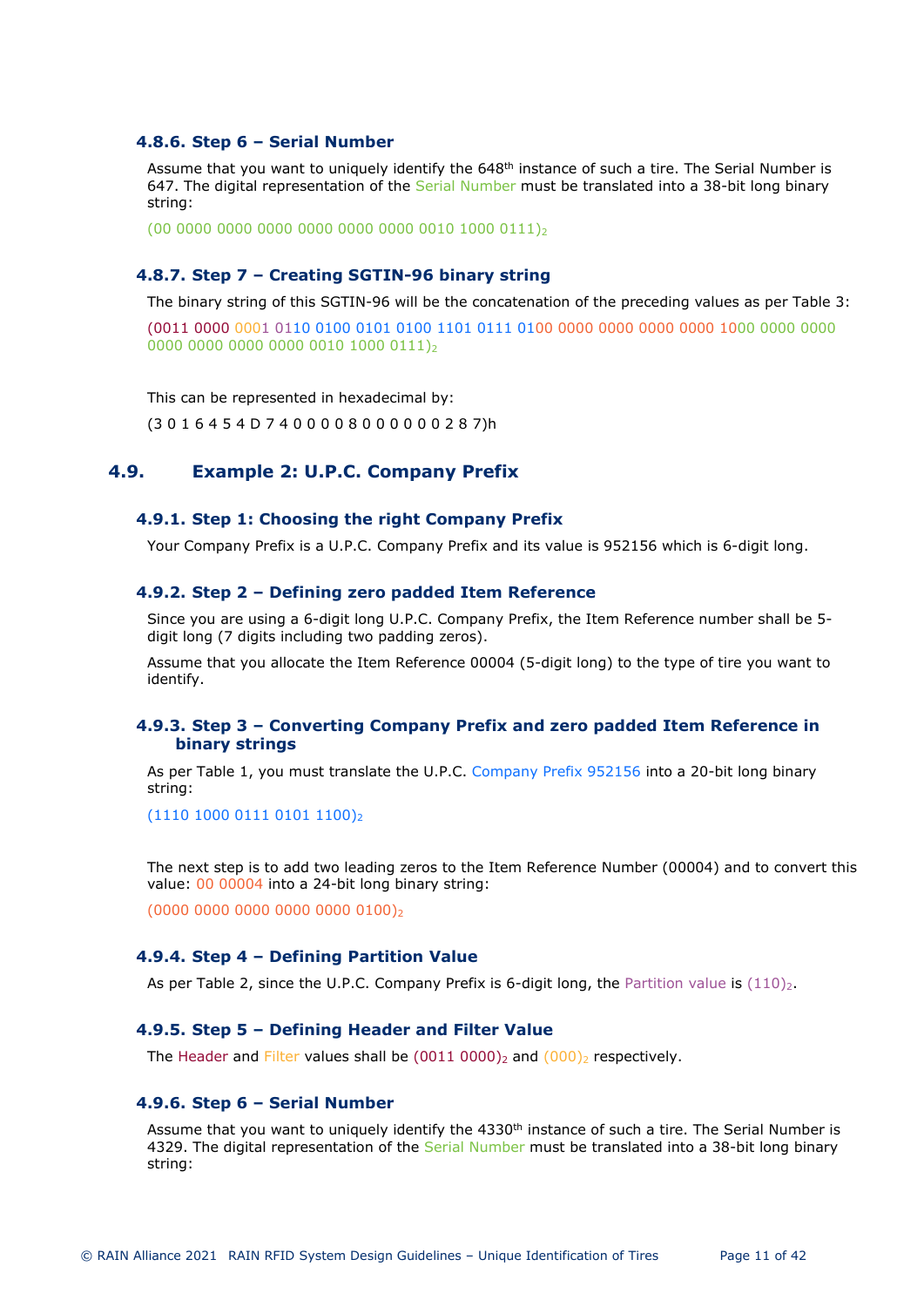#### 4.8.6. Step 6 – Serial Number

Assume that you want to uniquely identify the 648th instance of such a tire. The Serial Number is 647. The digital representation of the Serial Number must be translated into a 38-bit long binary string:

$(00\ 0000\ 0000\ 0000\ 0000\ 0000\ 0000\ 0010\ 1000\ 0111)_2$

#### 4.8.7. Step 7 – Creating SGTIN-96 binary string

The binary string of this SGTIN-96 will be the concatenation of the preceding values as per Table 3:

$(0011\ 0000\ 0001\ 0110\ 0100\ 0101\ 0100\ 1101\ 0111\ 0100\ 0000\ 0000\ 0000\ 0000\ 1000\ 0000\ 0000\ 0000\ 0000\ 0000\ 0000\ 0010\ 1000\ 0111)_2$

This can be represented in hexadecimal by:

(3 0 1 6 4 5 4 D 7 4 0 0 0 0 8 0 0 0 0 0 0 2 8 7)h

### 4.9. Example 2: U.P.C. Company Prefix

#### 4.9.1. Step 1: Choosing the right Company Prefix

Your Company Prefix is a U.P.C. Company Prefix and its value is 952156 which is 6-digit long.

#### 4.9.2. Step 2 – Defining zero padded Item Reference

Since you are using a 6-digit long U.P.C. Company Prefix, the Item Reference number shall be 5-digit long (7 digits including two padding zeros).

Assume that you allocate the Item Reference 00004 (5-digit long) to the type of tire you want to identify.

#### 4.9.3. Step 3 – Converting Company Prefix and zero padded Item Reference in binary strings

As per Table 1, you must translate the U.P.C. Company Prefix 952156 into a 20-bit long binary string:

$(1110\ 1000\ 0111\ 0101\ 1100)_2$

The next step is to add two leading zeros to the Item Reference Number (00004) and to convert this value: 00 00004 into a 24-bit long binary string:

$(0000\ 0000\ 0000\ 0000\ 0000\ 0100)_2$

#### 4.9.4. Step 4 – Defining Partition Value

As per Table 2, since the U.P.C. Company Prefix is 6-digit long, the Partition value is $(110)_2$.

#### 4.9.5. Step 5 – Defining Header and Filter Value

The Header and Filter values shall be $(0011\ 0000)_2$ and $(000)_2$ respectively.

#### 4.9.6. Step 6 – Serial Number

Assume that you want to uniquely identify the 4330th instance of such a tire. The Serial Number is 4329. The digital representation of the Serial Number must be translated into a 38-bit long binary string: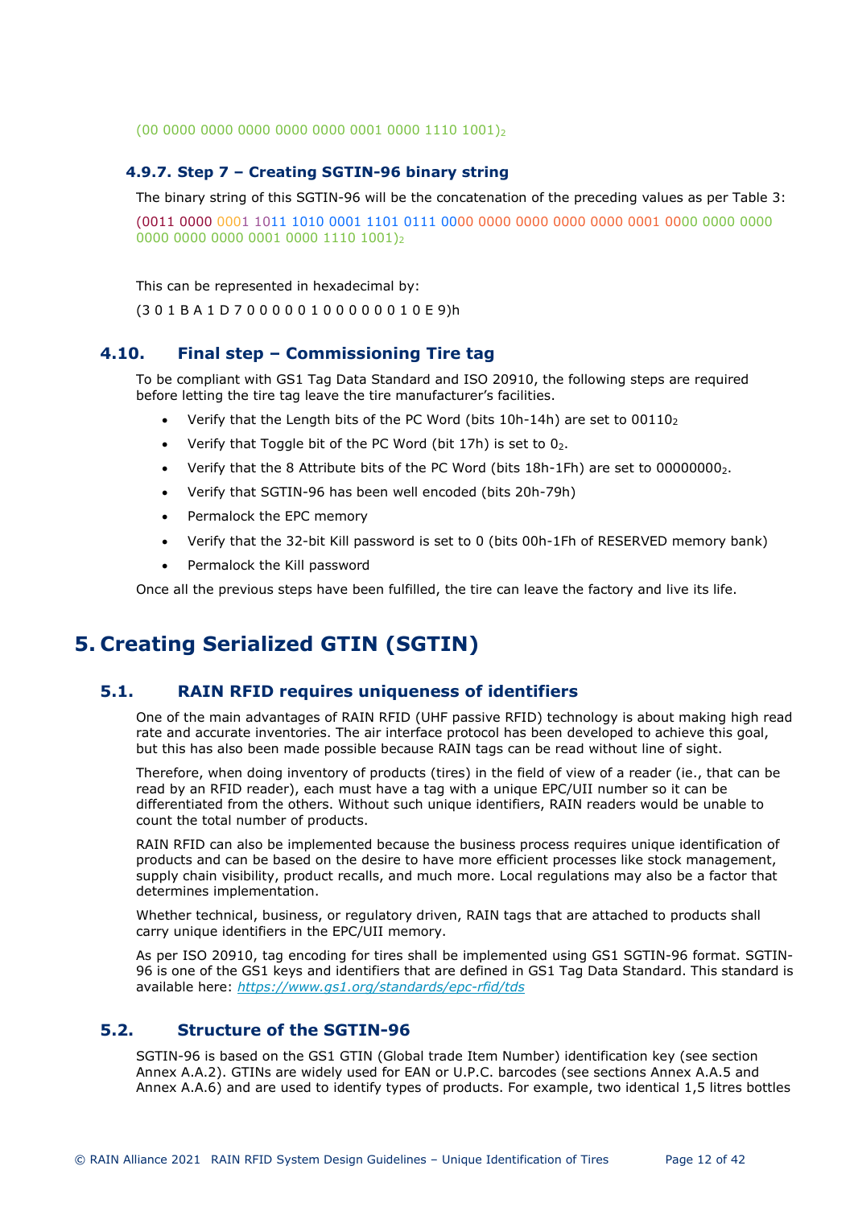$(00\ 0000\ 0000\ 0000\ 0000\ 0000\ 0001\ 0000\ 1110\ 1001)_2$

### 4.9.7. Step 7 – Creating SGTIN-96 binary string

The binary string of this SGTIN-96 will be the concatenation of the preceding values as per Table 3:

$(0011\ 0000\ 0001\ 1011\ 1010\ 0001\ 1101\ 0111\ 0000\ 0000\ 0000\ 0000\ 0000\ 0001\ 0000\ 0000\ 0000\ 0000\ 0000\ 0000\ 0001\ 0000\ 1110\ 1001)_2$

This can be represented in hexadecimal by:

(3 0 1 B A 1 D 7 0 0 0 0 0 1 0 0 0 0 0 0 0 1 0 E 9)h

## 4.10. Final step – Commissioning Tire tag

To be compliant with GS1 Tag Data Standard and ISO 20910, the following steps are required before letting the tire tag leave the tire manufacturer's facilities.

- Verify that the Length bits of the PC Word (bits 10h-14h) are set to $00110_2$
- Verify that Toggle bit of the PC Word (bit 17h) is set to $0_2$.
- Verify that the 8 Attribute bits of the PC Word (bits 18h-1Fh) are set to $00000000_2$.
- Verify that SGTIN-96 has been well encoded (bits 20h-79h)
- Permalock the EPC memory
- Verify that the 32-bit Kill password is set to 0 (bits 00h-1Fh of RESERVED memory bank)
- Permalock the Kill password

Once all the previous steps have been fulfilled, the tire can leave the factory and live its life.

# 5. Creating Serialized GTIN (SGTIN)

## 5.1. RAIN RFID requires uniqueness of identifiers

One of the main advantages of RAIN RFID (UHF passive RFID) technology is about making high read rate and accurate inventories. The air interface protocol has been developed to achieve this goal, but this has also been made possible because RAIN tags can be read without line of sight.

Therefore, when doing inventory of products (tires) in the field of view of a reader (ie., that can be read by an RFID reader), each must have a tag with a unique EPC/UII number so it can be differentiated from the others. Without such unique identifiers, RAIN readers would be unable to count the total number of products.

RAIN RFID can also be implemented because the business process requires unique identification of products and can be based on the desire to have more efficient processes like stock management, supply chain visibility, product recalls, and much more. Local regulations may also be a factor that determines implementation.

Whether technical, business, or regulatory driven, RAIN tags that are attached to products shall carry unique identifiers in the EPC/UII memory.

As per ISO 20910, tag encoding for tires shall be implemented using GS1 SGTIN-96 format. SGTIN-96 is one of the GS1 keys and identifiers that are defined in GS1 Tag Data Standard. This standard is available here: *https://www.gs1.org/standards/epc-rfid/tds*

## 5.2. Structure of the SGTIN-96

SGTIN-96 is based on the GS1 GTIN (Global trade Item Number) identification key (see section Annex A.A.2). GTINs are widely used for EAN or U.P.C. barcodes (see sections Annex A.A.5 and Annex A.A.6) and are used to identify types of products. For example, two identical 1,5 litres bottles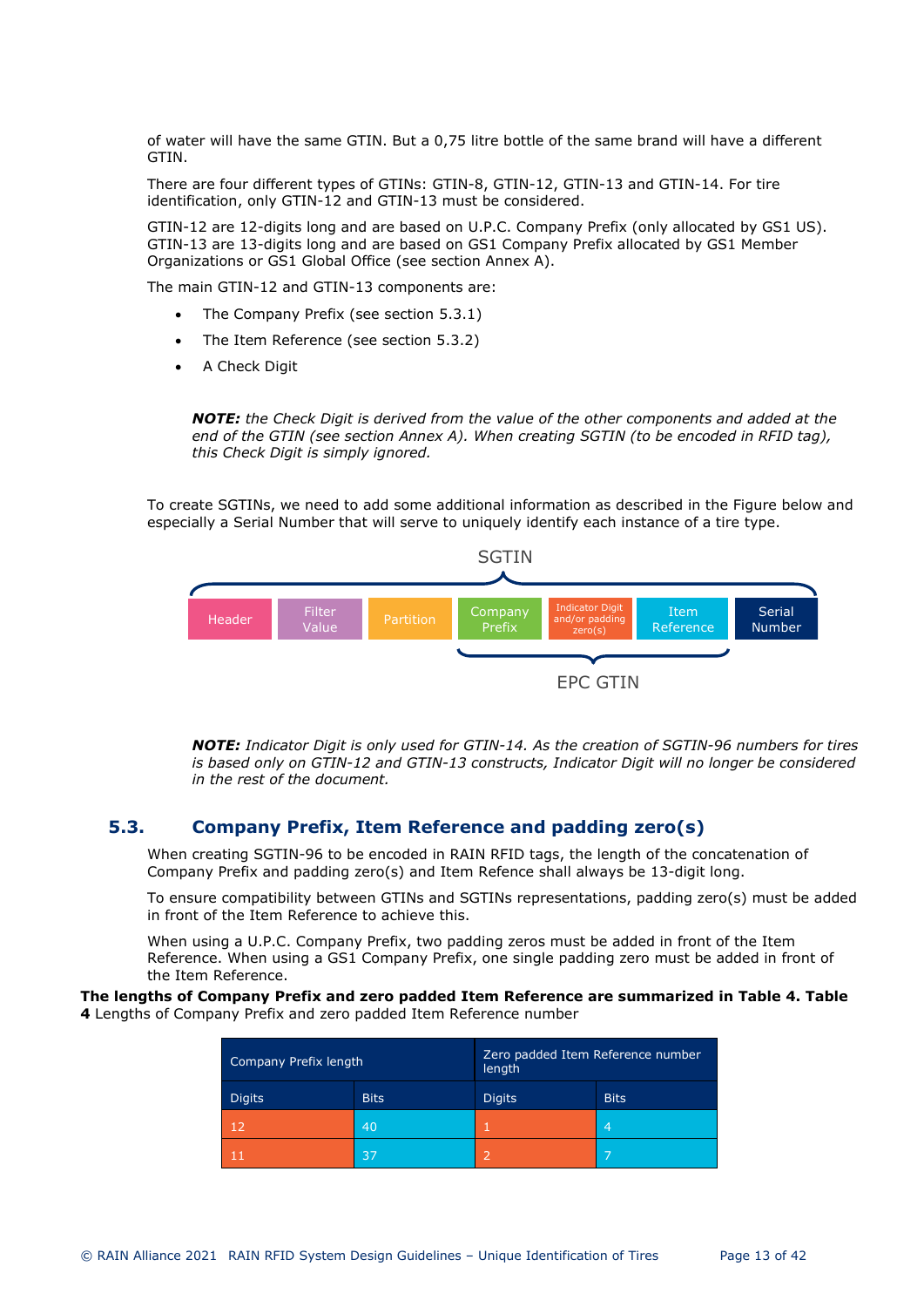of water will have the same GTIN. But a 0,75 litre bottle of the same brand will have a different GTIN.

There are four different types of GTINs: GTIN-8, GTIN-12, GTIN-13 and GTIN-14. For tire identification, only GTIN-12 and GTIN-13 must be considered.

GTIN-12 are 12-digits long and are based on U.P.C. Company Prefix (only allocated by GS1 US). GTIN-13 are 13-digits long and are based on GS1 Company Prefix allocated by GS1 Member Organizations or GS1 Global Office (see section Annex A).

The main GTIN-12 and GTIN-13 components are:

- The Company Prefix (see section 5.3.1)
- The Item Reference (see section 5.3.2)
- A Check Digit

> ***NOTE:*** *the Check Digit is derived from the value of the other components and added at the end of the GTIN (see section Annex A). When creating SGTIN (to be encoded in RFID tag), this Check Digit is simply ignored.*

To create SGTINs, we need to add some additional information as described in the Figure below and especially a Serial Number that will serve to uniquely identify each instance of a tire type.

SGTIN

| Header | Filter Value | Partition | Company Prefix | Indicator Digit and/or padding zero(s) | Item Reference | Serial Number |
|---|---|---|---|---|---|---|

EPC GTIN

> ***NOTE:*** *Indicator Digit is only used for GTIN-14. As the creation of SGTIN-96 numbers for tires is based only on GTIN-12 and GTIN-13 constructs, Indicator Digit will no longer be considered in the rest of the document.*

## 5.3. Company Prefix, Item Reference and padding zero(s)

When creating SGTIN-96 to be encoded in RAIN RFID tags, the length of the concatenation of Company Prefix and padding zero(s) and Item Refence shall always be 13-digit long.

To ensure compatibility between GTINs and SGTINs representations, padding zero(s) must be added in front of the Item Reference to achieve this.

When using a U.P.C. Company Prefix, two padding zeros must be added in front of the Item Reference. When using a GS1 Company Prefix, one single padding zero must be added in front of the Item Reference.

**The lengths of Company Prefix and zero padded Item Reference are summarized in Table 4. Table 4** Lengths of Company Prefix and zero padded Item Reference number

| Company Prefix length | | Zero padded Item Reference number length | |
|---|---|---|---|
| Digits | Bits | Digits | Bits |
| 12 | 40 | 1 | 4 |
| 11 | 37 | 2 | 7 |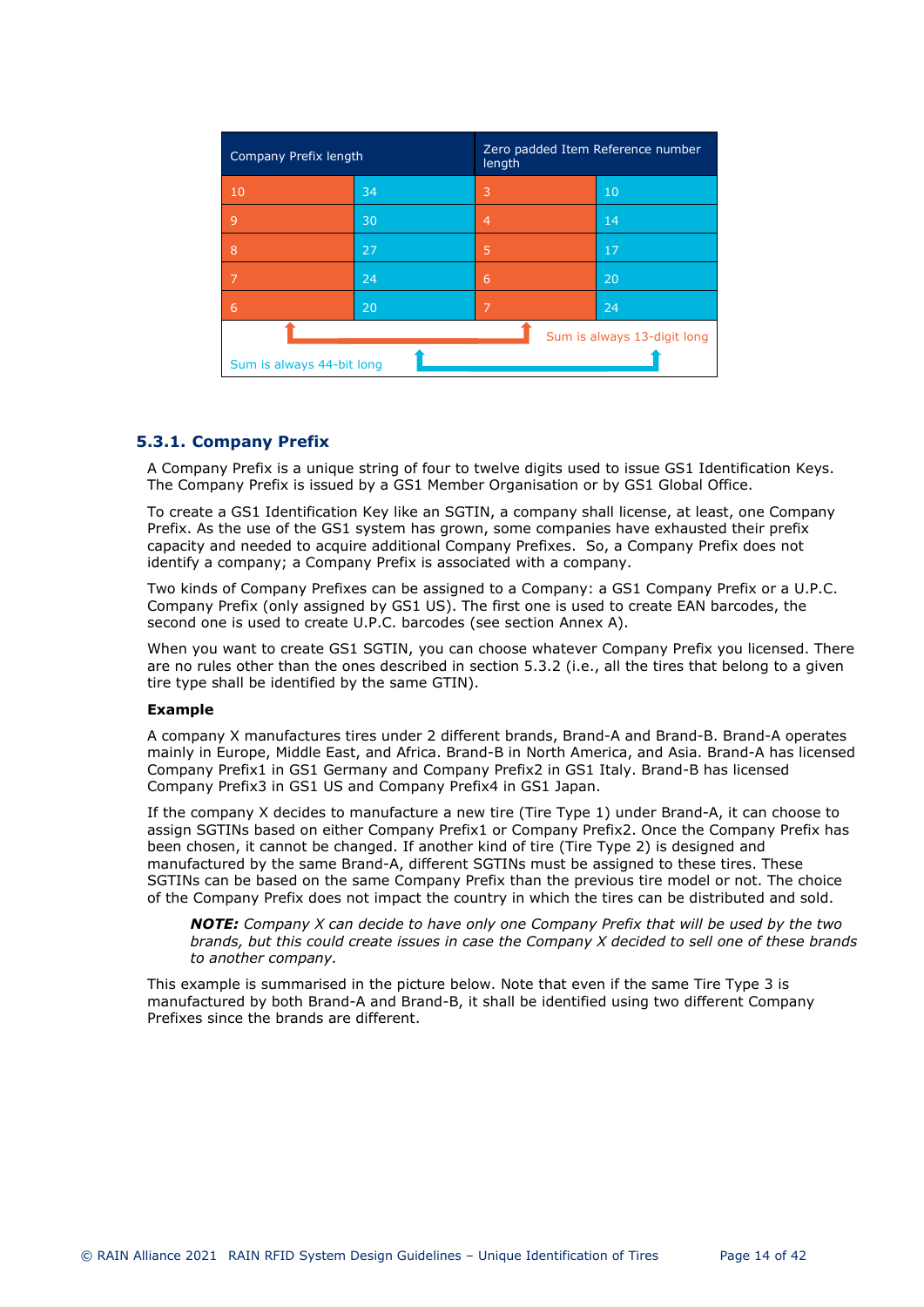| Company Prefix length | | Zero padded Item Reference number length | |
|---|---|---|---|
| 10 | 34 | 3 | 10 |
| 9 | 30 | 4 | 14 |
| 8 | 27 | 5 | 17 |
| 7 | 24 | 6 | 20 |
| 6 | 20 | 7 | 24 |

Sum is always 13-digit long

Sum is always 44-bit long

### 5.3.1. Company Prefix

A Company Prefix is a unique string of four to twelve digits used to issue GS1 Identification Keys. The Company Prefix is issued by a GS1 Member Organisation or by GS1 Global Office.

To create a GS1 Identification Key like an SGTIN, a company shall license, at least, one Company Prefix. As the use of the GS1 system has grown, some companies have exhausted their prefix capacity and needed to acquire additional Company Prefixes. So, a Company Prefix does not identify a company; a Company Prefix is associated with a company.

Two kinds of Company Prefixes can be assigned to a Company: a GS1 Company Prefix or a U.P.C. Company Prefix (only assigned by GS1 US). The first one is used to create EAN barcodes, the second one is used to create U.P.C. barcodes (see section Annex A).

When you want to create GS1 SGTIN, you can choose whatever Company Prefix you licensed. There are no rules other than the ones described in section 5.3.2 (i.e., all the tires that belong to a given tire type shall be identified by the same GTIN).

**Example**

A company X manufactures tires under 2 different brands, Brand-A and Brand-B. Brand-A operates mainly in Europe, Middle East, and Africa. Brand-B in North America, and Asia. Brand-A has licensed Company Prefix1 in GS1 Germany and Company Prefix2 in GS1 Italy. Brand-B has licensed Company Prefix3 in GS1 US and Company Prefix4 in GS1 Japan.

If the company X decides to manufacture a new tire (Tire Type 1) under Brand-A, it can choose to assign SGTINs based on either Company Prefix1 or Company Prefix2. Once the Company Prefix has been chosen, it cannot be changed. If another kind of tire (Tire Type 2) is designed and manufactured by the same Brand-A, different SGTINs must be assigned to these tires. These SGTINs can be based on the same Company Prefix than the previous tire model or not. The choice of the Company Prefix does not impact the country in which the tires can be distributed and sold.

> ***NOTE:*** *Company X can decide to have only one Company Prefix that will be used by the two brands, but this could create issues in case the Company X decided to sell one of these brands to another company.*

This example is summarised in the picture below. Note that even if the same Tire Type 3 is manufactured by both Brand-A and Brand-B, it shall be identified using two different Company Prefixes since the brands are different.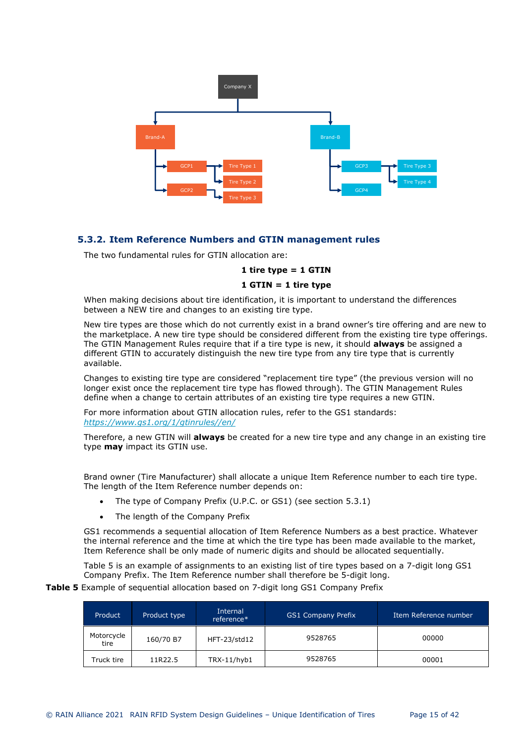Company X

Brand-A

GCP1

Tire Type 1

Tire Type 2

GCP2

Tire Type 3

Brand-B

GCP3

Tire Type 3

Tire Type 4

GCP4

### 5.3.2. Item Reference Numbers and GTIN management rules

The two fundamental rules for GTIN allocation are:

**1 tire type = 1 GTIN**

**1 GTIN = 1 tire type**

When making decisions about tire identification, it is important to understand the differences between a NEW tire and changes to an existing tire type.

New tire types are those which do not currently exist in a brand owner's tire offering and are new to the marketplace. A new tire type should be considered different from the existing tire type offerings. The GTIN Management Rules require that if a tire type is new, it should **always** be assigned a different GTIN to accurately distinguish the new tire type from any tire type that is currently available.

Changes to existing tire type are considered "replacement tire type" (the previous version will no longer exist once the replacement tire type has flowed through). The GTIN Management Rules define when a change to certain attributes of an existing tire type requires a new GTIN.

For more information about GTIN allocation rules, refer to the GS1 standards: *https://www.gs1.org/1/gtinrules//en/*

Therefore, a new GTIN will **always** be created for a new tire type and any change in an existing tire type **may** impact its GTIN use.

Brand owner (Tire Manufacturer) shall allocate a unique Item Reference number to each tire type. The length of the Item Reference number depends on:

- The type of Company Prefix (U.P.C. or GS1) (see section 5.3.1)
- The length of the Company Prefix

GS1 recommends a sequential allocation of Item Reference Numbers as a best practice. Whatever the internal reference and the time at which the tire type has been made available to the market, Item Reference shall be only made of numeric digits and should be allocated sequentially.

Table 5 is an example of assignments to an existing list of tire types based on a 7-digit long GS1 Company Prefix. The Item Reference number shall therefore be 5-digit long.

**Table 5** Example of sequential allocation based on 7-digit long GS1 Company Prefix

| Product | Product type | Internal reference* | GS1 Company Prefix | Item Reference number |
|---|---|---|---|---|
| Motorcycle tire | 160/70 B7 | HFT-23/std12 | 9528765 | 00000 |
| Truck tire | 11R22.5 | TRX-11/hyb1 | 9528765 | 00001 |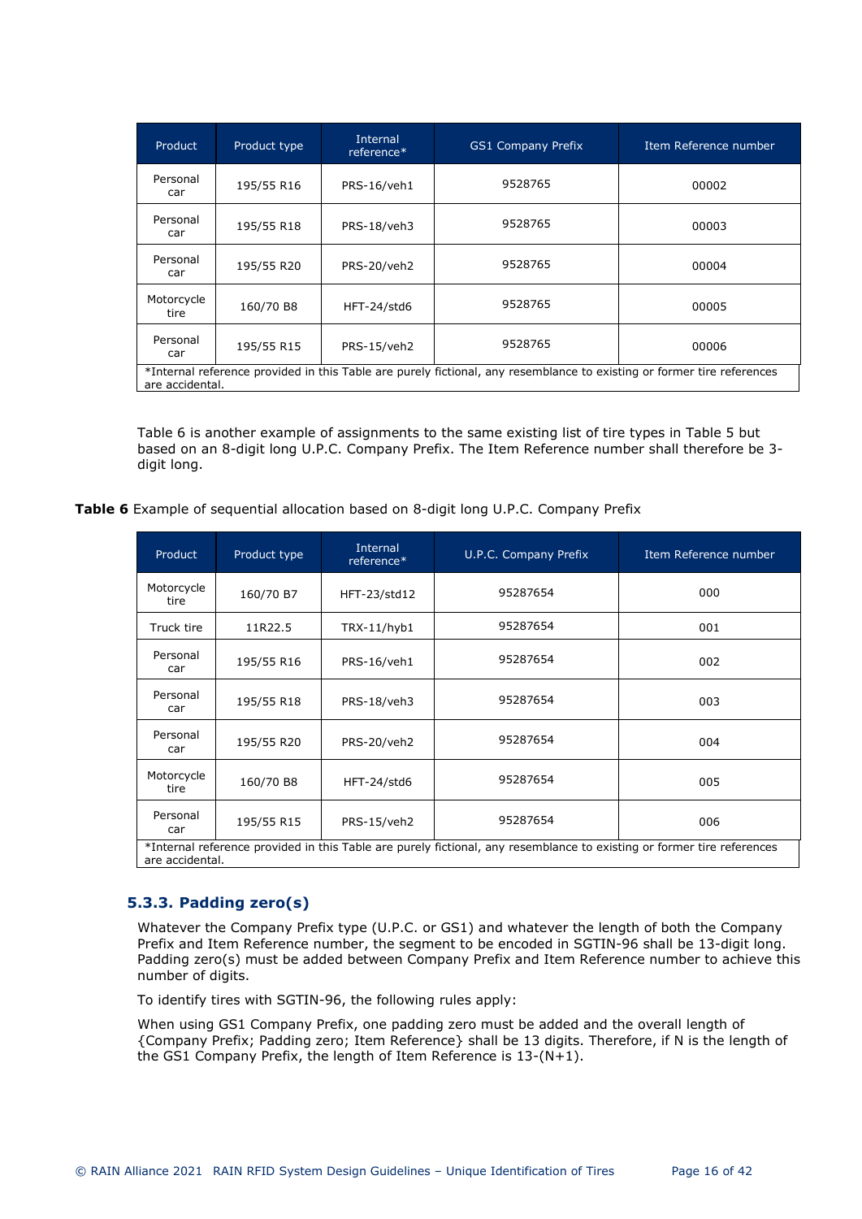| Product | Product type | Internal reference* | GS1 Company Prefix | Item Reference number |
|---|---|---|---|---|
| Personal car | 195/55 R16 | PRS-16/veh1 | 9528765 | 00002 |
| Personal car | 195/55 R18 | PRS-18/veh3 | 9528765 | 00003 |
| Personal car | 195/55 R20 | PRS-20/veh2 | 9528765 | 00004 |
| Motorcycle tire | 160/70 B8 | HFT-24/std6 | 9528765 | 00005 |
| Personal car | 195/55 R15 | PRS-15/veh2 | 9528765 | 00006 |

*Internal reference provided in this Table are purely fictional, any resemblance to existing or former tire references are accidental.

Table 6 is another example of assignments to the same existing list of tire types in Table 5 but based on an 8-digit long U.P.C. Company Prefix. The Item Reference number shall therefore be 3-digit long.

**Table 6** Example of sequential allocation based on 8-digit long U.P.C. Company Prefix

| Product | Product type | Internal reference* | U.P.C. Company Prefix | Item Reference number |
|---|---|---|---|---|
| Motorcycle tire | 160/70 B7 | HFT-23/std12 | 95287654 | 000 |
| Truck tire | 11R22.5 | TRX-11/hyb1 | 95287654 | 001 |
| Personal car | 195/55 R16 | PRS-16/veh1 | 95287654 | 002 |
| Personal car | 195/55 R18 | PRS-18/veh3 | 95287654 | 003 |
| Personal car | 195/55 R20 | PRS-20/veh2 | 95287654 | 004 |
| Motorcycle tire | 160/70 B8 | HFT-24/std6 | 95287654 | 005 |
| Personal car | 195/55 R15 | PRS-15/veh2 | 95287654 | 006 |

*Internal reference provided in this Table are purely fictional, any resemblance to existing or former tire references are accidental.

### 5.3.3. Padding zero(s)

Whatever the Company Prefix type (U.P.C. or GS1) and whatever the length of both the Company Prefix and Item Reference number, the segment to be encoded in SGTIN-96 shall be 13-digit long. Padding zero(s) must be added between Company Prefix and Item Reference number to achieve this number of digits.

To identify tires with SGTIN-96, the following rules apply:

When using GS1 Company Prefix, one padding zero must be added and the overall length of {Company Prefix; Padding zero; Item Reference} shall be 13 digits. Therefore, if N is the length of the GS1 Company Prefix, the length of Item Reference is 13-(N+1).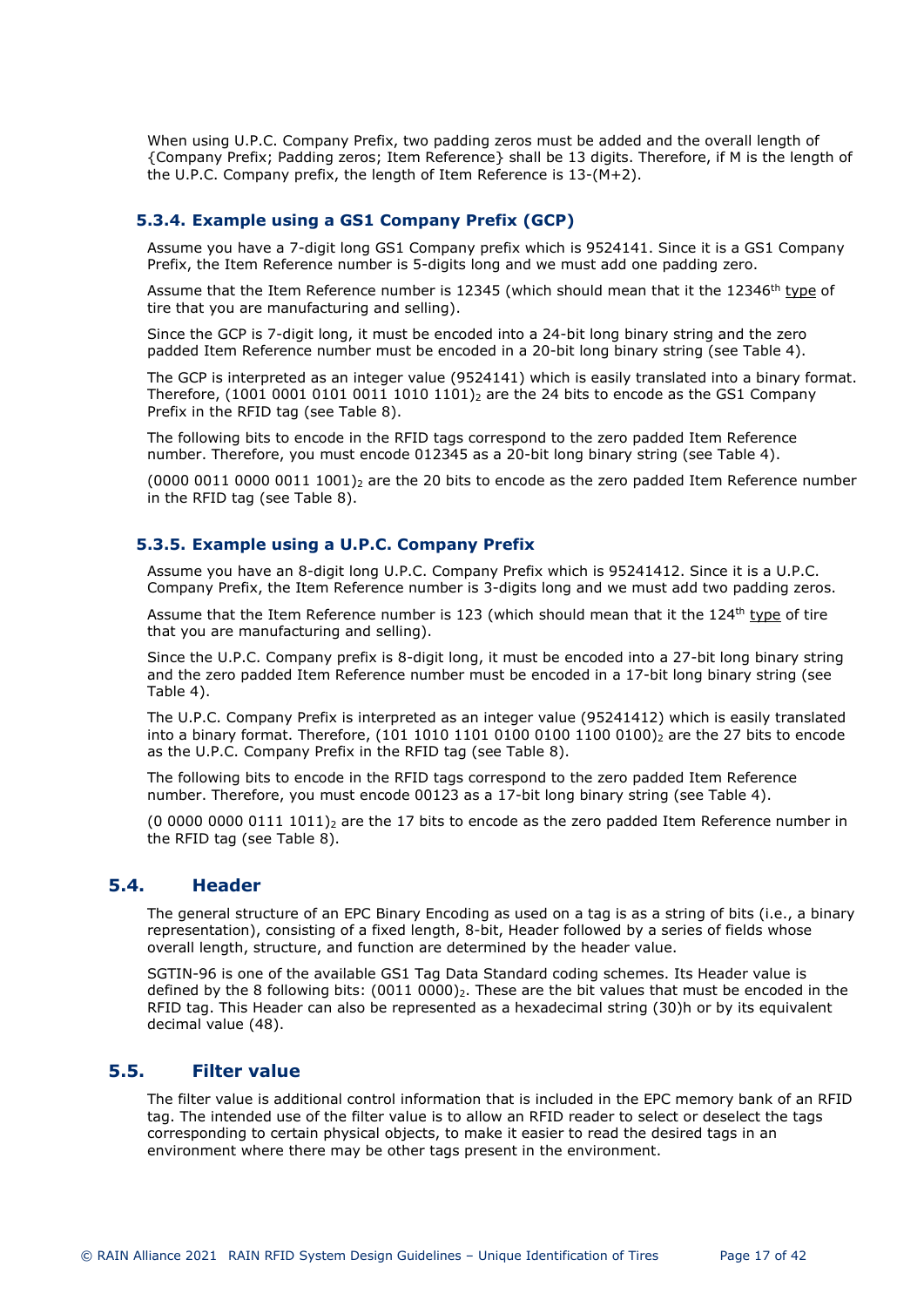When using U.P.C. Company Prefix, two padding zeros must be added and the overall length of {Company Prefix; Padding zeros; Item Reference} shall be 13 digits. Therefore, if M is the length of the U.P.C. Company prefix, the length of Item Reference is 13-(M+2).

### 5.3.4. Example using a GS1 Company Prefix (GCP)

Assume you have a 7-digit long GS1 Company prefix which is 9524141. Since it is a GS1 Company Prefix, the Item Reference number is 5-digits long and we must add one padding zero.

Assume that the Item Reference number is 12345 (which should mean that it the 12346$^{th}$ type of tire that you are manufacturing and selling).

Since the GCP is 7-digit long, it must be encoded into a 24-bit long binary string and the zero padded Item Reference number must be encoded in a 20-bit long binary string (see Table 4).

The GCP is interpreted as an integer value (9524141) which is easily translated into a binary format. Therefore, $(1001\ 0001\ 0101\ 0011\ 1010\ 1101)_2$ are the 24 bits to encode as the GS1 Company Prefix in the RFID tag (see Table 8).

The following bits to encode in the RFID tags correspond to the zero padded Item Reference number. Therefore, you must encode 012345 as a 20-bit long binary string (see Table 4).

$(0000\ 0011\ 0000\ 0011\ 1001)_2$ are the 20 bits to encode as the zero padded Item Reference number in the RFID tag (see Table 8).

### 5.3.5. Example using a U.P.C. Company Prefix

Assume you have an 8-digit long U.P.C. Company Prefix which is 95241412. Since it is a U.P.C. Company Prefix, the Item Reference number is 3-digits long and we must add two padding zeros.

Assume that the Item Reference number is 123 (which should mean that it the 124$^{th}$ type of tire that you are manufacturing and selling).

Since the U.P.C. Company prefix is 8-digit long, it must be encoded into a 27-bit long binary string and the zero padded Item Reference number must be encoded in a 17-bit long binary string (see Table 4).

The U.P.C. Company Prefix is interpreted as an integer value (95241412) which is easily translated into a binary format. Therefore, $(101\ 1010\ 1101\ 0100\ 0100\ 1100\ 0100)_2$ are the 27 bits to encode as the U.P.C. Company Prefix in the RFID tag (see Table 8).

The following bits to encode in the RFID tags correspond to the zero padded Item Reference number. Therefore, you must encode 00123 as a 17-bit long binary string (see Table 4).

$(0\ 0000\ 0000\ 0111\ 1011)_2$ are the 17 bits to encode as the zero padded Item Reference number in the RFID tag (see Table 8).

## 5.4. Header

The general structure of an EPC Binary Encoding as used on a tag is as a string of bits (i.e., a binary representation), consisting of a fixed length, 8-bit, Header followed by a series of fields whose overall length, structure, and function are determined by the header value.

SGTIN-96 is one of the available GS1 Tag Data Standard coding schemes. Its Header value is defined by the 8 following bits: $(0011\ 0000)_2$. These are the bit values that must be encoded in the RFID tag. This Header can also be represented as a hexadecimal string (30)h or by its equivalent decimal value (48).

## 5.5. Filter value

The filter value is additional control information that is included in the EPC memory bank of an RFID tag. The intended use of the filter value is to allow an RFID reader to select or deselect the tags corresponding to certain physical objects, to make it easier to read the desired tags in an environment where there may be other tags present in the environment.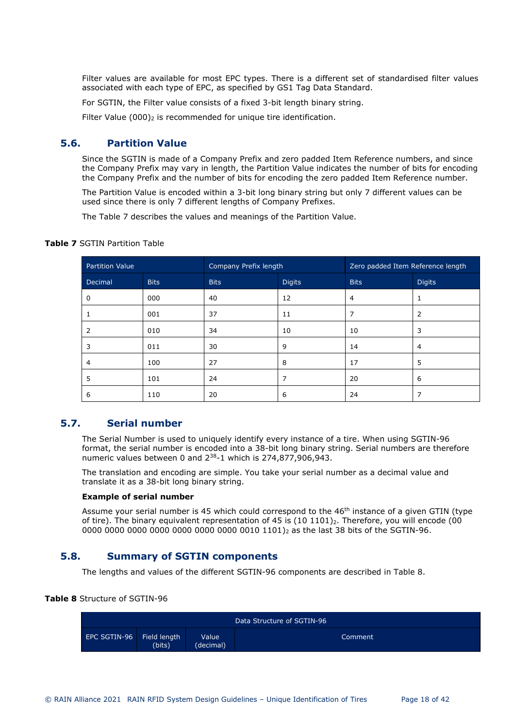Filter values are available for most EPC types. There is a different set of standardised filter values associated with each type of EPC, as specified by GS1 Tag Data Standard.

For SGTIN, the Filter value consists of a fixed 3-bit length binary string.

Filter Value $(000)_2$ is recommended for unique tire identification.

## 5.6. Partition Value

Since the SGTIN is made of a Company Prefix and zero padded Item Reference numbers, and since the Company Prefix may vary in length, the Partition Value indicates the number of bits for encoding the Company Prefix and the number of bits for encoding the zero padded Item Reference number.

The Partition Value is encoded within a 3-bit long binary string but only 7 different values can be used since there is only 7 different lengths of Company Prefixes.

The Table 7 describes the values and meanings of the Partition Value.

**Table 7** SGTIN Partition Table

| Partition Value | | Company Prefix length | | Zero padded Item Reference length | |
|---|---|---|---|---|---|
| Decimal | Bits | Bits | Digits | Bits | Digits |
| 0 | 000 | 40 | 12 | 4 | 1 |
| 1 | 001 | 37 | 11 | 7 | 2 |
| 2 | 010 | 34 | 10 | 10 | 3 |
| 3 | 011 | 30 | 9 | 14 | 4 |
| 4 | 100 | 27 | 8 | 17 | 5 |
| 5 | 101 | 24 | 7 | 20 | 6 |
| 6 | 110 | 20 | 6 | 24 | 7 |

## 5.7. Serial number

The Serial Number is used to uniquely identify every instance of a tire. When using SGTIN-96 format, the serial number is encoded into a 38-bit long binary string. Serial numbers are therefore numeric values between 0 and $2^{38}$-1 which is 274,877,906,943.

The translation and encoding are simple. You take your serial number as a decimal value and translate it as a 38-bit long binary string.

**Example of serial number**

Assume your serial number is 45 which could correspond to the 46th instance of a given GTIN (type of tire). The binary equivalent representation of 45 is $(10\ 1101)_2$. Therefore, you will encode $(00\ 0000\ 0000\ 0000\ 0000\ 0000\ 0000\ 0000\ 0010\ 1101)_2$ as the last 38 bits of the SGTIN-96.

## 5.8. Summary of SGTIN components

The lengths and values of the different SGTIN-96 components are described in Table 8.

**Table 8** Structure of SGTIN-96

| Data Structure of SGTIN-96 | | | |
|---|---|---|---|
| EPC SGTIN-96 | Field length (bits) | Value (decimal) | Comment |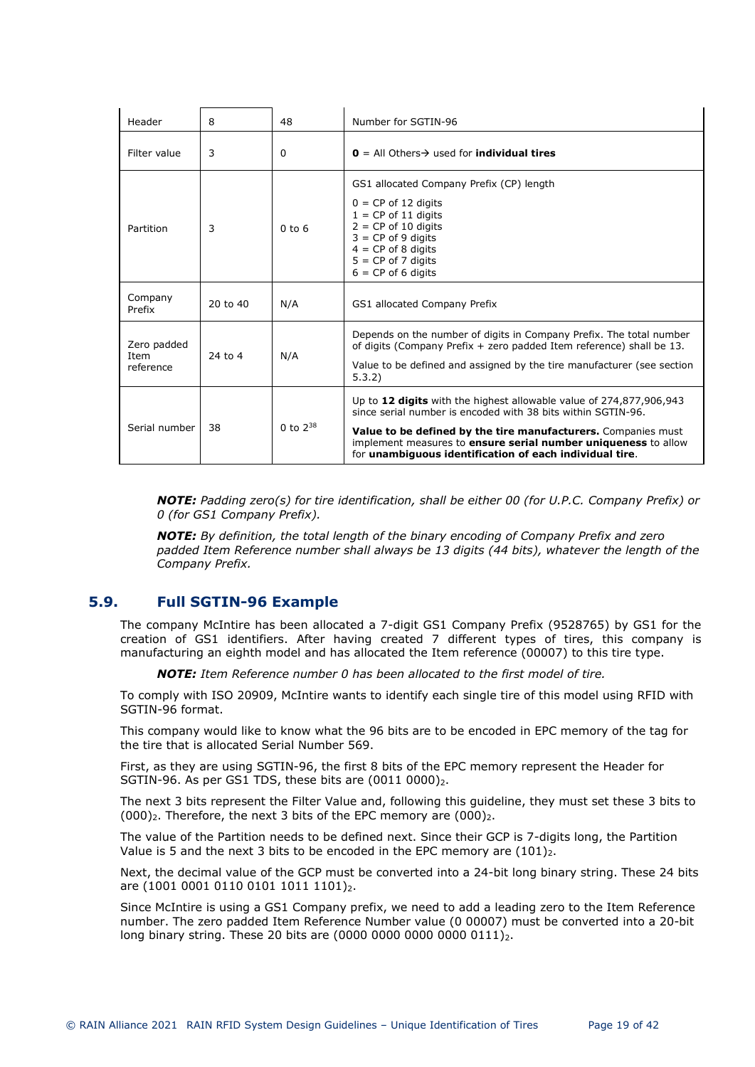| Header | 8 | 48 | Number for SGTIN-96 |
|---|---|---|---|
| Filter value | 3 | 0 | **0** = All Others→ used for **individual tires** |
| Partition | 3 | 0 to 6 | GS1 allocated Company Prefix (CP) length<br>0 = CP of 12 digits<br>1 = CP of 11 digits<br>2 = CP of 10 digits<br>3 = CP of 9 digits<br>4 = CP of 8 digits<br>5 = CP of 7 digits<br>6 = CP of 6 digits |
| Company Prefix | 20 to 40 | N/A | GS1 allocated Company Prefix |
| Zero padded Item reference | 24 to 4 | N/A | Depends on the number of digits in Company Prefix. The total number of digits (Company Prefix + zero padded Item reference) shall be 13.<br>Value to be defined and assigned by the tire manufacturer (see section 5.3.2) |
| Serial number | 38 | 0 to $2^{38}$ | Up to **12 digits** with the highest allowable value of 274,877,906,943 since serial number is encoded with 38 bits within SGTIN-96.<br>**Value to be defined by the tire manufacturers.** Companies must implement measures to **ensure serial number uniqueness** to allow for **unambiguous identification of each individual tire**. |

***NOTE:*** *Padding zero(s) for tire identification, shall be either 00 (for U.P.C. Company Prefix) or 0 (for GS1 Company Prefix).*

***NOTE:*** *By definition, the total length of the binary encoding of Company Prefix and zero padded Item Reference number shall always be 13 digits (44 bits), whatever the length of the Company Prefix.*

## 5.9. Full SGTIN-96 Example

The company McIntire has been allocated a 7-digit GS1 Company Prefix (9528765) by GS1 for the creation of GS1 identifiers. After having created 7 different types of tires, this company is manufacturing an eighth model and has allocated the Item reference (00007) to this tire type.

***NOTE:*** *Item Reference number 0 has been allocated to the first model of tire.*

To comply with ISO 20909, McIntire wants to identify each single tire of this model using RFID with SGTIN-96 format.

This company would like to know what the 96 bits are to be encoded in EPC memory of the tag for the tire that is allocated Serial Number 569.

First, as they are using SGTIN-96, the first 8 bits of the EPC memory represent the Header for SGTIN-96. As per GS1 TDS, these bits are $(0011\ 0000)_2$.

The next 3 bits represent the Filter Value and, following this guideline, they must set these 3 bits to $(000)_2$. Therefore, the next 3 bits of the EPC memory are $(000)_2$.

The value of the Partition needs to be defined next. Since their GCP is 7-digits long, the Partition Value is 5 and the next 3 bits to be encoded in the EPC memory are $(101)_2$.

Next, the decimal value of the GCP must be converted into a 24-bit long binary string. These 24 bits are $(1001\ 0001\ 0110\ 0101\ 1011\ 1101)_2$.

Since McIntire is using a GS1 Company prefix, we need to add a leading zero to the Item Reference number. The zero padded Item Reference Number value (0 00007) must be converted into a 20-bit long binary string. These 20 bits are $(0000\ 0000\ 0000\ 0000\ 0111)_2$.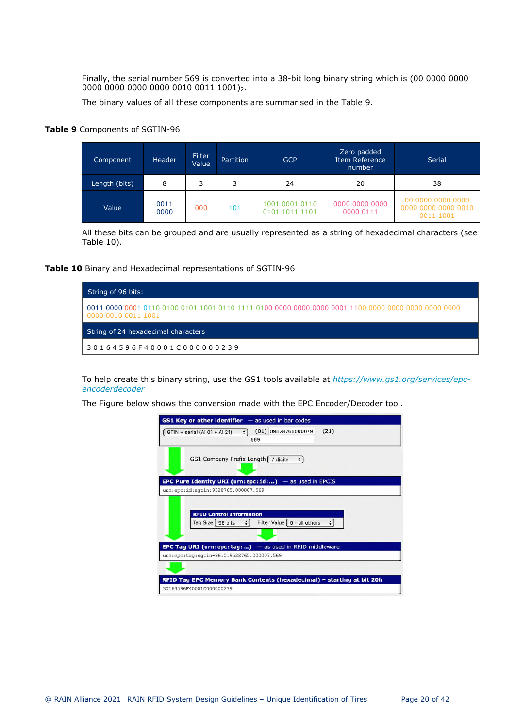Finally, the serial number 569 is converted into a 38-bit long binary string which is $(00\ 0000\ 0000\ 0000\ 0000\ 0000\ 0000\ 0010\ 0011\ 1001)_2$.

The binary values of all these components are summarised in the Table 9.

**Table 9** Components of SGTIN-96

| Component | Header | Filter Value | Partition | GCP | Zero padded Item Reference number | Serial |
|---|---|---|---|---|---|---|
| Length (bits) | 8 | 3 | 3 | 24 | 20 | 38 |
| Value | 0011 0000 | 000 | 101 | 1001 0001 0110 0101 1011 1101 | 0000 0000 0000 0000 0111 | 00 0000 0000 0000 0000 0000 0000 0010 0011 1001 |

All these bits can be grouped and are usually represented as a string of hexadecimal characters (see Table 10).

**Table 10** Binary and Hexadecimal representations of SGTIN-96

| String of 96 bits: |
|---|
| 0011 0000 0001 0110 0100 0101 1001 0110 1111 0100 0000 0000 0000 0001 1100 0000 0000 0000 0000 0000 0000 0010 0011 1001 |
| **String of 24 hexadecimal characters** |
| 3 0 1 6 4 5 9 6 F 4 0 0 0 1 C 0 0 0 0 0 0 2 3 9 |

To help create this binary string, use the GS1 tools available at *https://www.gs1.org/services/epc-encoderdecoder*

The Figure below shows the conversion made with the EPC Encoder/Decoder tool.

**GS1 Key or other identifier** — as used in bar codes
GTIN + serial (AI 01 + AI 21) (01) 09528765000079 (21) 569

GS1 Company Prefix Length 7 digits

**EPC Pure Identity URI (urn:epc:id:...)** — as used in EPCIS
urn:epc:id:sgtin:9528765.000007.569

**RFID Control Information**
Tag Size 96 bits Filter Value 0 - all others

**EPC Tag URI (urn:epc:tag:...)** — as used in RFID middleware
urn:epc:tag:sgtin-96:0.9528765.000007.569

**RFID Tag EPC Memory Bank Contents (hexadecimal) – starting at bit 20h**
30164596F40001C000000239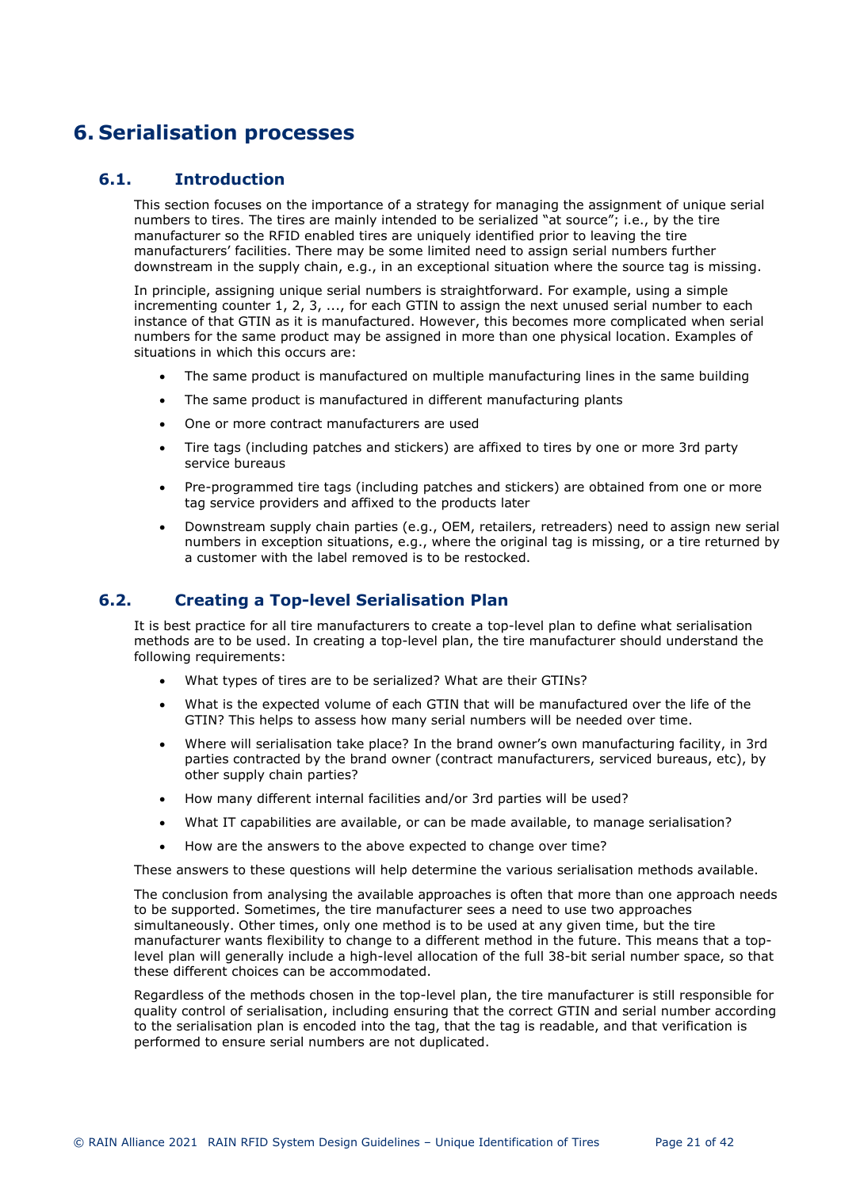# 6. Serialisation processes

## 6.1. Introduction

This section focuses on the importance of a strategy for managing the assignment of unique serial numbers to tires. The tires are mainly intended to be serialized "at source"; i.e., by the tire manufacturer so the RFID enabled tires are uniquely identified prior to leaving the tire manufacturers' facilities. There may be some limited need to assign serial numbers further downstream in the supply chain, e.g., in an exceptional situation where the source tag is missing.

In principle, assigning unique serial numbers is straightforward. For example, using a simple incrementing counter 1, 2, 3, ..., for each GTIN to assign the next unused serial number to each instance of that GTIN as it is manufactured. However, this becomes more complicated when serial numbers for the same product may be assigned in more than one physical location. Examples of situations in which this occurs are:

- The same product is manufactured on multiple manufacturing lines in the same building
- The same product is manufactured in different manufacturing plants
- One or more contract manufacturers are used
- Tire tags (including patches and stickers) are affixed to tires by one or more 3rd party service bureaus
- Pre-programmed tire tags (including patches and stickers) are obtained from one or more tag service providers and affixed to the products later
- Downstream supply chain parties (e.g., OEM, retailers, retreaders) need to assign new serial numbers in exception situations, e.g., where the original tag is missing, or a tire returned by a customer with the label removed is to be restocked.

## 6.2. Creating a Top-level Serialisation Plan

It is best practice for all tire manufacturers to create a top-level plan to define what serialisation methods are to be used. In creating a top-level plan, the tire manufacturer should understand the following requirements:

- What types of tires are to be serialized? What are their GTINs?
- What is the expected volume of each GTIN that will be manufactured over the life of the GTIN? This helps to assess how many serial numbers will be needed over time.
- Where will serialisation take place? In the brand owner's own manufacturing facility, in 3rd parties contracted by the brand owner (contract manufacturers, serviced bureaus, etc), by other supply chain parties?
- How many different internal facilities and/or 3rd parties will be used?
- What IT capabilities are available, or can be made available, to manage serialisation?
- How are the answers to the above expected to change over time?

These answers to these questions will help determine the various serialisation methods available.

The conclusion from analysing the available approaches is often that more than one approach needs to be supported. Sometimes, the tire manufacturer sees a need to use two approaches simultaneously. Other times, only one method is to be used at any given time, but the tire manufacturer wants flexibility to change to a different method in the future. This means that a top-level plan will generally include a high-level allocation of the full 38-bit serial number space, so that these different choices can be accommodated.

Regardless of the methods chosen in the top-level plan, the tire manufacturer is still responsible for quality control of serialisation, including ensuring that the correct GTIN and serial number according to the serialisation plan is encoded into the tag, that the tag is readable, and that verification is performed to ensure serial numbers are not duplicated.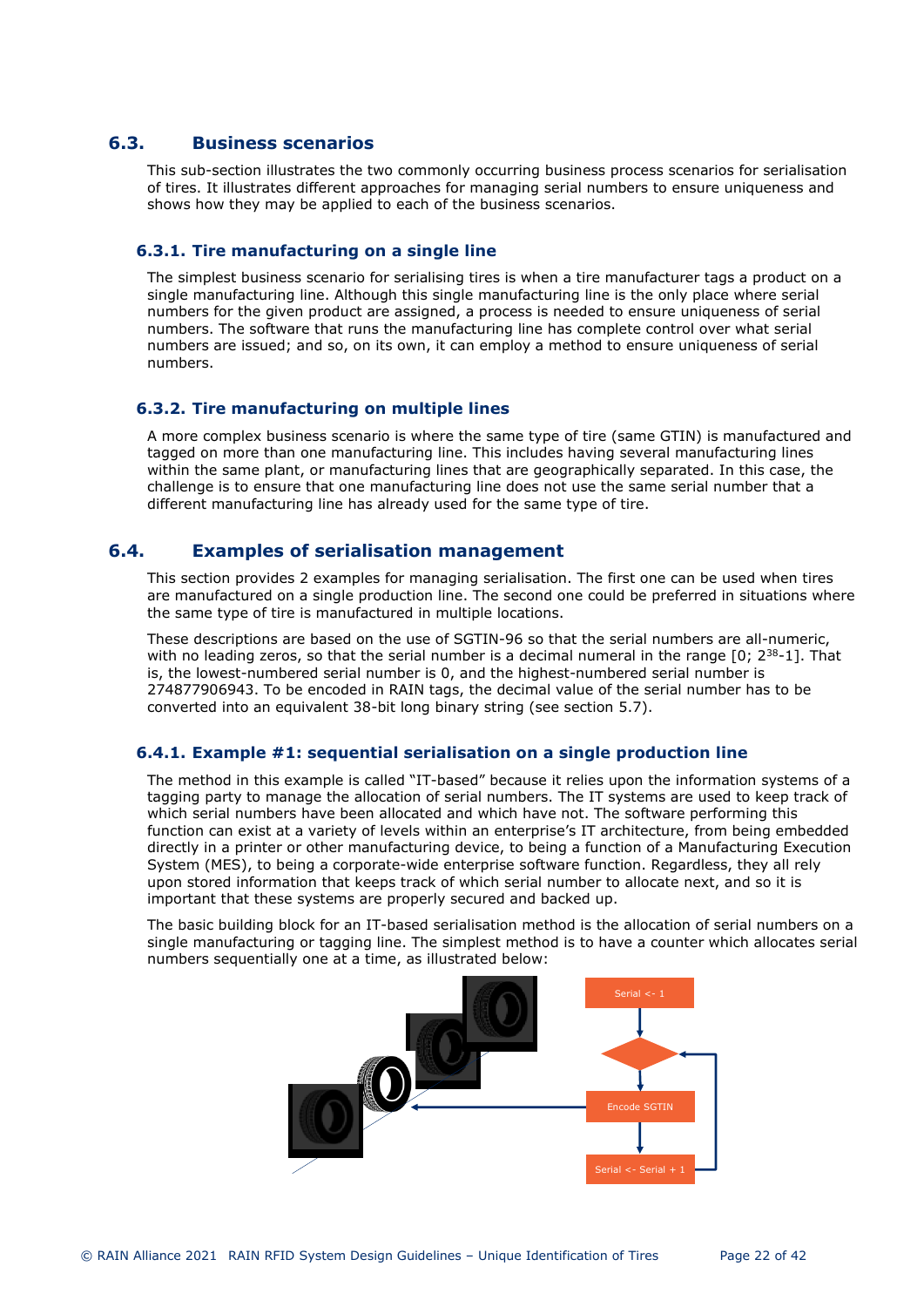## 6.3. Business scenarios

This sub-section illustrates the two commonly occurring business process scenarios for serialisation of tires. It illustrates different approaches for managing serial numbers to ensure uniqueness and shows how they may be applied to each of the business scenarios.

### 6.3.1. Tire manufacturing on a single line

The simplest business scenario for serialising tires is when a tire manufacturer tags a product on a single manufacturing line. Although this single manufacturing line is the only place where serial numbers for the given product are assigned, a process is needed to ensure uniqueness of serial numbers. The software that runs the manufacturing line has complete control over what serial numbers are issued; and so, on its own, it can employ a method to ensure uniqueness of serial numbers.

### 6.3.2. Tire manufacturing on multiple lines

A more complex business scenario is where the same type of tire (same GTIN) is manufactured and tagged on more than one manufacturing line. This includes having several manufacturing lines within the same plant, or manufacturing lines that are geographically separated. In this case, the challenge is to ensure that one manufacturing line does not use the same serial number that a different manufacturing line has already used for the same type of tire.

## 6.4. Examples of serialisation management

This section provides 2 examples for managing serialisation. The first one can be used when tires are manufactured on a single production line. The second one could be preferred in situations where the same type of tire is manufactured in multiple locations.

These descriptions are based on the use of SGTIN-96 so that the serial numbers are all-numeric, with no leading zeros, so that the serial number is a decimal numeral in the range $[0; 2^{38}-1]$. That is, the lowest-numbered serial number is 0, and the highest-numbered serial number is 274877906943. To be encoded in RAIN tags, the decimal value of the serial number has to be converted into an equivalent 38-bit long binary string (see section 5.7).

### 6.4.1. Example #1: sequential serialisation on a single production line

The method in this example is called "IT-based" because it relies upon the information systems of a tagging party to manage the allocation of serial numbers. The IT systems are used to keep track of which serial numbers have been allocated and which have not. The software performing this function can exist at a variety of levels within an enterprise's IT architecture, from being embedded directly in a printer or other manufacturing device, to being a function of a Manufacturing Execution System (MES), to being a corporate-wide enterprise software function. Regardless, they all rely upon stored information that keeps track of which serial number to allocate next, and so it is important that these systems are properly secured and backed up.

The basic building block for an IT-based serialisation method is the allocation of serial numbers on a single manufacturing or tagging line. The simplest method is to have a counter which allocates serial numbers sequentially one at a time, as illustrated below:

Serial <- 1

Encode SGTIN

Serial <- Serial + 1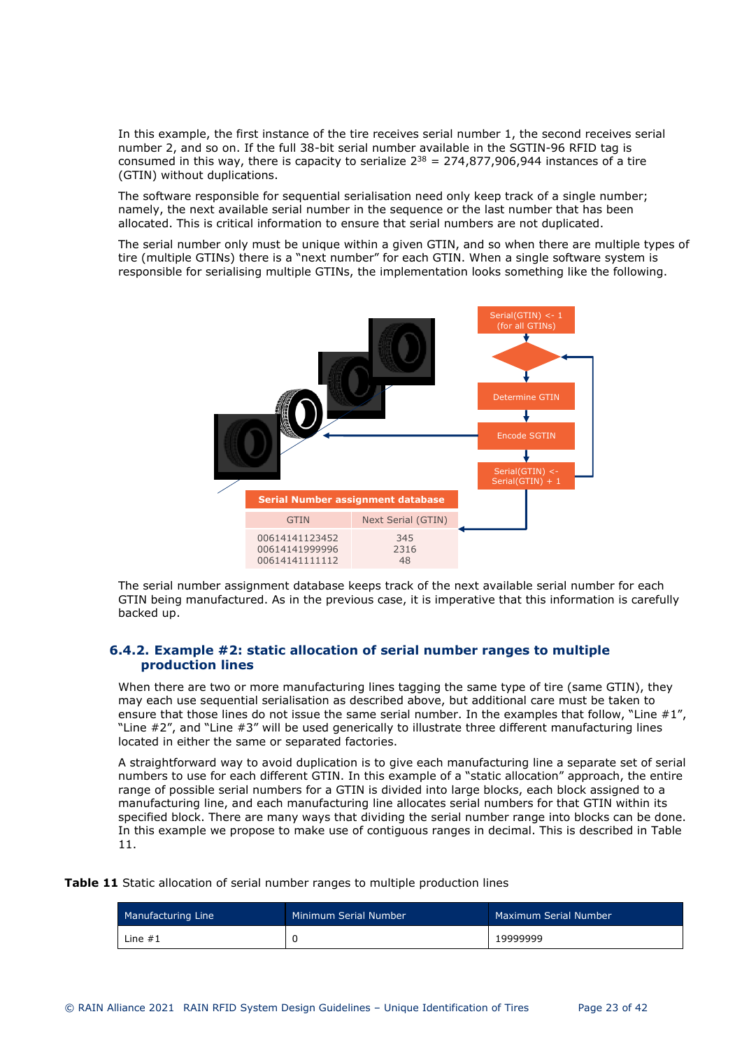In this example, the first instance of the tire receives serial number 1, the second receives serial number 2, and so on. If the full 38-bit serial number available in the SGTIN-96 RFID tag is consumed in this way, there is capacity to serialize $2^{38}$ = 274,877,906,944 instances of a tire (GTIN) without duplications.

The software responsible for sequential serialisation need only keep track of a single number; namely, the next available serial number in the sequence or the last number that has been allocated. This is critical information to ensure that serial numbers are not duplicated.

The serial number only must be unique within a given GTIN, and so when there are multiple types of tire (multiple GTINs) there is a "next number" for each GTIN. When a single software system is responsible for serialising multiple GTINs, the implementation looks something like the following.

Serial(GTIN) <- 1 (for all GTINs)

Determine GTIN

Encode SGTIN

Serial(GTIN) <- Serial(GTIN) + 1

| Serial Number assignment database | |
|---|---|
| GTIN | Next Serial (GTIN) |
| 00614141123452 | 345 |
| 00614141999996 | 2316 |
| 00614141111112 | 48 |

The serial number assignment database keeps track of the next available serial number for each GTIN being manufactured. As in the previous case, it is imperative that this information is carefully backed up.

### 6.4.2. Example #2: static allocation of serial number ranges to multiple production lines

When there are two or more manufacturing lines tagging the same type of tire (same GTIN), they may each use sequential serialisation as described above, but additional care must be taken to ensure that those lines do not issue the same serial number. In the examples that follow, "Line #1", "Line #2", and "Line #3" will be used generically to illustrate three different manufacturing lines located in either the same or separated factories.

A straightforward way to avoid duplication is to give each manufacturing line a separate set of serial numbers to use for each different GTIN. In this example of a "static allocation" approach, the entire range of possible serial numbers for a GTIN is divided into large blocks, each block assigned to a manufacturing line, and each manufacturing line allocates serial numbers for that GTIN within its specified block. There are many ways that dividing the serial number range into blocks can be done. In this example we propose to make use of contiguous ranges in decimal. This is described in Table 11.

**Table 11** Static allocation of serial number ranges to multiple production lines

| Manufacturing Line | Minimum Serial Number | Maximum Serial Number |
|---|---|---|
| Line #1 | 0 | 19999999 |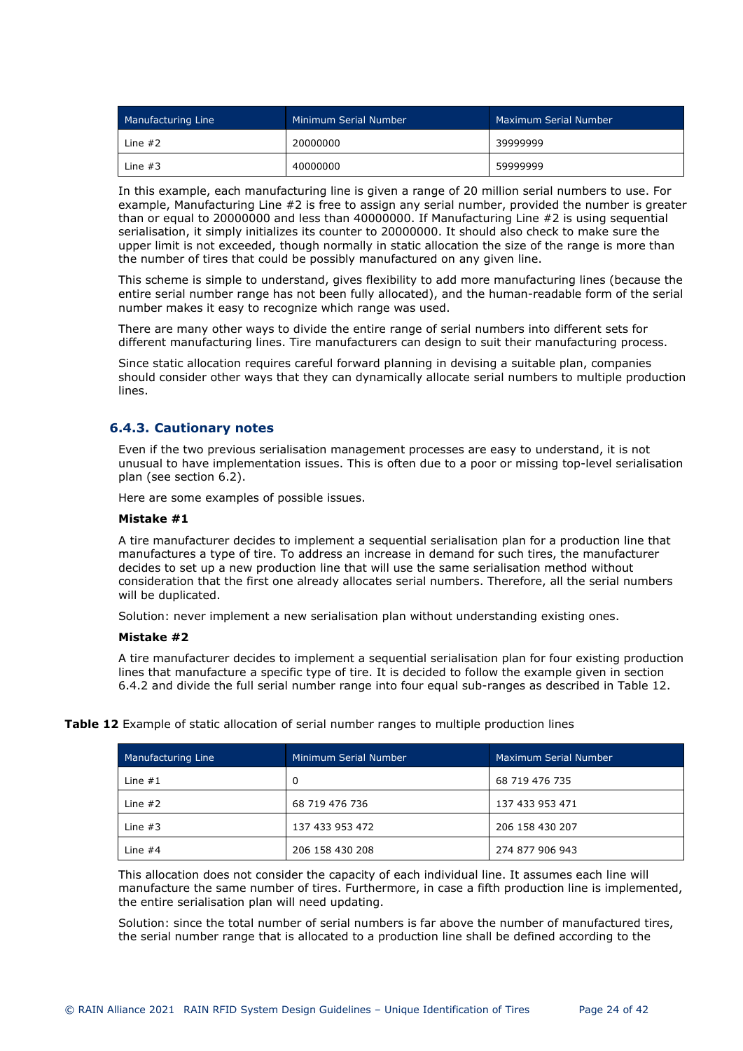| Manufacturing Line | Minimum Serial Number | Maximum Serial Number |
|---|---|---|
| Line #2 | 20000000 | 39999999 |
| Line #3 | 40000000 | 59999999 |

In this example, each manufacturing line is given a range of 20 million serial numbers to use. For example, Manufacturing Line #2 is free to assign any serial number, provided the number is greater than or equal to 20000000 and less than 40000000. If Manufacturing Line #2 is using sequential serialisation, it simply initializes its counter to 20000000. It should also check to make sure the upper limit is not exceeded, though normally in static allocation the size of the range is more than the number of tires that could be possibly manufactured on any given line.

This scheme is simple to understand, gives flexibility to add more manufacturing lines (because the entire serial number range has not been fully allocated), and the human-readable form of the serial number makes it easy to recognize which range was used.

There are many other ways to divide the entire range of serial numbers into different sets for different manufacturing lines. Tire manufacturers can design to suit their manufacturing process.

Since static allocation requires careful forward planning in devising a suitable plan, companies should consider other ways that they can dynamically allocate serial numbers to multiple production lines.

### 6.4.3. Cautionary notes

Even if the two previous serialisation management processes are easy to understand, it is not unusual to have implementation issues. This is often due to a poor or missing top-level serialisation plan (see section 6.2).

Here are some examples of possible issues.

**Mistake #1**

A tire manufacturer decides to implement a sequential serialisation plan for a production line that manufactures a type of tire. To address an increase in demand for such tires, the manufacturer decides to set up a new production line that will use the same serialisation method without consideration that the first one already allocates serial numbers. Therefore, all the serial numbers will be duplicated.

Solution: never implement a new serialisation plan without understanding existing ones.

**Mistake #2**

A tire manufacturer decides to implement a sequential serialisation plan for four existing production lines that manufacture a specific type of tire. It is decided to follow the example given in section 6.4.2 and divide the full serial number range into four equal sub-ranges as described in Table 12.

**Table 12** Example of static allocation of serial number ranges to multiple production lines

| Manufacturing Line | Minimum Serial Number | Maximum Serial Number |
|---|---|---|
| Line #1 | 0 | 68 719 476 735 |
| Line #2 | 68 719 476 736 | 137 433 953 471 |
| Line #3 | 137 433 953 472 | 206 158 430 207 |
| Line #4 | 206 158 430 208 | 274 877 906 943 |

This allocation does not consider the capacity of each individual line. It assumes each line will manufacture the same number of tires. Furthermore, in case a fifth production line is implemented, the entire serialisation plan will need updating.

Solution: since the total number of serial numbers is far above the number of manufactured tires, the serial number range that is allocated to a production line shall be defined according to the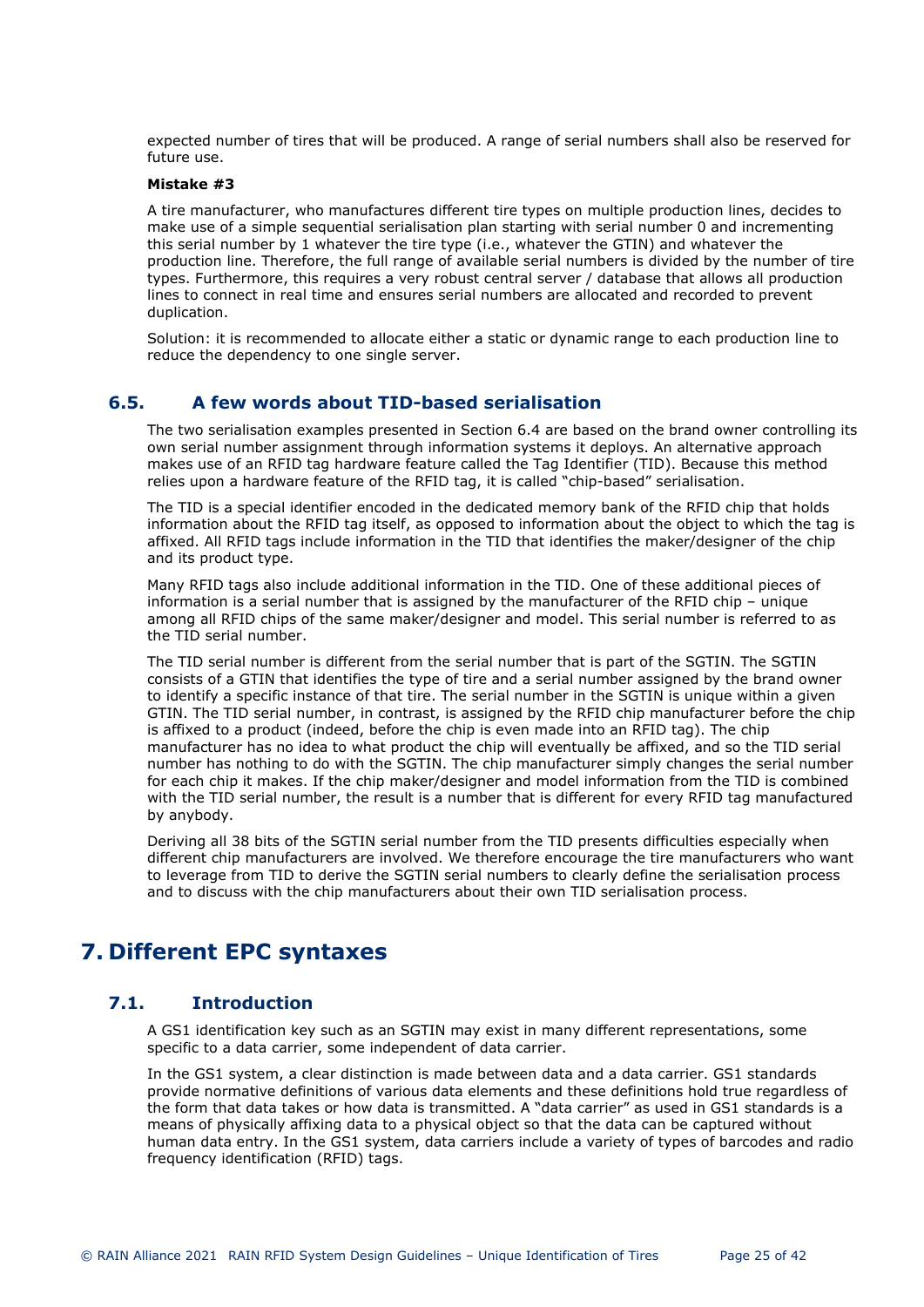expected number of tires that will be produced. A range of serial numbers shall also be reserved for future use.

**Mistake #3**

A tire manufacturer, who manufactures different tire types on multiple production lines, decides to make use of a simple sequential serialisation plan starting with serial number 0 and incrementing this serial number by 1 whatever the tire type (i.e., whatever the GTIN) and whatever the production line. Therefore, the full range of available serial numbers is divided by the number of tire types. Furthermore, this requires a very robust central server / database that allows all production lines to connect in real time and ensures serial numbers are allocated and recorded to prevent duplication.

Solution: it is recommended to allocate either a static or dynamic range to each production line to reduce the dependency to one single server.

## 6.5. A few words about TID-based serialisation

The two serialisation examples presented in Section 6.4 are based on the brand owner controlling its own serial number assignment through information systems it deploys. An alternative approach makes use of an RFID tag hardware feature called the Tag Identifier (TID). Because this method relies upon a hardware feature of the RFID tag, it is called "chip-based" serialisation.

The TID is a special identifier encoded in the dedicated memory bank of the RFID chip that holds information about the RFID tag itself, as opposed to information about the object to which the tag is affixed. All RFID tags include information in the TID that identifies the maker/designer of the chip and its product type.

Many RFID tags also include additional information in the TID. One of these additional pieces of information is a serial number that is assigned by the manufacturer of the RFID chip – unique among all RFID chips of the same maker/designer and model. This serial number is referred to as the TID serial number.

The TID serial number is different from the serial number that is part of the SGTIN. The SGTIN consists of a GTIN that identifies the type of tire and a serial number assigned by the brand owner to identify a specific instance of that tire. The serial number in the SGTIN is unique within a given GTIN. The TID serial number, in contrast, is assigned by the RFID chip manufacturer before the chip is affixed to a product (indeed, before the chip is even made into an RFID tag). The chip manufacturer has no idea to what product the chip will eventually be affixed, and so the TID serial number has nothing to do with the SGTIN. The chip manufacturer simply changes the serial number for each chip it makes. If the chip maker/designer and model information from the TID is combined with the TID serial number, the result is a number that is different for every RFID tag manufactured by anybody.

Deriving all 38 bits of the SGTIN serial number from the TID presents difficulties especially when different chip manufacturers are involved. We therefore encourage the tire manufacturers who want to leverage from TID to derive the SGTIN serial numbers to clearly define the serialisation process and to discuss with the chip manufacturers about their own TID serialisation process.

# 7. Different EPC syntaxes

## 7.1. Introduction

A GS1 identification key such as an SGTIN may exist in many different representations, some specific to a data carrier, some independent of data carrier.

In the GS1 system, a clear distinction is made between data and a data carrier. GS1 standards provide normative definitions of various data elements and these definitions hold true regardless of the form that data takes or how data is transmitted. A "data carrier" as used in GS1 standards is a means of physically affixing data to a physical object so that the data can be captured without human data entry. In the GS1 system, data carriers include a variety of types of barcodes and radio frequency identification (RFID) tags.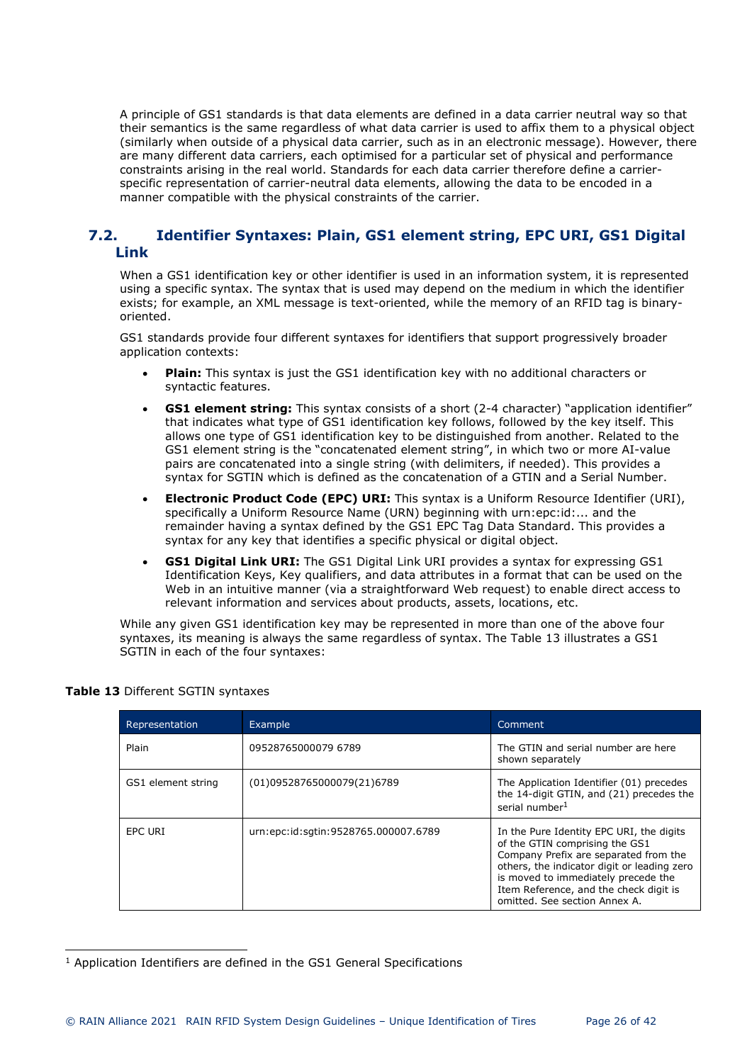A principle of GS1 standards is that data elements are defined in a data carrier neutral way so that their semantics is the same regardless of what data carrier is used to affix them to a physical object (similarly when outside of a physical data carrier, such as in an electronic message). However, there are many different data carriers, each optimised for a particular set of physical and performance constraints arising in the real world. Standards for each data carrier therefore define a carrier-specific representation of carrier-neutral data elements, allowing the data to be encoded in a manner compatible with the physical constraints of the carrier.

## 7.2. Identifier Syntaxes: Plain, GS1 element string, EPC URI, GS1 Digital Link

When a GS1 identification key or other identifier is used in an information system, it is represented using a specific syntax. The syntax that is used may depend on the medium in which the identifier exists; for example, an XML message is text-oriented, while the memory of an RFID tag is binary-oriented.

GS1 standards provide four different syntaxes for identifiers that support progressively broader application contexts:

- **Plain:** This syntax is just the GS1 identification key with no additional characters or syntactic features.
- **GS1 element string:** This syntax consists of a short (2-4 character) "application identifier" that indicates what type of GS1 identification key follows, followed by the key itself. This allows one type of GS1 identification key to be distinguished from another. Related to the GS1 element string is the "concatenated element string", in which two or more AI-value pairs are concatenated into a single string (with delimiters, if needed). This provides a syntax for SGTIN which is defined as the concatenation of a GTIN and a Serial Number.
- **Electronic Product Code (EPC) URI:** This syntax is a Uniform Resource Identifier (URI), specifically a Uniform Resource Name (URN) beginning with urn:epc:id:... and the remainder having a syntax defined by the GS1 EPC Tag Data Standard. This provides a syntax for any key that identifies a specific physical or digital object.
- **GS1 Digital Link URI:** The GS1 Digital Link URI provides a syntax for expressing GS1 Identification Keys, Key qualifiers, and data attributes in a format that can be used on the Web in an intuitive manner (via a straightforward Web request) to enable direct access to relevant information and services about products, assets, locations, etc.

While any given GS1 identification key may be represented in more than one of the above four syntaxes, its meaning is always the same regardless of syntax. The Table 13 illustrates a GS1 SGTIN in each of the four syntaxes:

**Table 13** Different SGTIN syntaxes

| Representation | Example | Comment |
|---|---|---|
| Plain | 09528765000079 6789 | The GTIN and serial number are here shown separately |
| GS1 element string | (01)09528765000079(21)6789 | The Application Identifier (01) precedes the 14-digit GTIN, and (21) precedes the serial number[1] |
| EPC URI | urn:epc:id:sgtin:9528765.000007.6789 | In the Pure Identity EPC URI, the digits of the GTIN comprising the GS1 Company Prefix are separated from the others, the indicator digit or leading zero is moved to immediately precede the Item Reference, and the check digit is omitted. See section Annex A. |

[1] Application Identifiers are defined in the GS1 General Specifications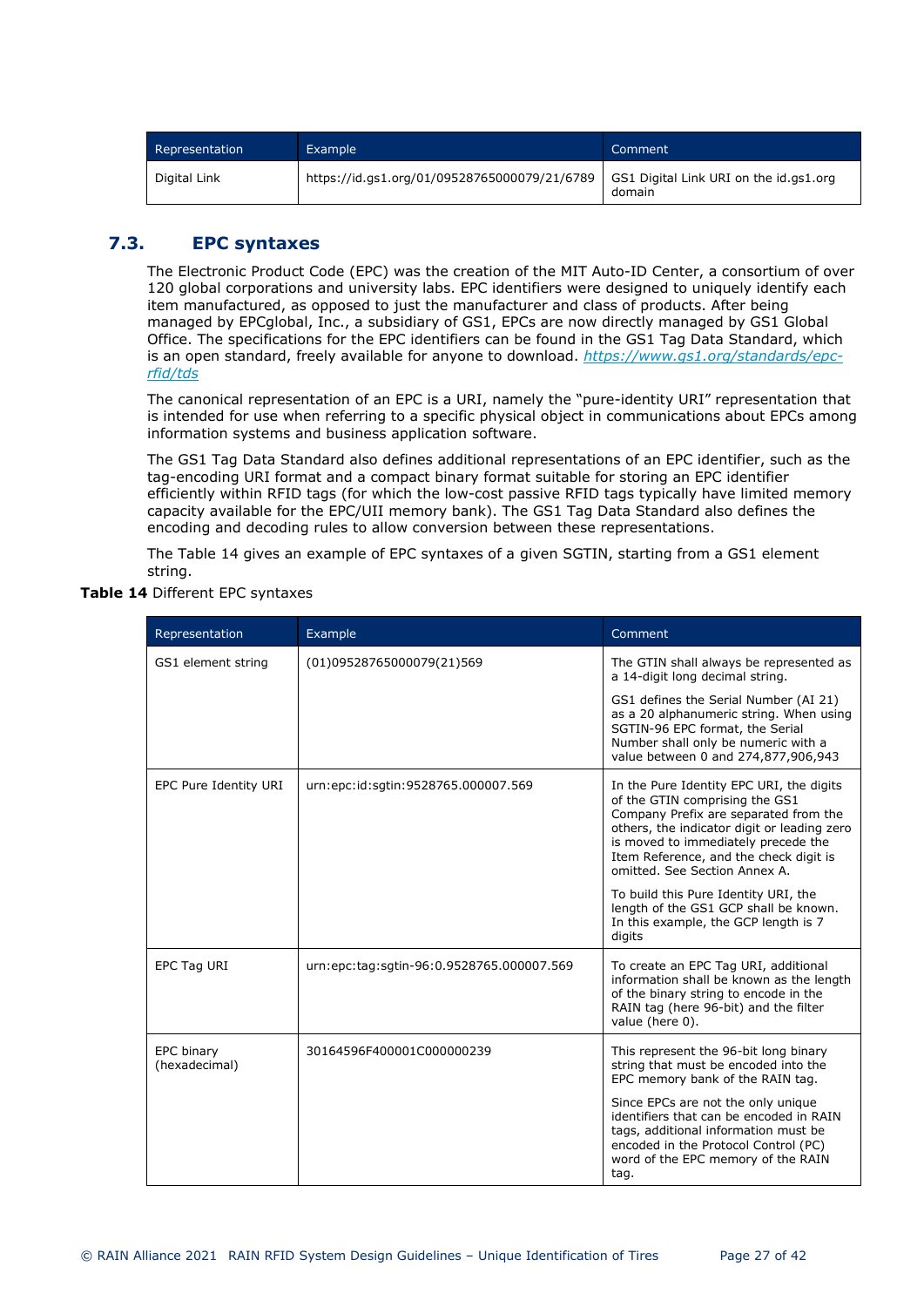| Representation | Example | Comment |
| --- | --- | --- |
| Digital Link | https://id.gs1.org/01/09528765000079/21/6789 | GS1 Digital Link URI on the id.gs1.org domain |

## 7.3. EPC syntaxes

The Electronic Product Code (EPC) was the creation of the MIT Auto-ID Center, a consortium of over 120 global corporations and university labs. EPC identifiers were designed to uniquely identify each item manufactured, as opposed to just the manufacturer and class of products. After being managed by EPCglobal, Inc., a subsidiary of GS1, EPCs are now directly managed by GS1 Global Office. The specifications for the EPC identifiers can be found in the GS1 Tag Data Standard, which is an open standard, freely available for anyone to download. *https://www.gs1.org/standards/epc-rfid/tds*

The canonical representation of an EPC is a URI, namely the "pure-identity URI" representation that is intended for use when referring to a specific physical object in communications about EPCs among information systems and business application software.

The GS1 Tag Data Standard also defines additional representations of an EPC identifier, such as the tag-encoding URI format and a compact binary format suitable for storing an EPC identifier efficiently within RFID tags (for which the low-cost passive RFID tags typically have limited memory capacity available for the EPC/UII memory bank). The GS1 Tag Data Standard also defines the encoding and decoding rules to allow conversion between these representations.

The Table 14 gives an example of EPC syntaxes of a given SGTIN, starting from a GS1 element string.

**Table 14** Different EPC syntaxes

| Representation | Example | Comment |
| --- | --- | --- |
| GS1 element string | (01)09528765000079(21)569 | The GTIN shall always be represented as a 14-digit long decimal string.<br><br>GS1 defines the Serial Number (AI 21) as a 20 alphanumeric string. When using SGTIN-96 EPC format, the Serial Number shall only be numeric with a value between 0 and 274,877,906,943 |
| EPC Pure Identity URI | urn:epc:id:sgtin:9528765.000007.569 | In the Pure Identity EPC URI, the digits of the GTIN comprising the GS1 Company Prefix are separated from the others, the indicator digit or leading zero is moved to immediately precede the Item Reference, and the check digit is omitted. See Section Annex A.<br><br>To build this Pure Identity URI, the length of the GS1 GCP shall be known. In this example, the GCP length is 7 digits |
| EPC Tag URI | urn:epc:tag:sgtin-96:0.9528765.000007.569 | To create an EPC Tag URI, additional information shall be known as the length of the binary string to encode in the RAIN tag (here 96-bit) and the filter value (here 0). |
| EPC binary (hexadecimal) | 30164596F400001C000000239 | This represent the 96-bit long binary string that must be encoded into the EPC memory bank of the RAIN tag.<br><br>Since EPCs are not the only unique identifiers that can be encoded in RAIN tags, additional information must be encoded in the Protocol Control (PC) word of the EPC memory of the RAIN tag. |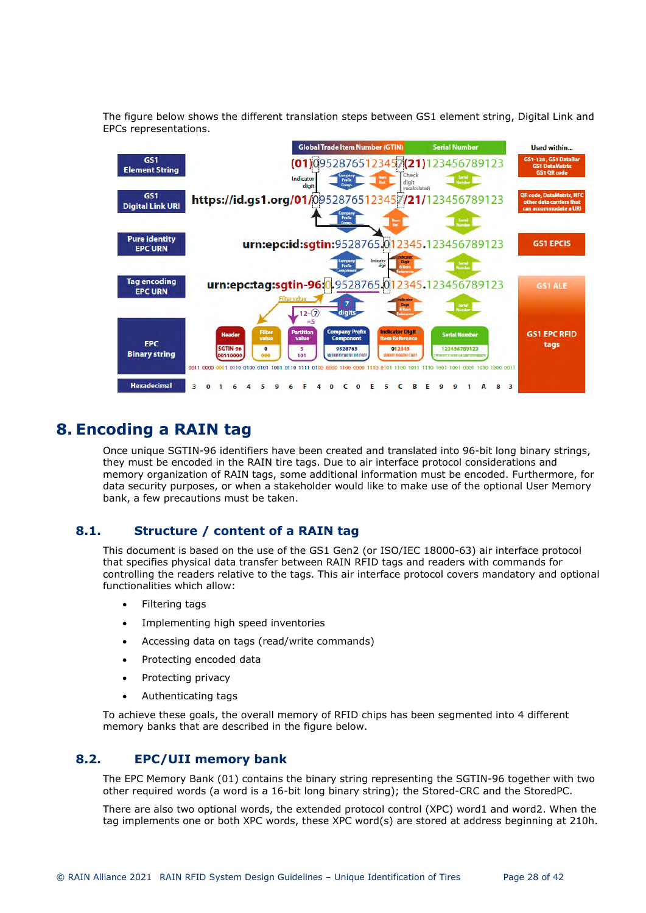The figure below shows the different translation steps between GS1 element string, Digital Link and EPCs representations.

| | Representation | Used within… |
|---|---|---|
| GS1 Element String | (01)09528765123457(21)123456789123 | GS1-128, GS1 DataBar, GS1 DataMatrix, GS1 QR code |
| GS1 Digital Link URI | https://id.gs1.org/01/09528765123457/21/123456789123 | QR code, DataMatrix, NFC other data carriers that can accommodate a URI |
| Pure identity EPC URN | urn:epc:id:sgtin:9528765.012345.123456789123 | GS1 EPCIS |
| Tag encoding EPC URN | urn:epc:tag:sgtin-96:0.9528765.012345.123456789123 | GS1 ALE |
| EPC Binary string | Header: SGTIN-96 00110000; Filter value: 0 000; Partition value: 5 101; Company Prefix Component: 9528765; Indicator Digit Item Reference: 012345; Serial Number: 123456789123 | GS1 EPC RFID tags |
| Hexadecimal | 3 0 1 6 4 5 9 6 F 4 0 C 0 E 5 C B E 9 9 1 A 8 3 | |

# 8. Encoding a RAIN tag

Once unique SGTIN-96 identifiers have been created and translated into 96-bit long binary strings, they must be encoded in the RAIN tire tags. Due to air interface protocol considerations and memory organization of RAIN tags, some additional information must be encoded. Furthermore, for data security purposes, or when a stakeholder would like to make use of the optional User Memory bank, a few precautions must be taken.

## 8.1. Structure / content of a RAIN tag

This document is based on the use of the GS1 Gen2 (or ISO/IEC 18000-63) air interface protocol that specifies physical data transfer between RAIN RFID tags and readers with commands for controlling the readers relative to the tags. This air interface protocol covers mandatory and optional functionalities which allow:

- Filtering tags
- Implementing high speed inventories
- Accessing data on tags (read/write commands)
- Protecting encoded data
- Protecting privacy
- Authenticating tags

To achieve these goals, the overall memory of RFID chips has been segmented into 4 different memory banks that are described in the figure below.

## 8.2. EPC/UII memory bank

The EPC Memory Bank (01) contains the binary string representing the SGTIN-96 together with two other required words (a word is a 16-bit long binary string); the Stored-CRC and the StoredPC.

There are also two optional words, the extended protocol control (XPC) word1 and word2. When the tag implements one or both XPC words, these XPC word(s) are stored at address beginning at 210h.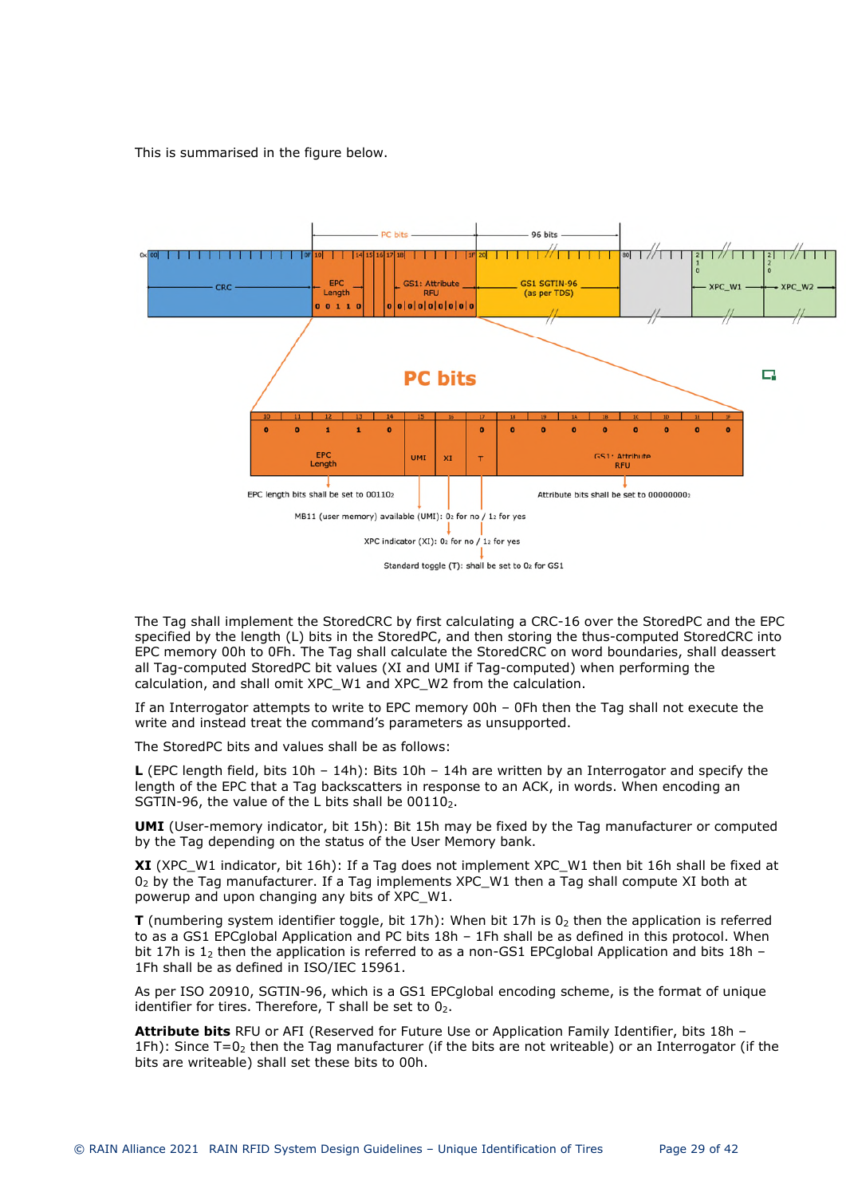This is summarised in the figure below.

The Tag shall implement the StoredCRC by first calculating a CRC-16 over the StoredPC and the EPC specified by the length (L) bits in the StoredPC, and then storing the thus-computed StoredCRC into EPC memory 00h to 0Fh. The Tag shall calculate the StoredCRC on word boundaries, shall deassert all Tag-computed StoredPC bit values (XI and UMI if Tag-computed) when performing the calculation, and shall omit XPC_W1 and XPC_W2 from the calculation.

If an Interrogator attempts to write to EPC memory 00h – 0Fh then the Tag shall not execute the write and instead treat the command's parameters as unsupported.

The StoredPC bits and values shall be as follows:

**L** (EPC length field, bits 10h – 14h): Bits 10h – 14h are written by an Interrogator and specify the length of the EPC that a Tag backscatters in response to an ACK, in words. When encoding an SGTIN-96, the value of the L bits shall be $00110_2$.

**UMI** (User-memory indicator, bit 15h): Bit 15h may be fixed by the Tag manufacturer or computed by the Tag depending on the status of the User Memory bank.

**XI** (XPC_W1 indicator, bit 16h): If a Tag does not implement XPC_W1 then bit 16h shall be fixed at $0_2$ by the Tag manufacturer. If a Tag implements XPC_W1 then a Tag shall compute XI both at powerup and upon changing any bits of XPC_W1.

**T** (numbering system identifier toggle, bit 17h): When bit 17h is $0_2$ then the application is referred to as a GS1 EPCglobal Application and PC bits 18h – 1Fh shall be as defined in this protocol. When bit 17h is $1_2$ then the application is referred to as a non-GS1 EPCglobal Application and bits 18h – 1Fh shall be as defined in ISO/IEC 15961.

As per ISO 20910, SGTIN-96, which is a GS1 EPCglobal encoding scheme, is the format of unique identifier for tires. Therefore, T shall be set to $0_2$.

**Attribute bits** RFU or AFI (Reserved for Future Use or Application Family Identifier, bits 18h – 1Fh): Since T=$0_2$ then the Tag manufacturer (if the bits are not writeable) or an Interrogator (if the bits are writeable) shall set these bits to 00h.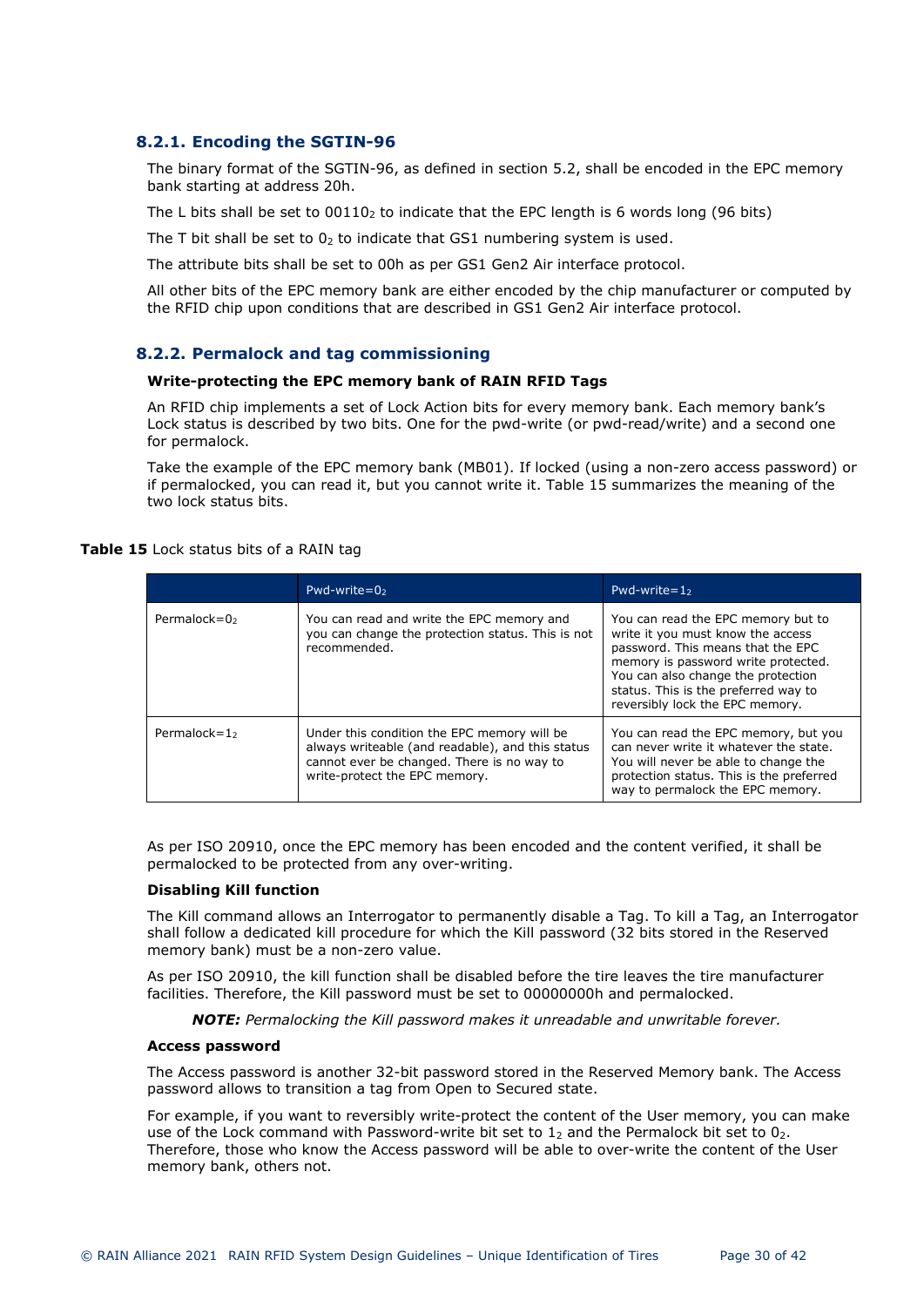### 8.2.1. Encoding the SGTIN-96

The binary format of the SGTIN-96, as defined in section 5.2, shall be encoded in the EPC memory bank starting at address 20h.

The L bits shall be set to $00110_2$ to indicate that the EPC length is 6 words long (96 bits)

The T bit shall be set to $0_2$ to indicate that GS1 numbering system is used.

The attribute bits shall be set to 00h as per GS1 Gen2 Air interface protocol.

All other bits of the EPC memory bank are either encoded by the chip manufacturer or computed by the RFID chip upon conditions that are described in GS1 Gen2 Air interface protocol.

### 8.2.2. Permalock and tag commissioning

**Write-protecting the EPC memory bank of RAIN RFID Tags**

An RFID chip implements a set of Lock Action bits for every memory bank. Each memory bank's Lock status is described by two bits. One for the pwd-write (or pwd-read/write) and a second one for permalock.

Take the example of the EPC memory bank (MB01). If locked (using a non-zero access password) or if permalocked, you can read it, but you cannot write it. Table 15 summarizes the meaning of the two lock status bits.

**Table 15** Lock status bits of a RAIN tag

| | Pwd-write=$0_2$ | Pwd-write=$1_2$ |
|---|---|---|
| Permalock=$0_2$ | You can read and write the EPC memory and you can change the protection status. This is not recommended. | You can read the EPC memory but to write it you must know the access password. This means that the EPC memory is password write protected. You can also change the protection status. This is the preferred way to reversibly lock the EPC memory. |
| Permalock=$1_2$ | Under this condition the EPC memory will be always writeable (and readable), and this status cannot ever be changed. There is no way to write-protect the EPC memory. | You can read the EPC memory, but you can never write it whatever the state. You will never be able to change the protection status. This is the preferred way to permalock the EPC memory. |

As per ISO 20910, once the EPC memory has been encoded and the content verified, it shall be permalocked to be protected from any over-writing.

**Disabling Kill function**

The Kill command allows an Interrogator to permanently disable a Tag. To kill a Tag, an Interrogator shall follow a dedicated kill procedure for which the Kill password (32 bits stored in the Reserved memory bank) must be a non-zero value.

As per ISO 20910, the kill function shall be disabled before the tire leaves the tire manufacturer facilities. Therefore, the Kill password must be set to 00000000h and permalocked.

> ***NOTE:*** *Permalocking the Kill password makes it unreadable and unwritable forever.*

**Access password**

The Access password is another 32-bit password stored in the Reserved Memory bank. The Access password allows to transition a tag from Open to Secured state.

For example, if you want to reversibly write-protect the content of the User memory, you can make use of the Lock command with Password-write bit set to $1_2$ and the Permalock bit set to $0_2$. Therefore, those who know the Access password will be able to over-write the content of the User memory bank, others not.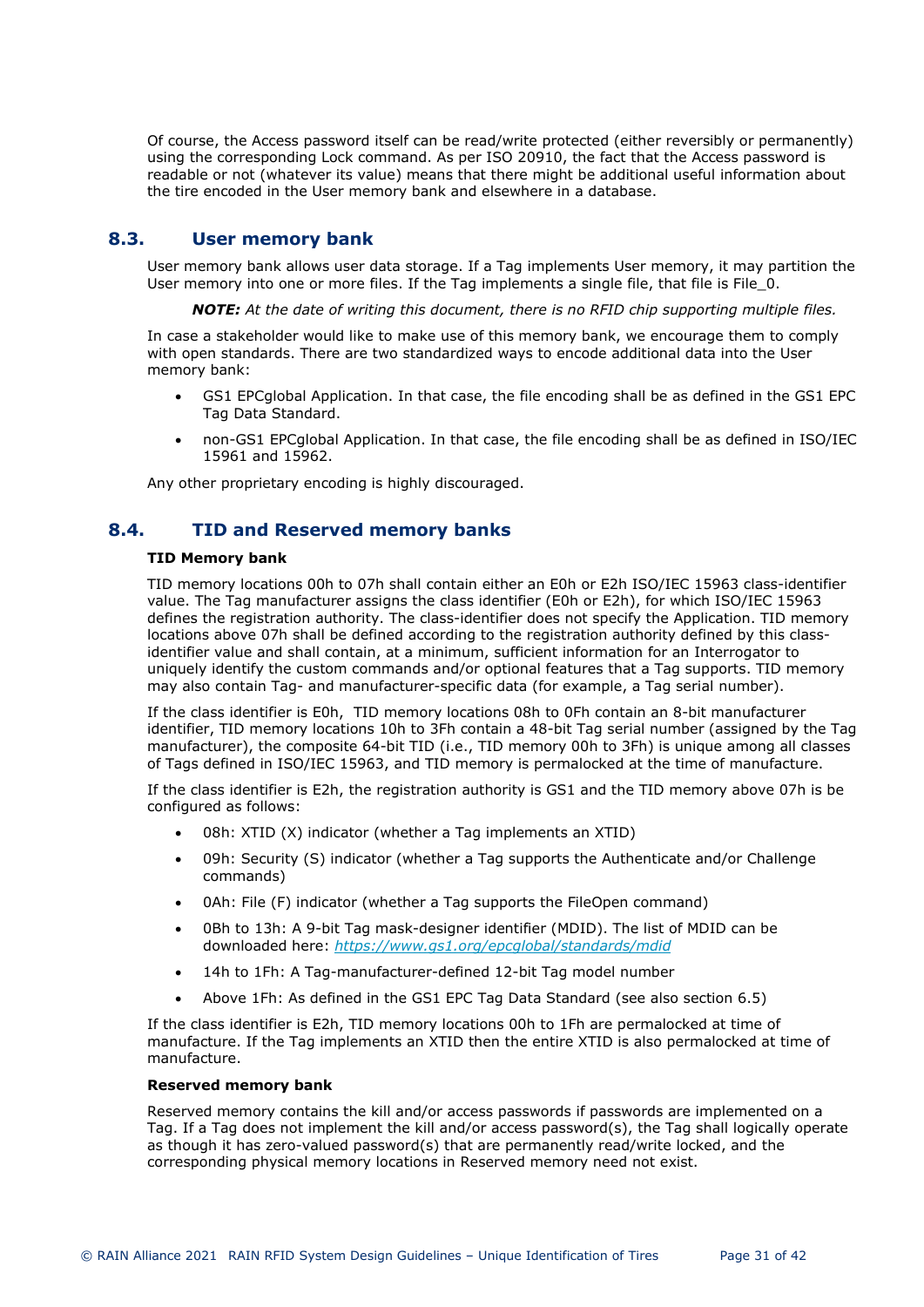Of course, the Access password itself can be read/write protected (either reversibly or permanently) using the corresponding Lock command. As per ISO 20910, the fact that the Access password is readable or not (whatever its value) means that there might be additional useful information about the tire encoded in the User memory bank and elsewhere in a database.

## 8.3. User memory bank

User memory bank allows user data storage. If a Tag implements User memory, it may partition the User memory into one or more files. If the Tag implements a single file, that file is File_0.

> ***NOTE:*** *At the date of writing this document, there is no RFID chip supporting multiple files.*

In case a stakeholder would like to make use of this memory bank, we encourage them to comply with open standards. There are two standardized ways to encode additional data into the User memory bank:

- GS1 EPCglobal Application. In that case, the file encoding shall be as defined in the GS1 EPC Tag Data Standard.
- non-GS1 EPCglobal Application. In that case, the file encoding shall be as defined in ISO/IEC 15961 and 15962.

Any other proprietary encoding is highly discouraged.

## 8.4. TID and Reserved memory banks

**TID Memory bank**

TID memory locations 00h to 07h shall contain either an E0h or E2h ISO/IEC 15963 class-identifier value. The Tag manufacturer assigns the class identifier (E0h or E2h), for which ISO/IEC 15963 defines the registration authority. The class-identifier does not specify the Application. TID memory locations above 07h shall be defined according to the registration authority defined by this class-identifier value and shall contain, at a minimum, sufficient information for an Interrogator to uniquely identify the custom commands and/or optional features that a Tag supports. TID memory may also contain Tag- and manufacturer-specific data (for example, a Tag serial number).

If the class identifier is E0h, TID memory locations 08h to 0Fh contain an 8-bit manufacturer identifier, TID memory locations 10h to 3Fh contain a 48-bit Tag serial number (assigned by the Tag manufacturer), the composite 64-bit TID (i.e., TID memory 00h to 3Fh) is unique among all classes of Tags defined in ISO/IEC 15963, and TID memory is permalocked at the time of manufacture.

If the class identifier is E2h, the registration authority is GS1 and the TID memory above 07h is be configured as follows:

- 08h: XTID (X) indicator (whether a Tag implements an XTID)
- 09h: Security (S) indicator (whether a Tag supports the Authenticate and/or Challenge commands)
- 0Ah: File (F) indicator (whether a Tag supports the FileOpen command)
- 0Bh to 13h: A 9-bit Tag mask-designer identifier (MDID). The list of MDID can be downloaded here: *https://www.gs1.org/epcglobal/standards/mdid*
- 14h to 1Fh: A Tag-manufacturer-defined 12-bit Tag model number
- Above 1Fh: As defined in the GS1 EPC Tag Data Standard (see also section 6.5)

If the class identifier is E2h, TID memory locations 00h to 1Fh are permalocked at time of manufacture. If the Tag implements an XTID then the entire XTID is also permalocked at time of manufacture.

**Reserved memory bank**

Reserved memory contains the kill and/or access passwords if passwords are implemented on a Tag. If a Tag does not implement the kill and/or access password(s), the Tag shall logically operate as though it has zero-valued password(s) that are permanently read/write locked, and the corresponding physical memory locations in Reserved memory need not exist.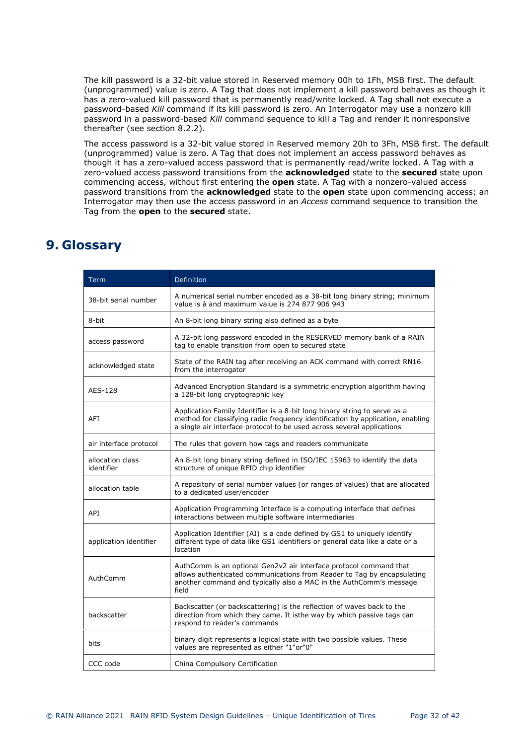The kill password is a 32-bit value stored in Reserved memory 00h to 1Fh, MSB first. The default (unprogrammed) value is zero. A Tag that does not implement a kill password behaves as though it has a zero-valued kill password that is permanently read/write locked. A Tag shall not execute a password-based *Kill* command if its kill password is zero. An Interrogator may use a nonzero kill password in a password-based *Kill* command sequence to kill a Tag and render it nonresponsive thereafter (see section 8.2.2).

The access password is a 32-bit value stored in Reserved memory 20h to 3Fh, MSB first. The default (unprogrammed) value is zero. A Tag that does not implement an access password behaves as though it has a zero-valued access password that is permanently read/write locked. A Tag with a zero-valued access password transitions from the **acknowledged** state to the **secured** state upon commencing access, without first entering the **open** state. A Tag with a nonzero-valued access password transitions from the **acknowledged** state to the **open** state upon commencing access; an Interrogator may then use the access password in an *Access* command sequence to transition the Tag from the **open** to the **secured** state.

# 9. Glossary

| Term | Definition |
|---|---|
| 38-bit serial number | A numerical serial number encoded as a 38-bit long binary string; minimum value is à and maximum value is 274 877 906 943 |
| 8-bit | An 8-bit long binary string also defined as a byte |
| access password | A 32-bit long password encoded in the RESERVED memory bank of a RAIN tag to enable transition from open to secured state |
| acknowledged state | State of the RAIN tag after receiving an ACK command with correct RN16 from the interrogator |
| AES-128 | Advanced Encryption Standard is a symmetric encryption algorithm having a 128-bit long cryptographic key |
| AFI | Application Family Identifier is a 8-bit long binary string to serve as a method for classifying radio frequency identification by application, enabling a single air interface protocol to be used across several applications |
| air interface protocol | The rules that govern how tags and readers communicate |
| allocation class identifier | An 8-bit long binary string defined in ISO/IEC 15963 to identify the data structure of unique RFID chip identifier |
| allocation table | A repository of serial number values (or ranges of values) that are allocated to a dedicated user/encoder |
| API | Application Programming Interface is a computing interface that defines interactions between multiple software intermediaries |
| application identifier | Application Identifier (AI) is a code defined by GS1 to uniquely identify different type of data like GS1 identifiers or general data like a date or a location |
| AuthComm | AuthComm is an optional Gen2v2 air interface protocol command that allows authenticated communications from Reader to Tag by encapsulating another command and typically also a MAC in the AuthComm's message field |
| backscatter | Backscatter (or backscattering) is the reflection of waves back to the direction from which they came. It isthe way by which passive tags can respond to reader's commands |
| bits | binary digit represents a logical state with two possible values. These values are represented as either "1"or"0" |
| CCC code | China Compulsory Certification |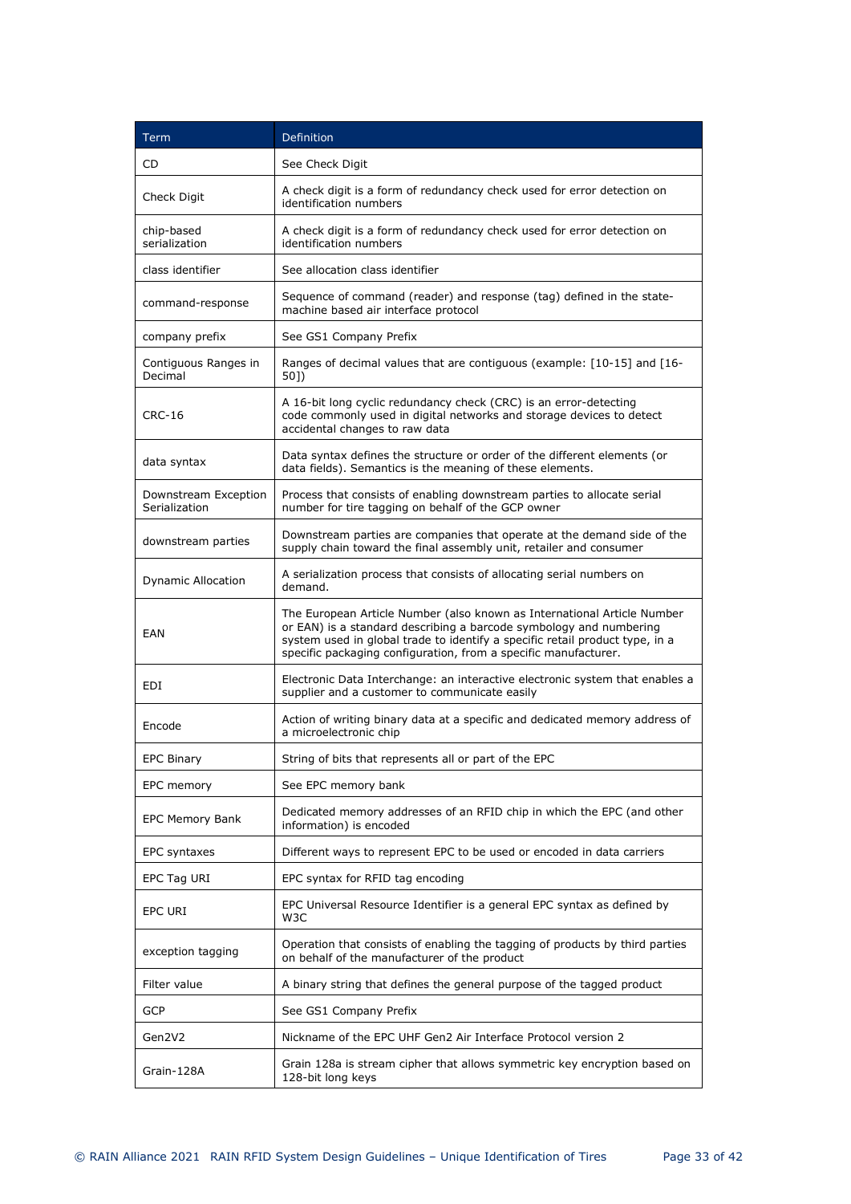| Term | Definition |
| --- | --- |
| CD | See Check Digit |
| Check Digit | A check digit is a form of redundancy check used for error detection on identification numbers |
| chip-based serialization | A check digit is a form of redundancy check used for error detection on identification numbers |
| class identifier | See allocation class identifier |
| command-response | Sequence of command (reader) and response (tag) defined in the state-machine based air interface protocol |
| company prefix | See GS1 Company Prefix |
| Contiguous Ranges in Decimal | Ranges of decimal values that are contiguous (example: [10-15] and [16-50]) |
| CRC-16 | A 16-bit long cyclic redundancy check (CRC) is an error-detecting code commonly used in digital networks and storage devices to detect accidental changes to raw data |
| data syntax | Data syntax defines the structure or order of the different elements (or data fields). Semantics is the meaning of these elements. |
| Downstream Exception Serialization | Process that consists of enabling downstream parties to allocate serial number for tire tagging on behalf of the GCP owner |
| downstream parties | Downstream parties are companies that operate at the demand side of the supply chain toward the final assembly unit, retailer and consumer |
| Dynamic Allocation | A serialization process that consists of allocating serial numbers on demand. |
| EAN | The European Article Number (also known as International Article Number or EAN) is a standard describing a barcode symbology and numbering system used in global trade to identify a specific retail product type, in a specific packaging configuration, from a specific manufacturer. |
| EDI | Electronic Data Interchange: an interactive electronic system that enables a supplier and a customer to communicate easily |
| Encode | Action of writing binary data at a specific and dedicated memory address of a microelectronic chip |
| EPC Binary | String of bits that represents all or part of the EPC |
| EPC memory | See EPC memory bank |
| EPC Memory Bank | Dedicated memory addresses of an RFID chip in which the EPC (and other information) is encoded |
| EPC syntaxes | Different ways to represent EPC to be used or encoded in data carriers |
| EPC Tag URI | EPC syntax for RFID tag encoding |
| EPC URI | EPC Universal Resource Identifier is a general EPC syntax as defined by W3C |
| exception tagging | Operation that consists of enabling the tagging of products by third parties on behalf of the manufacturer of the product |
| Filter value | A binary string that defines the general purpose of the tagged product |
| GCP | See GS1 Company Prefix |
| Gen2V2 | Nickname of the EPC UHF Gen2 Air Interface Protocol version 2 |
| Grain-128A | Grain 128a is stream cipher that allows symmetric key encryption based on 128-bit long keys |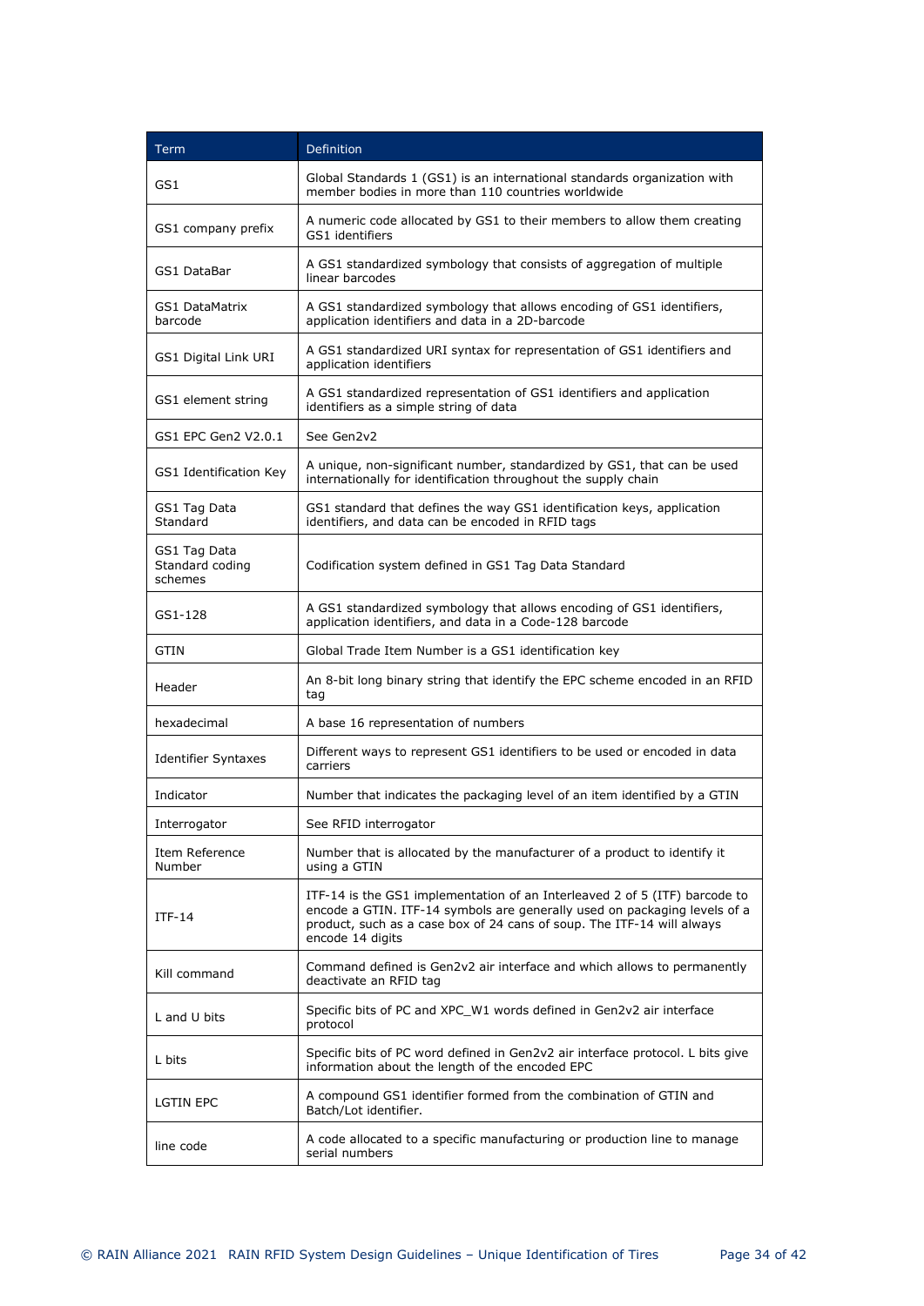| Term | Definition |
| --- | --- |
| GS1 | Global Standards 1 (GS1) is an international standards organization with member bodies in more than 110 countries worldwide |
| GS1 company prefix | A numeric code allocated by GS1 to their members to allow them creating GS1 identifiers |
| GS1 DataBar | A GS1 standardized symbology that consists of aggregation of multiple linear barcodes |
| GS1 DataMatrix barcode | A GS1 standardized symbology that allows encoding of GS1 identifiers, application identifiers and data in a 2D-barcode |
| GS1 Digital Link URI | A GS1 standardized URI syntax for representation of GS1 identifiers and application identifiers |
| GS1 element string | A GS1 standardized representation of GS1 identifiers and application identifiers as a simple string of data |
| GS1 EPC Gen2 V2.0.1 | See Gen2v2 |
| GS1 Identification Key | A unique, non-significant number, standardized by GS1, that can be used internationally for identification throughout the supply chain |
| GS1 Tag Data Standard | GS1 standard that defines the way GS1 identification keys, application identifiers, and data can be encoded in RFID tags |
| GS1 Tag Data Standard coding schemes | Codification system defined in GS1 Tag Data Standard |
| GS1-128 | A GS1 standardized symbology that allows encoding of GS1 identifiers, application identifiers, and data in a Code-128 barcode |
| GTIN | Global Trade Item Number is a GS1 identification key |
| Header | An 8-bit long binary string that identify the EPC scheme encoded in an RFID tag |
| hexadecimal | A base 16 representation of numbers |
| Identifier Syntaxes | Different ways to represent GS1 identifiers to be used or encoded in data carriers |
| Indicator | Number that indicates the packaging level of an item identified by a GTIN |
| Interrogator | See RFID interrogator |
| Item Reference Number | Number that is allocated by the manufacturer of a product to identify it using a GTIN |
| ITF-14 | ITF-14 is the GS1 implementation of an Interleaved 2 of 5 (ITF) barcode to encode a GTIN. ITF-14 symbols are generally used on packaging levels of a product, such as a case box of 24 cans of soup. The ITF-14 will always encode 14 digits |
| Kill command | Command defined is Gen2v2 air interface and which allows to permanently deactivate an RFID tag |
| L and U bits | Specific bits of PC and XPC_W1 words defined in Gen2v2 air interface protocol |
| L bits | Specific bits of PC word defined in Gen2v2 air interface protocol. L bits give information about the length of the encoded EPC |
| LGTIN EPC | A compound GS1 identifier formed from the combination of GTIN and Batch/Lot identifier. |
| line code | A code allocated to a specific manufacturing or production line to manage serial numbers |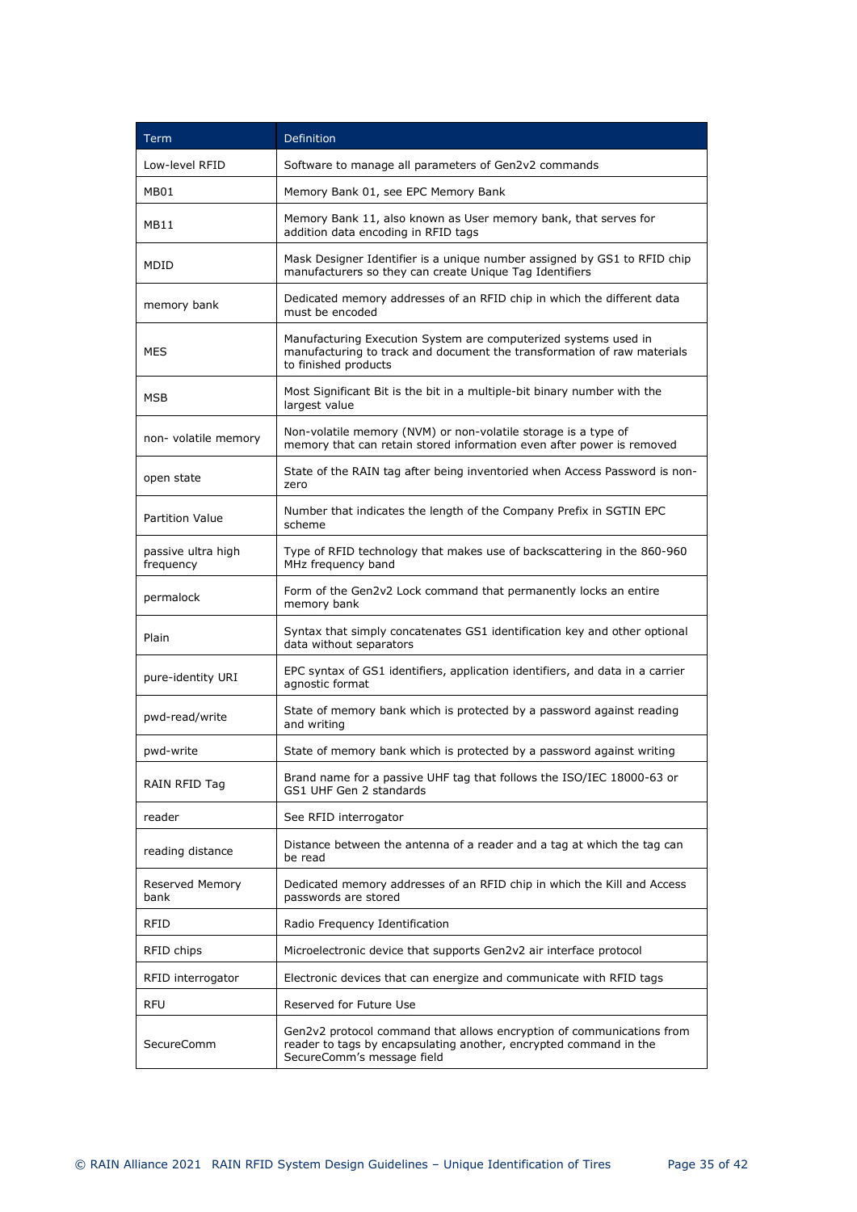| Term | Definition |
| --- | --- |
| Low-level RFID | Software to manage all parameters of Gen2v2 commands |
| MB01 | Memory Bank 01, see EPC Memory Bank |
| MB11 | Memory Bank 11, also known as User memory bank, that serves for addition data encoding in RFID tags |
| MDID | Mask Designer Identifier is a unique number assigned by GS1 to RFID chip manufacturers so they can create Unique Tag Identifiers |
| memory bank | Dedicated memory addresses of an RFID chip in which the different data must be encoded |
| MES | Manufacturing Execution System are computerized systems used in manufacturing to track and document the transformation of raw materials to finished products |
| MSB | Most Significant Bit is the bit in a multiple-bit binary number with the largest value |
| non- volatile memory | Non-volatile memory (NVM) or non-volatile storage is a type of memory that can retain stored information even after power is removed |
| open state | State of the RAIN tag after being inventoried when Access Password is non-zero |
| Partition Value | Number that indicates the length of the Company Prefix in SGTIN EPC scheme |
| passive ultra high frequency | Type of RFID technology that makes use of backscattering in the 860-960 MHz frequency band |
| permalock | Form of the Gen2v2 Lock command that permanently locks an entire memory bank |
| Plain | Syntax that simply concatenates GS1 identification key and other optional data without separators |
| pure-identity URI | EPC syntax of GS1 identifiers, application identifiers, and data in a carrier agnostic format |
| pwd-read/write | State of memory bank which is protected by a password against reading and writing |
| pwd-write | State of memory bank which is protected by a password against writing |
| RAIN RFID Tag | Brand name for a passive UHF tag that follows the ISO/IEC 18000-63 or GS1 UHF Gen 2 standards |
| reader | See RFID interrogator |
| reading distance | Distance between the antenna of a reader and a tag at which the tag can be read |
| Reserved Memory bank | Dedicated memory addresses of an RFID chip in which the Kill and Access passwords are stored |
| RFID | Radio Frequency Identification |
| RFID chips | Microelectronic device that supports Gen2v2 air interface protocol |
| RFID interrogator | Electronic devices that can energize and communicate with RFID tags |
| RFU | Reserved for Future Use |
| SecureComm | Gen2v2 protocol command that allows encryption of communications from reader to tags by encapsulating another, encrypted command in the SecureComm's message field |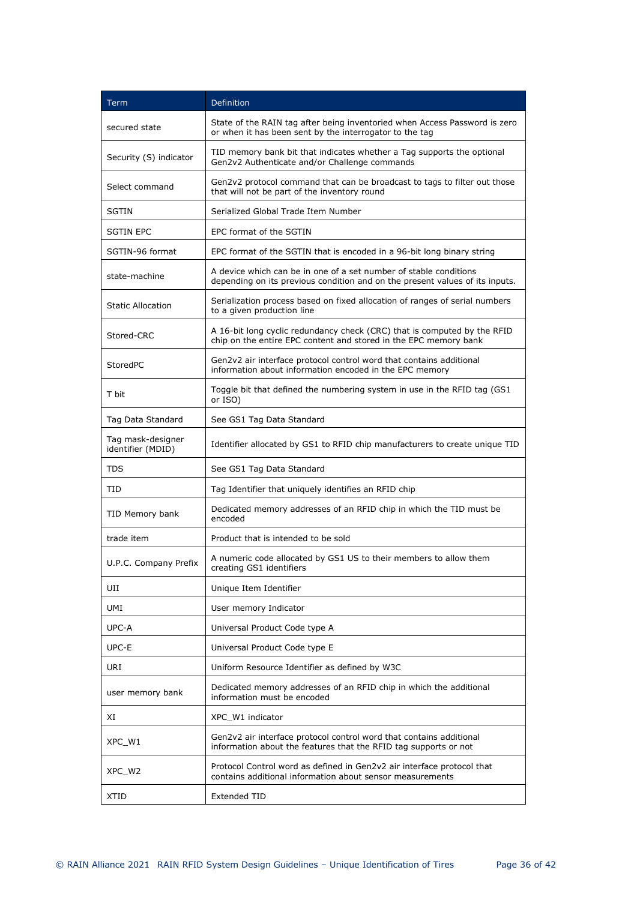| Term | Definition |
| --- | --- |
| secured state | State of the RAIN tag after being inventoried when Access Password is zero or when it has been sent by the interrogator to the tag |
| Security (S) indicator | TID memory bank bit that indicates whether a Tag supports the optional Gen2v2 Authenticate and/or Challenge commands |
| Select command | Gen2v2 protocol command that can be broadcast to tags to filter out those that will not be part of the inventory round |
| SGTIN | Serialized Global Trade Item Number |
| SGTIN EPC | EPC format of the SGTIN |
| SGTIN-96 format | EPC format of the SGTIN that is encoded in a 96-bit long binary string |
| state-machine | A device which can be in one of a set number of stable conditions depending on its previous condition and on the present values of its inputs. |
| Static Allocation | Serialization process based on fixed allocation of ranges of serial numbers to a given production line |
| Stored-CRC | A 16-bit long cyclic redundancy check (CRC) that is computed by the RFID chip on the entire EPC content and stored in the EPC memory bank |
| StoredPC | Gen2v2 air interface protocol control word that contains additional information about information encoded in the EPC memory |
| T bit | Toggle bit that defined the numbering system in use in the RFID tag (GS1 or ISO) |
| Tag Data Standard | See GS1 Tag Data Standard |
| Tag mask-designer identifier (MDID) | Identifier allocated by GS1 to RFID chip manufacturers to create unique TID |
| TDS | See GS1 Tag Data Standard |
| TID | Tag Identifier that uniquely identifies an RFID chip |
| TID Memory bank | Dedicated memory addresses of an RFID chip in which the TID must be encoded |
| trade item | Product that is intended to be sold |
| U.P.C. Company Prefix | A numeric code allocated by GS1 US to their members to allow them creating GS1 identifiers |
| UII | Unique Item Identifier |
| UMI | User memory Indicator |
| UPC-A | Universal Product Code type A |
| UPC-E | Universal Product Code type E |
| URI | Uniform Resource Identifier as defined by W3C |
| user memory bank | Dedicated memory addresses of an RFID chip in which the additional information must be encoded |
| XI | XPC_W1 indicator |
| XPC_W1 | Gen2v2 air interface protocol control word that contains additional information about the features that the RFID tag supports or not |
| XPC_W2 | Protocol Control word as defined in Gen2v2 air interface protocol that contains additional information about sensor measurements |
| XTID | Extended TID |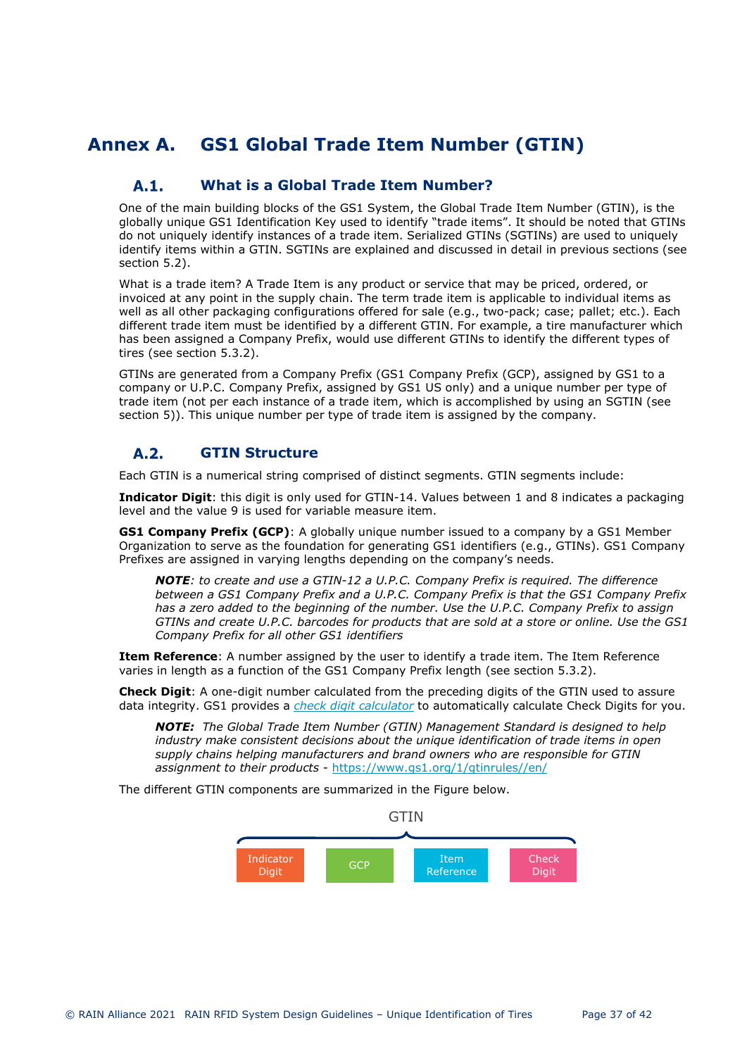# Annex A. GS1 Global Trade Item Number (GTIN)

## A.1. What is a Global Trade Item Number?

One of the main building blocks of the GS1 System, the Global Trade Item Number (GTIN), is the globally unique GS1 Identification Key used to identify "trade items". It should be noted that GTINs do not uniquely identify instances of a trade item. Serialized GTINs (SGTINs) are used to uniquely identify items within a GTIN. SGTINs are explained and discussed in detail in previous sections (see section 5.2).

What is a trade item? A Trade Item is any product or service that may be priced, ordered, or invoiced at any point in the supply chain. The term trade item is applicable to individual items as well as all other packaging configurations offered for sale (e.g., two-pack; case; pallet; etc.). Each different trade item must be identified by a different GTIN. For example, a tire manufacturer which has been assigned a Company Prefix, would use different GTINs to identify the different types of tires (see section 5.3.2).

GTINs are generated from a Company Prefix (GS1 Company Prefix (GCP), assigned by GS1 to a company or U.P.C. Company Prefix, assigned by GS1 US only) and a unique number per type of trade item (not per each instance of a trade item, which is accomplished by using an SGTIN (see section 5)). This unique number per type of trade item is assigned by the company.

## A.2. GTIN Structure

Each GTIN is a numerical string comprised of distinct segments. GTIN segments include:

**Indicator Digit**: this digit is only used for GTIN-14. Values between 1 and 8 indicates a packaging level and the value 9 is used for variable measure item.

**GS1 Company Prefix (GCP)**: A globally unique number issued to a company by a GS1 Member Organization to serve as the foundation for generating GS1 identifiers (e.g., GTINs). GS1 Company Prefixes are assigned in varying lengths depending on the company's needs.

> ***NOTE***: *to create and use a GTIN-12 a U.P.C. Company Prefix is required. The difference between a GS1 Company Prefix and a U.P.C. Company Prefix is that the GS1 Company Prefix has a zero added to the beginning of the number. Use the U.P.C. Company Prefix to assign GTINs and create U.P.C. barcodes for products that are sold at a store or online. Use the GS1 Company Prefix for all other GS1 identifiers*

**Item Reference**: A number assigned by the user to identify a trade item. The Item Reference varies in length as a function of the GS1 Company Prefix length (see section 5.3.2).

**Check Digit**: A one-digit number calculated from the preceding digits of the GTIN used to assure data integrity. GS1 provides a *check digit calculator* to automatically calculate Check Digits for you.

> ***NOTE:*** *The Global Trade Item Number (GTIN) Management Standard is designed to help industry make consistent decisions about the unique identification of trade items in open supply chains helping manufacturers and brand owners who are responsible for GTIN assignment to their products* - https://www.gs1.org/1/gtinrules//en/

The different GTIN components are summarized in the Figure below.

GTIN

| Indicator Digit | GCP | Item Reference | Check Digit |
|---|---|---|---|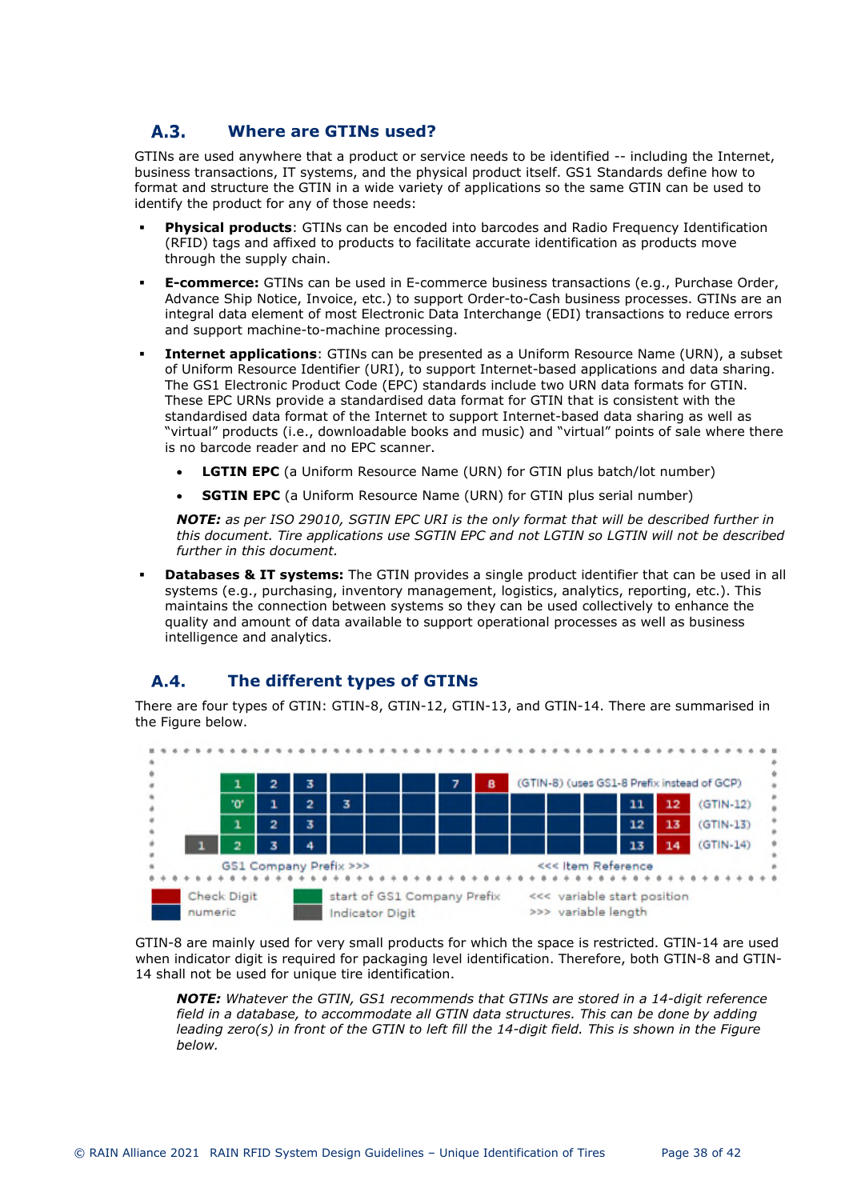## A.3. Where are GTINs used?

GTINs are used anywhere that a product or service needs to be identified -- including the Internet, business transactions, IT systems, and the physical product itself. GS1 Standards define how to format and structure the GTIN in a wide variety of applications so the same GTIN can be used to identify the product for any of those needs:

- **Physical products**: GTINs can be encoded into barcodes and Radio Frequency Identification (RFID) tags and affixed to products to facilitate accurate identification as products move through the supply chain.
- **E-commerce:** GTINs can be used in E-commerce business transactions (e.g., Purchase Order, Advance Ship Notice, Invoice, etc.) to support Order-to-Cash business processes. GTINs are an integral data element of most Electronic Data Interchange (EDI) transactions to reduce errors and support machine-to-machine processing.
- **Internet applications**: GTINs can be presented as a Uniform Resource Name (URN), a subset of Uniform Resource Identifier (URI), to support Internet-based applications and data sharing. The GS1 Electronic Product Code (EPC) standards include two URN data formats for GTIN. These EPC URNs provide a standardised data format for GTIN that is consistent with the standardised data format of the Internet to support Internet-based data sharing as well as “virtual” products (i.e., downloadable books and music) and “virtual” points of sale where there is no barcode reader and no EPC scanner.
  - **LGTIN EPC** (a Uniform Resource Name (URN) for GTIN plus batch/lot number)
  - **SGTIN EPC** (a Uniform Resource Name (URN) for GTIN plus serial number)

  ***NOTE:*** *as per ISO 29010, SGTIN EPC URI is the only format that will be described further in this document. Tire applications use SGTIN EPC and not LGTIN so LGTIN will not be described further in this document.*
- **Databases & IT systems:** The GTIN provides a single product identifier that can be used in all systems (e.g., purchasing, inventory management, logistics, analytics, reporting, etc.). This maintains the connection between systems so they can be used collectively to enhance the quality and amount of data available to support operational processes as well as business intelligence and analytics.

## A.4. The different types of GTINs

There are four types of GTIN: GTIN-8, GTIN-12, GTIN-13, and GTIN-14. There are summarised in the Figure below.

| | | | | | | | | | | | | | | |
|---|---|---|---|---|---|---|---|---|---|---|---|---|---|---|
| | 1 | 2 | 3 | | | | 7 | 8 | | | | | | (GTIN-8) (uses GS1-8 Prefix instead of GCP) |
| | '0' | 1 | 2 | 3 | | | | | | | | 11 | 12 | (GTIN-12) |
| | 1 | 2 | 3 | | | | | | | | | 12 | 13 | (GTIN-13) |
| 1 | 2 | 3 | 4 | | | | | | | | | 13 | 14 | (GTIN-14) |

GS1 Company Prefix >>> &nbsp;&nbsp;&nbsp; <<< Item Reference

Check Digit (red) · numeric (blue) · start of GS1 Company Prefix (green) · Indicator Digit (grey) · <<< variable start position · >>> variable length

GTIN-8 are mainly used for very small products for which the space is restricted. GTIN-14 are used when indicator digit is required for packaging level identification. Therefore, both GTIN-8 and GTIN-14 shall not be used for unique tire identification.

> ***NOTE:*** *Whatever the GTIN, GS1 recommends that GTINs are stored in a 14-digit reference field in a database, to accommodate all GTIN data structures. This can be done by adding leading zero(s) in front of the GTIN to left fill the 14-digit field. This is shown in the Figure below.*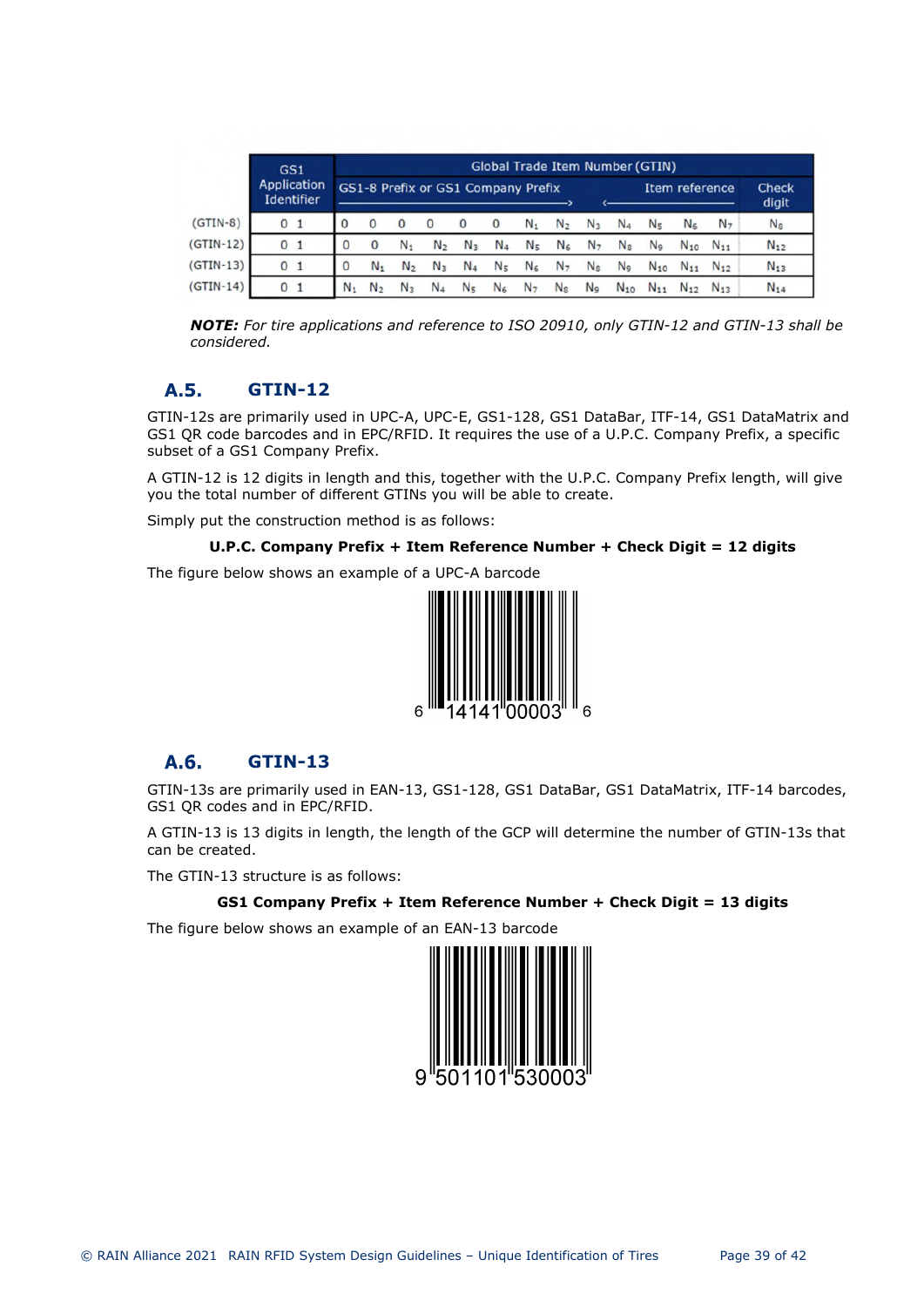| | GS1 Application Identifier | Global Trade Item Number (GTIN) | | | | | | | | | | | | | |
|---|---|---|---|---|---|---|---|---|---|---|---|---|---|---|---|
| | | GS1-8 Prefix or GS1 Company Prefix → | | | | | | | | ← Item reference | | | | | Check digit |
| (GTIN-8) | 0 1 | 0 | 0 | 0 | 0 | 0 | 0 | $N_1$ | $N_2$ | $N_3$ | $N_4$ | $N_5$ | $N_6$ | $N_7$ | $N_8$ |
| (GTIN-12) | 0 1 | 0 | 0 | $N_1$ | $N_2$ | $N_3$ | $N_4$ | $N_5$ | $N_6$ | $N_7$ | $N_8$ | $N_9$ | $N_{10}$ | $N_{11}$ | $N_{12}$ |
| (GTIN-13) | 0 1 | 0 | $N_1$ | $N_2$ | $N_3$ | $N_4$ | $N_5$ | $N_6$ | $N_7$ | $N_8$ | $N_9$ | $N_{10}$ | $N_{11}$ | $N_{12}$ | $N_{13}$ |
| (GTIN-14) | 0 1 | $N_1$ | $N_2$ | $N_3$ | $N_4$ | $N_5$ | $N_6$ | $N_7$ | $N_8$ | $N_9$ | $N_{10}$ | $N_{11}$ | $N_{12}$ | $N_{13}$ | $N_{14}$ |

***NOTE:*** *For tire applications and reference to ISO 20910, only GTIN-12 and GTIN-13 shall be considered.*

## A.5. GTIN-12

GTIN-12s are primarily used in UPC-A, UPC-E, GS1-128, GS1 DataBar, ITF-14, GS1 DataMatrix and GS1 QR code barcodes and in EPC/RFID. It requires the use of a U.P.C. Company Prefix, a specific subset of a GS1 Company Prefix.

A GTIN-12 is 12 digits in length and this, together with the U.P.C. Company Prefix length, will give you the total number of different GTINs you will be able to create.

Simply put the construction method is as follows:

**U.P.C. Company Prefix + Item Reference Number + Check Digit = 12 digits**

The figure below shows an example of a UPC-A barcode

6 14141 00003 6

## A.6. GTIN-13

GTIN-13s are primarily used in EAN-13, GS1-128, GS1 DataBar, GS1 DataMatrix, ITF-14 barcodes, GS1 QR codes and in EPC/RFID.

A GTIN-13 is 13 digits in length, the length of the GCP will determine the number of GTIN-13s that can be created.

The GTIN-13 structure is as follows:

**GS1 Company Prefix + Item Reference Number + Check Digit = 13 digits**

The figure below shows an example of an EAN-13 barcode

9 501101 530003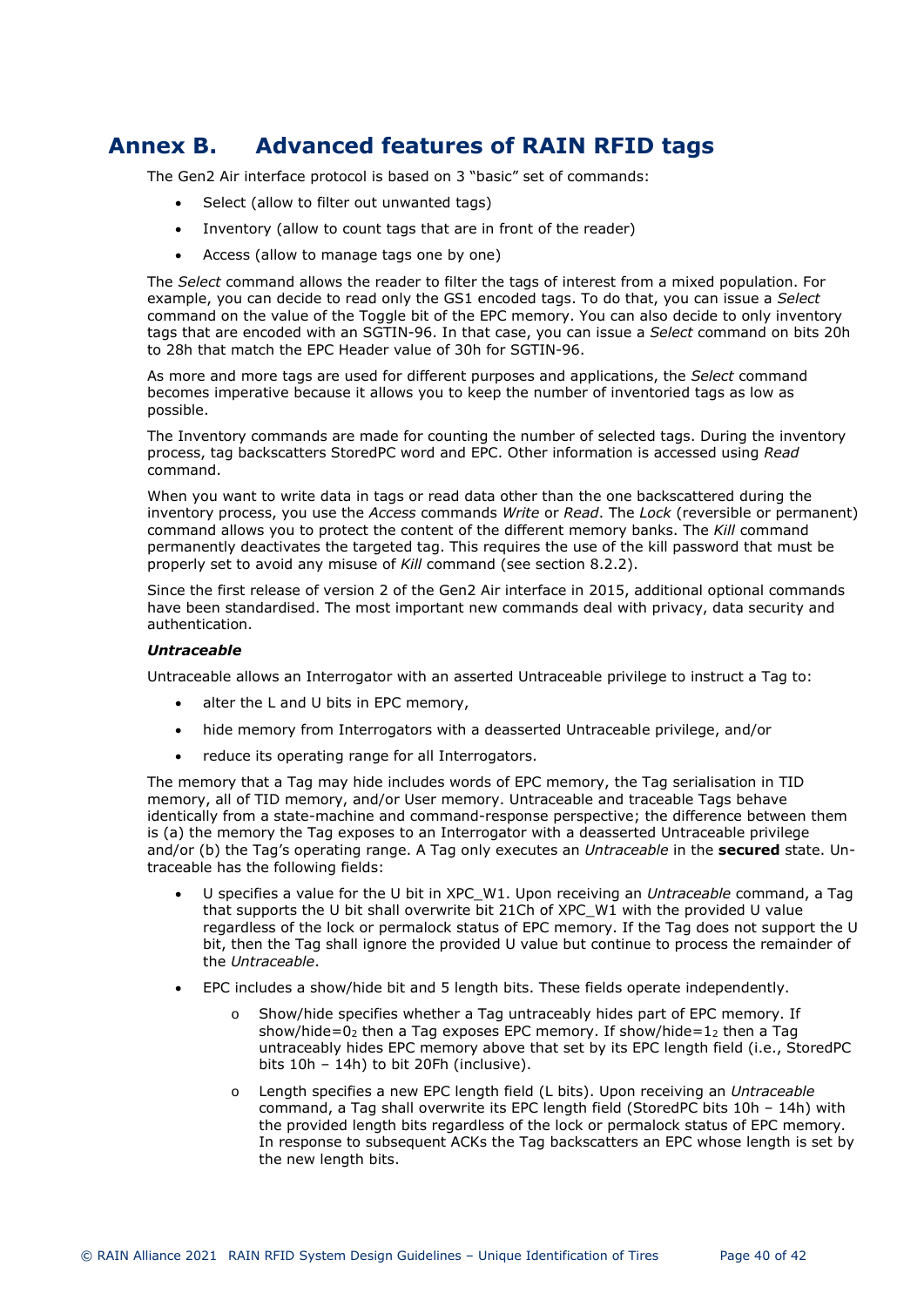# Annex B. Advanced features of RAIN RFID tags

The Gen2 Air interface protocol is based on 3 "basic" set of commands:

- Select (allow to filter out unwanted tags)
- Inventory (allow to count tags that are in front of the reader)
- Access (allow to manage tags one by one)

The *Select* command allows the reader to filter the tags of interest from a mixed population. For example, you can decide to read only the GS1 encoded tags. To do that, you can issue a *Select* command on the value of the Toggle bit of the EPC memory. You can also decide to only inventory tags that are encoded with an SGTIN-96. In that case, you can issue a *Select* command on bits 20h to 28h that match the EPC Header value of 30h for SGTIN-96.

As more and more tags are used for different purposes and applications, the *Select* command becomes imperative because it allows you to keep the number of inventoried tags as low as possible.

The Inventory commands are made for counting the number of selected tags. During the inventory process, tag backscatters StoredPC word and EPC. Other information is accessed using *Read* command.

When you want to write data in tags or read data other than the one backscattered during the inventory process, you use the *Access* commands *Write* or *Read*. The *Lock* (reversible or permanent) command allows you to protect the content of the different memory banks. The *Kill* command permanently deactivates the targeted tag. This requires the use of the kill password that must be properly set to avoid any misuse of *Kill* command (see section 8.2.2).

Since the first release of version 2 of the Gen2 Air interface in 2015, additional optional commands have been standardised. The most important new commands deal with privacy, data security and authentication.

***Untraceable***

Untraceable allows an Interrogator with an asserted Untraceable privilege to instruct a Tag to:

- alter the L and U bits in EPC memory,
- hide memory from Interrogators with a deasserted Untraceable privilege, and/or
- reduce its operating range for all Interrogators.

The memory that a Tag may hide includes words of EPC memory, the Tag serialisation in TID memory, all of TID memory, and/or User memory. Untraceable and traceable Tags behave identically from a state-machine and command-response perspective; the difference between them is (a) the memory the Tag exposes to an Interrogator with a deasserted Untraceable privilege and/or (b) the Tag's operating range. A Tag only executes an *Untraceable* in the **secured** state. Untraceable has the following fields:

- U specifies a value for the U bit in XPC_W1. Upon receiving an *Untraceable* command, a Tag that supports the U bit shall overwrite bit 21Ch of XPC_W1 with the provided U value regardless of the lock or permalock status of EPC memory. If the Tag does not support the U bit, then the Tag shall ignore the provided U value but continue to process the remainder of the *Untraceable*.
- EPC includes a show/hide bit and 5 length bits. These fields operate independently.
  - Show/hide specifies whether a Tag untraceably hides part of EPC memory. If show/hide=$0_2$ then a Tag exposes EPC memory. If show/hide=$1_2$ then a Tag untraceably hides EPC memory above that set by its EPC length field (i.e., StoredPC bits 10h – 14h) to bit 20Fh (inclusive).
  - Length specifies a new EPC length field (L bits). Upon receiving an *Untraceable* command, a Tag shall overwrite its EPC length field (StoredPC bits 10h – 14h) with the provided length bits regardless of the lock or permalock status of EPC memory. In response to subsequent ACKs the Tag backscatters an EPC whose length is set by the new length bits.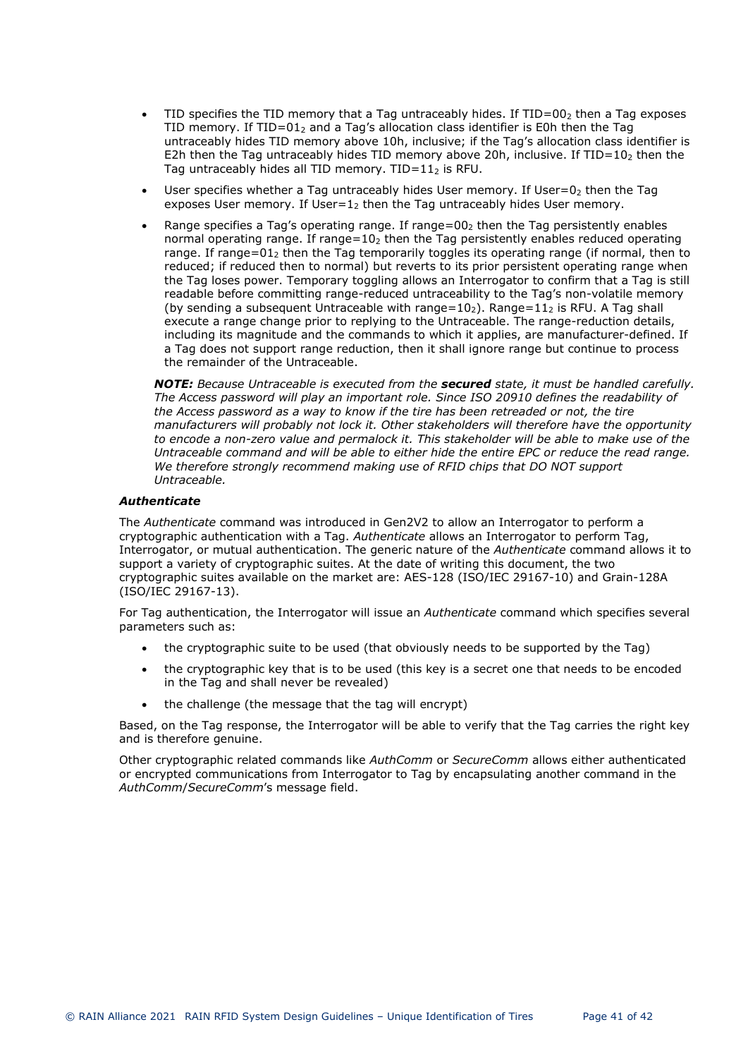- TID specifies the TID memory that a Tag untraceably hides. If TID=$00_2$ then a Tag exposes TID memory. If TID=$01_2$ and a Tag's allocation class identifier is E0h then the Tag untraceably hides TID memory above 10h, inclusive; if the Tag's allocation class identifier is E2h then the Tag untraceably hides TID memory above 20h, inclusive. If TID=$10_2$ then the Tag untraceably hides all TID memory. TID=$11_2$ is RFU.
- User specifies whether a Tag untraceably hides User memory. If User=$0_2$ then the Tag exposes User memory. If User=$1_2$ then the Tag untraceably hides User memory.
- Range specifies a Tag's operating range. If range=$00_2$ then the Tag persistently enables normal operating range. If range=$10_2$ then the Tag persistently enables reduced operating range. If range=$01_2$ then the Tag temporarily toggles its operating range (if normal, then to reduced; if reduced then to normal) but reverts to its prior persistent operating range when the Tag loses power. Temporary toggling allows an Interrogator to confirm that a Tag is still readable before committing range-reduced untraceability to the Tag's non-volatile memory (by sending a subsequent Untraceable with range=$10_2$). Range=$11_2$ is RFU. A Tag shall execute a range change prior to replying to the Untraceable. The range-reduction details, including its magnitude and the commands to which it applies, are manufacturer-defined. If a Tag does not support range reduction, then it shall ignore range but continue to process the remainder of the Untraceable.

***NOTE:*** *Because Untraceable is executed from the* ***secured*** *state, it must be handled carefully. The Access password will play an important role. Since ISO 20910 defines the readability of the Access password as a way to know if the tire has been retreaded or not, the tire manufacturers will probably not lock it. Other stakeholders will therefore have the opportunity to encode a non-zero value and permalock it. This stakeholder will be able to make use of the Untraceable command and will be able to either hide the entire EPC or reduce the read range. We therefore strongly recommend making use of RFID chips that DO NOT support Untraceable.*

***Authenticate***

The *Authenticate* command was introduced in Gen2V2 to allow an Interrogator to perform a cryptographic authentication with a Tag. *Authenticate* allows an Interrogator to perform Tag, Interrogator, or mutual authentication. The generic nature of the *Authenticate* command allows it to support a variety of cryptographic suites. At the date of writing this document, the two cryptographic suites available on the market are: AES-128 (ISO/IEC 29167-10) and Grain-128A (ISO/IEC 29167-13).

For Tag authentication, the Interrogator will issue an *Authenticate* command which specifies several parameters such as:

- the cryptographic suite to be used (that obviously needs to be supported by the Tag)
- the cryptographic key that is to be used (this key is a secret one that needs to be encoded in the Tag and shall never be revealed)
- the challenge (the message that the tag will encrypt)

Based, on the Tag response, the Interrogator will be able to verify that the Tag carries the right key and is therefore genuine.

Other cryptographic related commands like *AuthComm* or *SecureComm* allows either authenticated or encrypted communications from Interrogator to Tag by encapsulating another command in the *AuthComm*/*SecureComm*'s message field.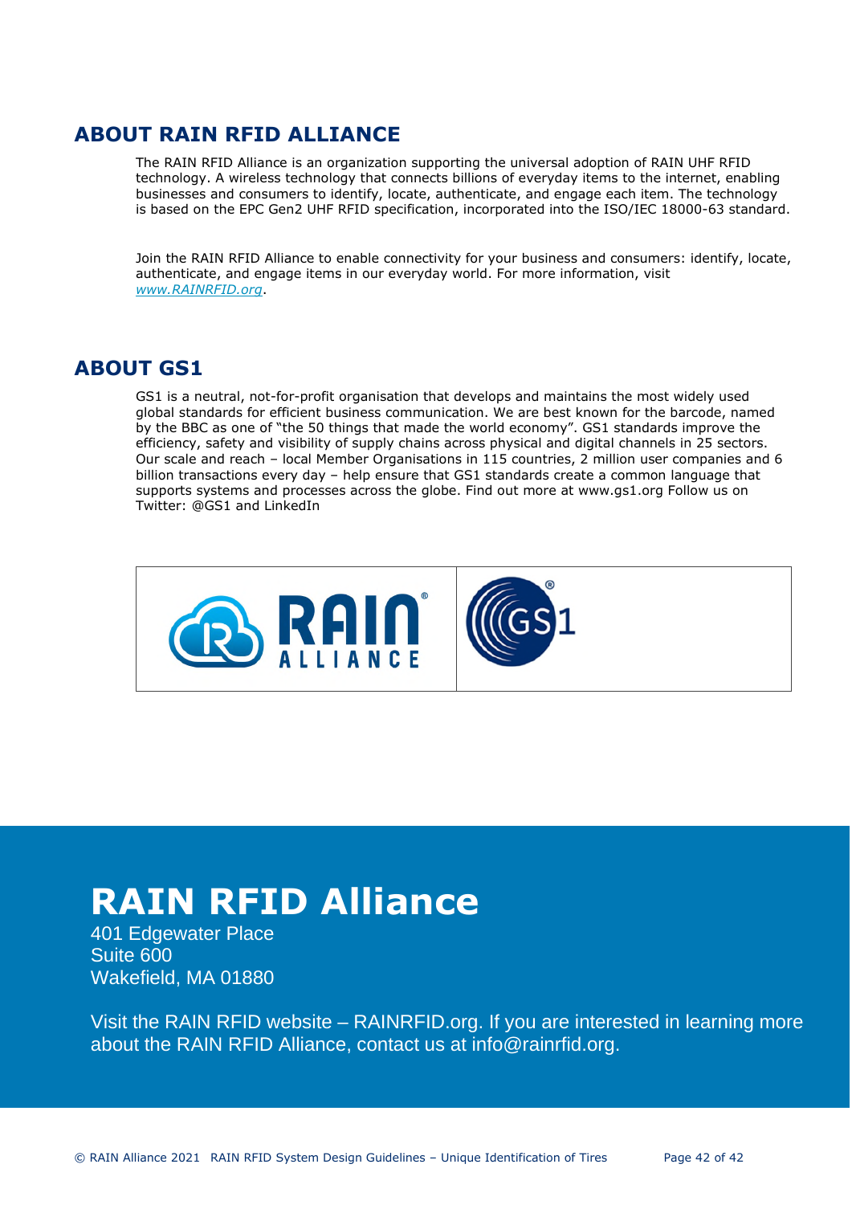## ABOUT RAIN RFID ALLIANCE

The RAIN RFID Alliance is an organization supporting the universal adoption of RAIN UHF RFID technology. A wireless technology that connects billions of everyday items to the internet, enabling businesses and consumers to identify, locate, authenticate, and engage each item. The technology is based on the EPC Gen2 UHF RFID specification, incorporated into the ISO/IEC 18000-63 standard.

Join the RAIN RFID Alliance to enable connectivity for your business and consumers: identify, locate, authenticate, and engage items in our everyday world. For more information, visit *www.RAINRFID.org*.

## ABOUT GS1

GS1 is a neutral, not-for-profit organisation that develops and maintains the most widely used global standards for efficient business communication. We are best known for the barcode, named by the BBC as one of "the 50 things that made the world economy". GS1 standards improve the efficiency, safety and visibility of supply chains across physical and digital channels in 25 sectors. Our scale and reach – local Member Organisations in 115 countries, 2 million user companies and 6 billion transactions every day – help ensure that GS1 standards create a common language that supports systems and processes across the globe. Find out more at www.gs1.org Follow us on Twitter: @GS1 and LinkedIn

# RAIN RFID Alliance

401 Edgewater Place
Suite 600
Wakefield, MA 01880

Visit the RAIN RFID website – RAINRFID.org. If you are interested in learning more about the RAIN RFID Alliance, contact us at info@rainrfid.org.